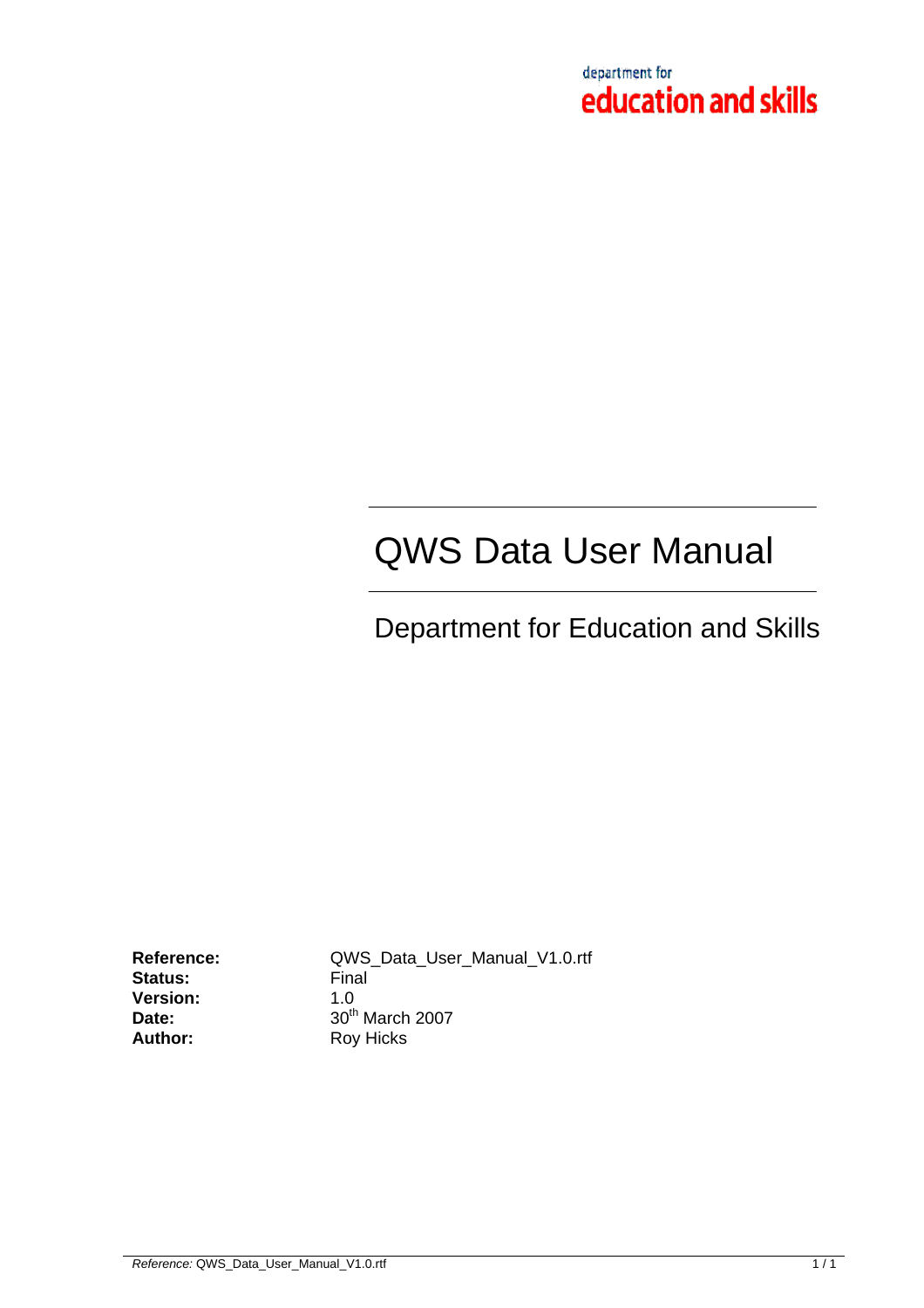department for
education and skills

# QWS Data User Manual

## Department for Education and Skills

| | |
|---|---|
| **Reference:** | QWS_Data_User_Manual_V1.0.rtf |
| **Status:** | Final |
| **Version:** | 1.0 |
| **Date:** | 30th March 2007 |
| **Author:** | Roy Hicks |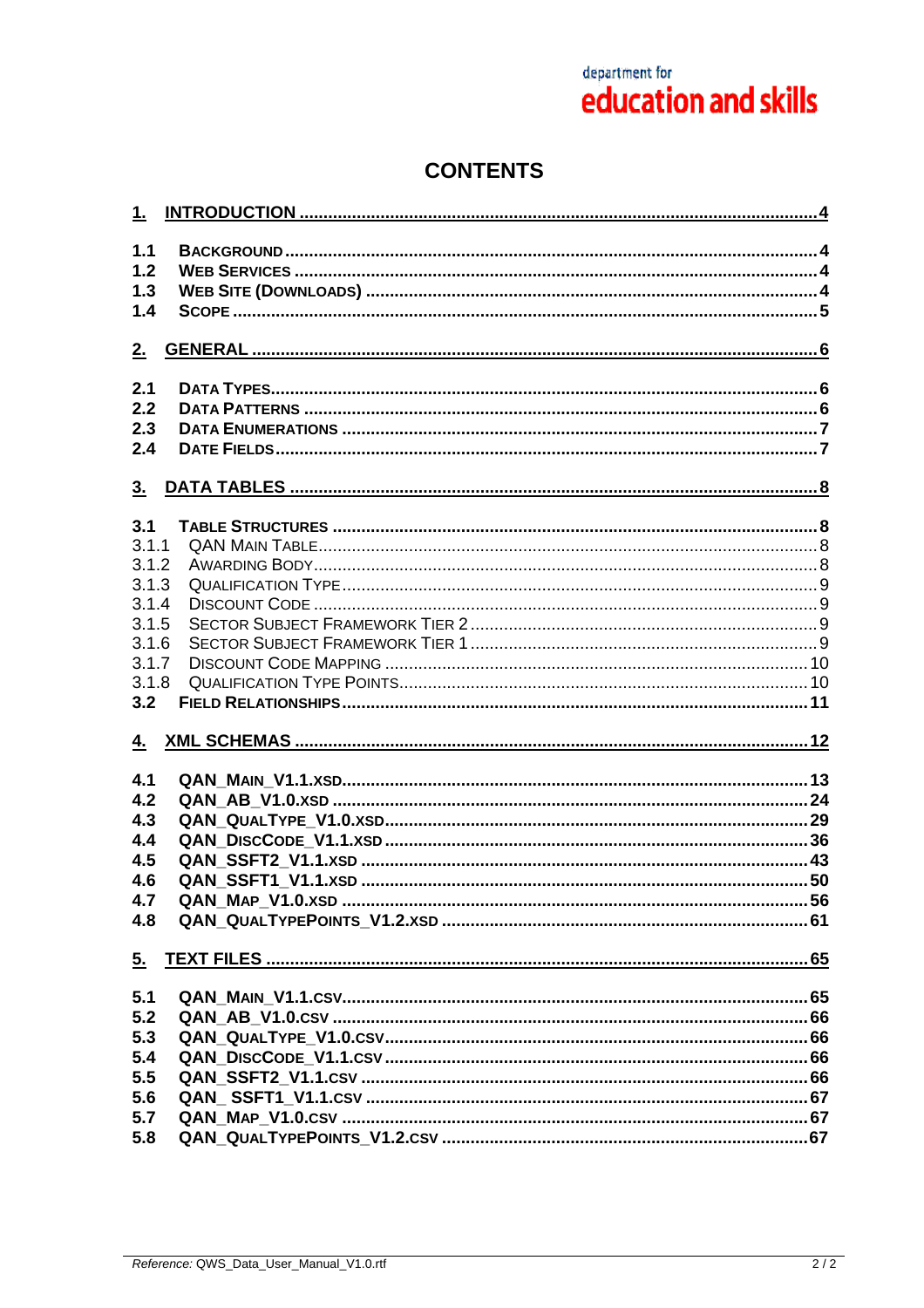department for
**education and skills**

# CONTENTS

**1. INTRODUCTION ....... 4**

- **1.1 BACKGROUND ....... 4**
- **1.2 WEB SERVICES ....... 4**
- **1.3 WEB SITE (DOWNLOADS) ....... 4**
- **1.4 SCOPE ....... 5**

**2. GENERAL ....... 6**

- **2.1 DATA TYPES ....... 6**
- **2.2 DATA PATTERNS ....... 6**
- **2.3 DATA ENUMERATIONS ....... 7**
- **2.4 DATE FIELDS ....... 7**

**3. DATA TABLES ....... 8**

- **3.1 TABLE STRUCTURES ....... 8**
  - 3.1.1 QAN MAIN TABLE ....... 8
  - 3.1.2 AWARDING BODY ....... 8
  - 3.1.3 QUALIFICATION TYPE ....... 9
  - 3.1.4 DISCOUNT CODE ....... 9
  - 3.1.5 SECTOR SUBJECT FRAMEWORK TIER 2 ....... 9
  - 3.1.6 SECTOR SUBJECT FRAMEWORK TIER 1 ....... 9
  - 3.1.7 DISCOUNT CODE MAPPING ....... 10
  - 3.1.8 QUALIFICATION TYPE POINTS ....... 10
- **3.2 FIELD RELATIONSHIPS ....... 11**

**4. XML SCHEMAS ....... 12**

- **4.1 QAN_MAIN_V1.1.XSD ....... 13**
- **4.2 QAN_AB_V1.0.XSD ....... 24**
- **4.3 QAN_QUALTYPE_V1.0.XSD ....... 29**
- **4.4 QAN_DISCCODE_V1.1.XSD ....... 36**
- **4.5 QAN_SSFT2_V1.1.XSD ....... 43**
- **4.6 QAN_SSFT1_V1.1.XSD ....... 50**
- **4.7 QAN_MAP_V1.0.XSD ....... 56**
- **4.8 QAN_QUALTYPEPOINTS_V1.2.XSD ....... 61**

**5. TEXT FILES ....... 65**

- **5.1 QAN_MAIN_V1.1.CSV ....... 65**
- **5.2 QAN_AB_V1.0.CSV ....... 66**
- **5.3 QAN_QUALTYPE_V1.0.CSV ....... 66**
- **5.4 QAN_DISCCODE_V1.1.CSV ....... 66**
- **5.5 QAN_SSFT2_V1.1.CSV ....... 66**
- **5.6 QAN_ SSFT1_V1.1.CSV ....... 67**
- **5.7 QAN_MAP_V1.0.CSV ....... 67**
- **5.8 QAN_QUALTYPEPOINTS_V1.2.CSV ....... 67**

*Reference: QWS_Data_User_Manual_V1.0.rtf*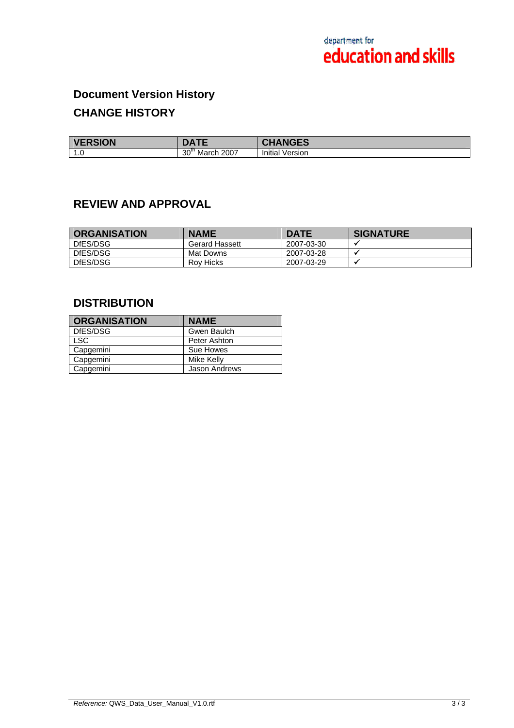## Document Version History

## CHANGE HISTORY

| VERSION | DATE | CHANGES |
|---|---|---|
| 1.0 | 30th March 2007 | Initial Version |

## REVIEW AND APPROVAL

| ORGANISATION | NAME | DATE | SIGNATURE |
|---|---|---|---|
| DfES/DSG | Gerard Hassett | 2007-03-30 | ✓ |
| DfES/DSG | Mat Downs | 2007-03-28 | ✓ |
| DfES/DSG | Roy Hicks | 2007-03-29 | ✓ |

## DISTRIBUTION

| ORGANISATION | NAME |
|---|---|
| DfES/DSG | Gwen Baulch |
| LSC | Peter Ashton |
| Capgemini | Sue Howes |
| Capgemini | Mike Kelly |
| Capgemini | Jason Andrews |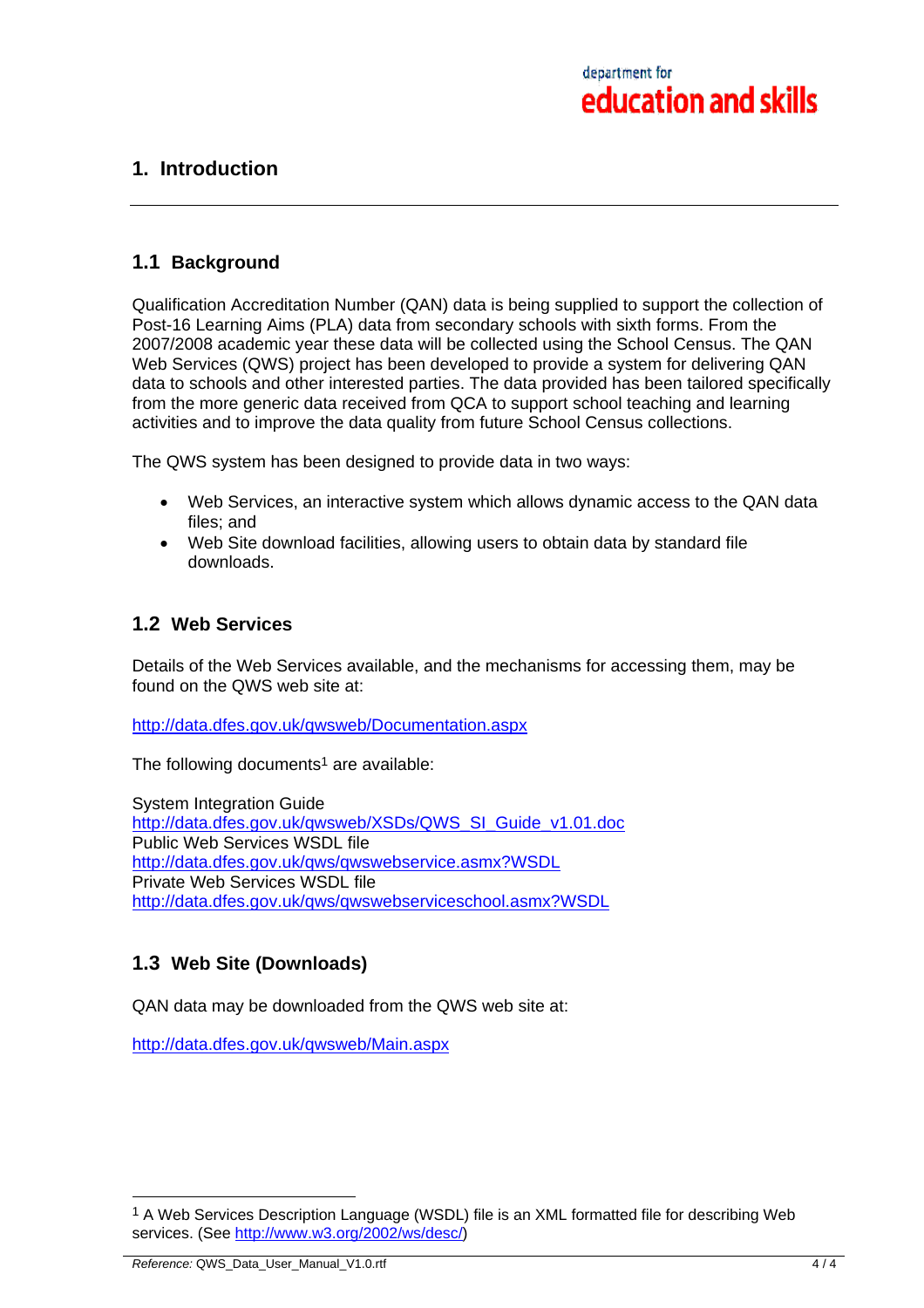# 1. Introduction

## 1.1 Background

Qualification Accreditation Number (QAN) data is being supplied to support the collection of Post-16 Learning Aims (PLA) data from secondary schools with sixth forms. From the 2007/2008 academic year these data will be collected using the School Census. The QAN Web Services (QWS) project has been developed to provide a system for delivering QAN data to schools and other interested parties. The data provided has been tailored specifically from the more generic data received from QCA to support school teaching and learning activities and to improve the data quality from future School Census collections.

The QWS system has been designed to provide data in two ways:

- Web Services, an interactive system which allows dynamic access to the QAN data files; and
- Web Site download facilities, allowing users to obtain data by standard file downloads.

## 1.2 Web Services

Details of the Web Services available, and the mechanisms for accessing them, may be found on the QWS web site at:

http://data.dfes.gov.uk/qwsweb/Documentation.aspx

The following documents[1] are available:

System Integration Guide
http://data.dfes.gov.uk/qwsweb/XSDs/QWS_SI_Guide_v1.01.doc
Public Web Services WSDL file
http://data.dfes.gov.uk/qws/qwswebservice.asmx?WSDL
Private Web Services WSDL file
http://data.dfes.gov.uk/qws/qwswebserviceschool.asmx?WSDL

## 1.3 Web Site (Downloads)

QAN data may be downloaded from the QWS web site at:

http://data.dfes.gov.uk/qwsweb/Main.aspx

---

[1] A Web Services Description Language (WSDL) file is an XML formatted file for describing Web services. (See http://www.w3.org/2002/ws/desc/)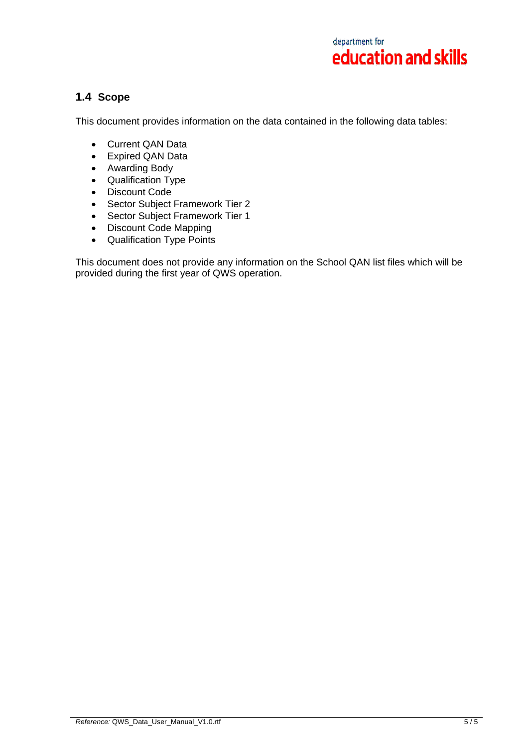## 1.4 Scope

This document provides information on the data contained in the following data tables:

- Current QAN Data
- Expired QAN Data
- Awarding Body
- Qualification Type
- Discount Code
- Sector Subject Framework Tier 2
- Sector Subject Framework Tier 1
- Discount Code Mapping
- Qualification Type Points

This document does not provide any information on the School QAN list files which will be provided during the first year of QWS operation.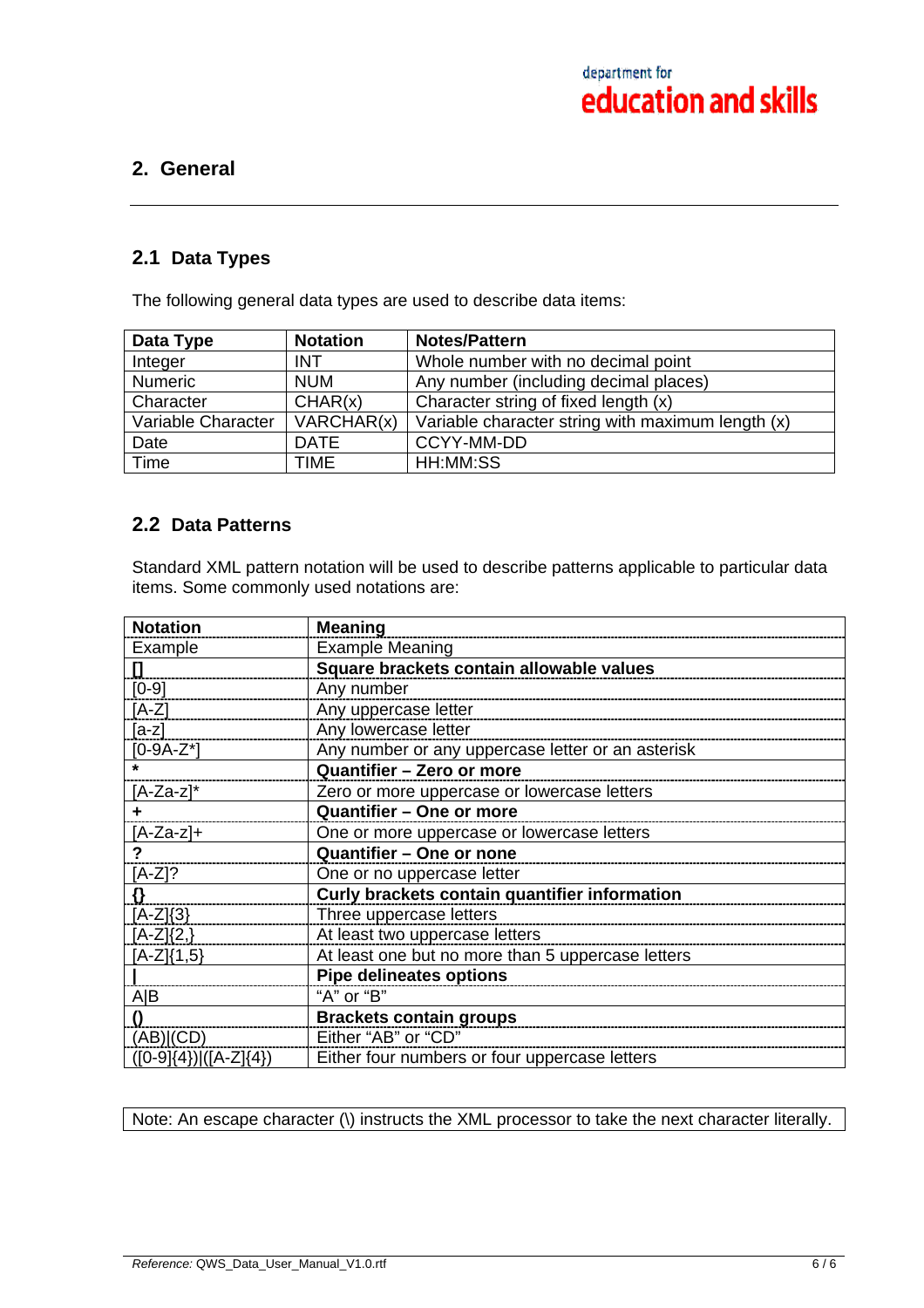## 2. General

### 2.1 Data Types

The following general data types are used to describe data items:

| Data Type | Notation | Notes/Pattern |
|---|---|---|
| Integer | INT | Whole number with no decimal point |
| Numeric | NUM | Any number (including decimal places) |
| Character | CHAR(x) | Character string of fixed length (x) |
| Variable Character | VARCHAR(x) | Variable character string with maximum length (x) |
| Date | DATE | CCYY-MM-DD |
| Time | TIME | HH:MM:SS |

### 2.2 Data Patterns

Standard XML pattern notation will be used to describe patterns applicable to particular data items. Some commonly used notations are:

| Notation | Meaning |
|---|---|
| Example | Example Meaning |
| **[]** | **Square brackets contain allowable values** |
| [0-9] | Any number |
| [A-Z] | Any uppercase letter |
| [a-z] | Any lowercase letter |
| [0-9A-Z*] | Any number or any uppercase letter or an asterisk |
| ***** | **Quantifier – Zero or more** |
| [A-Za-z]* | Zero or more uppercase or lowercase letters |
| **+** | **Quantifier – One or more** |
| [A-Za-z]+ | One or more uppercase or lowercase letters |
| **?** | **Quantifier – One or none** |
| [A-Z]? | One or no uppercase letter |
| **{}** | **Curly brackets contain quantifier information** |
| [A-Z]{3} | Three uppercase letters |
| [A-Z]{2,} | At least two uppercase letters |
| [A-Z]{1,5} | At least one but no more than 5 uppercase letters |
| **\|** | **Pipe delineates options** |
| A\|B | "A" or "B" |
| **()** | **Brackets contain groups** |
| (AB)\|(CD) | Either "AB" or "CD" |
| ([0-9]{4})\|([A-Z]{4}) | Either four numbers or four uppercase letters |

Note: An escape character (\) instructs the XML processor to take the next character literally.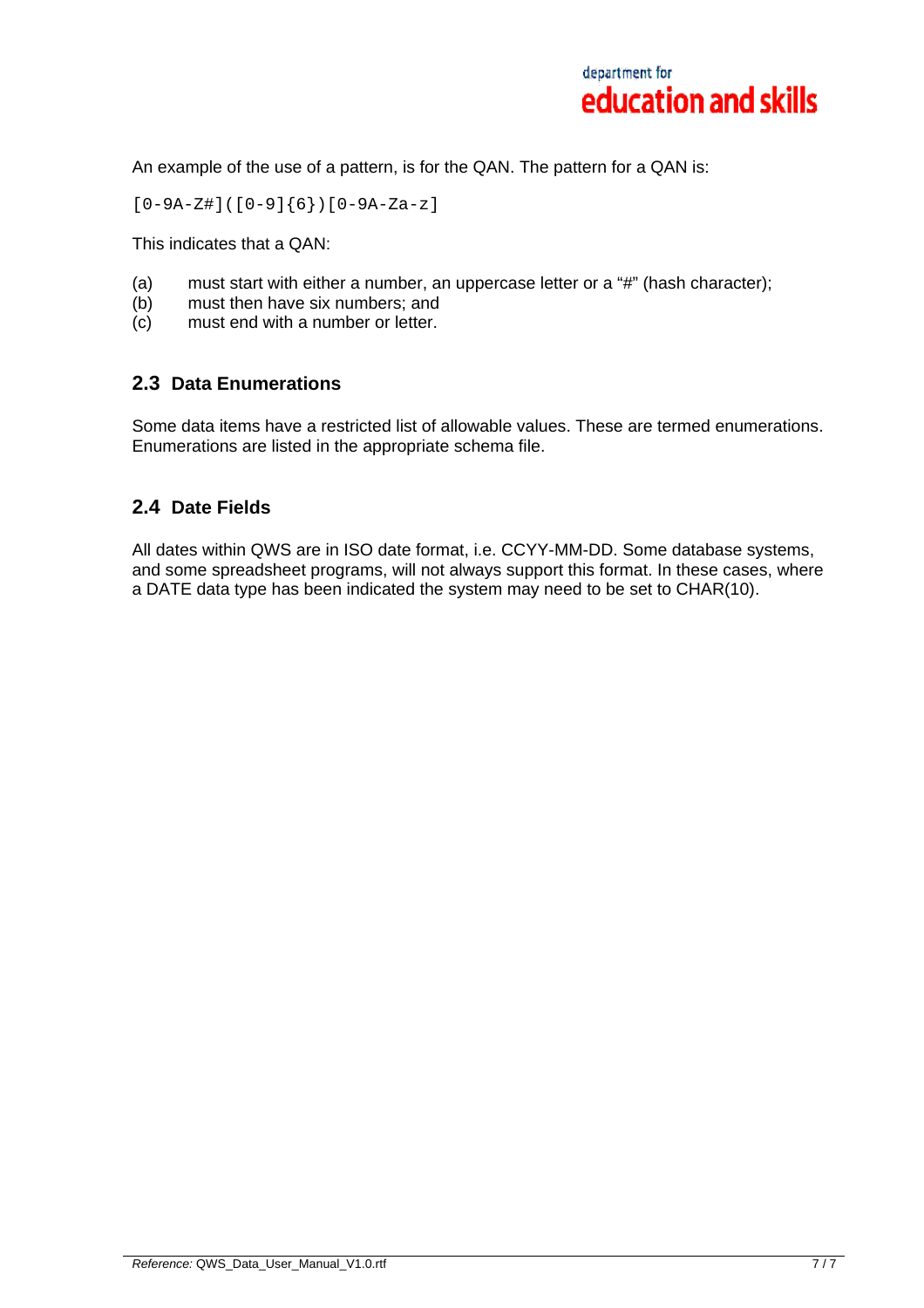An example of the use of a pattern, is for the QAN. The pattern for a QAN is:

```
[0-9A-Z#]([0-9]{6})[0-9A-Za-z]
```

This indicates that a QAN:

(a) must start with either a number, an uppercase letter or a "#" (hash character);
(b) must then have six numbers; and
(c) must end with a number or letter.

## 2.3 Data Enumerations

Some data items have a restricted list of allowable values. These are termed enumerations. Enumerations are listed in the appropriate schema file.

## 2.4 Date Fields

All dates within QWS are in ISO date format, i.e. CCYY-MM-DD. Some database systems, and some spreadsheet programs, will not always support this format. In these cases, where a DATE data type has been indicated the system may need to be set to CHAR(10).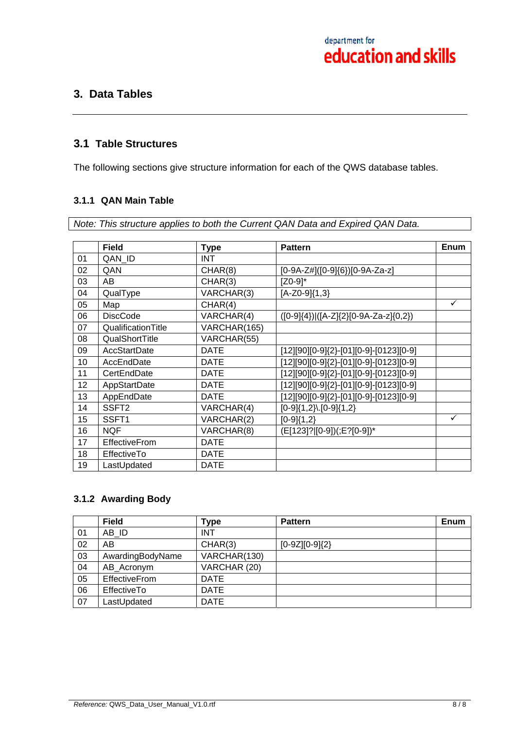# 3. Data Tables

## 3.1 Table Structures

The following sections give structure information for each of the QWS database tables.

### 3.1.1 QAN Main Table

*Note: This structure applies to both the Current QAN Data and Expired QAN Data.*

| | Field | Type | Pattern | Enum |
|---|---|---|---|---|
| 01 | QAN_ID | INT | | |
| 02 | QAN | CHAR(8) | [0-9A-Z#]([0-9]{6})[0-9A-Za-z] | |
| 03 | AB | CHAR(3) | [Z0-9]* | |
| 04 | QualType | VARCHAR(3) | [A-Z0-9]{1,3} | |
| 05 | Map | CHAR(4) | | ✓ |
| 06 | DiscCode | VARCHAR(4) | ([0-9]{4})\|([A-Z]{2}[0-9A-Za-z]{0,2}) | |
| 07 | QualificationTitle | VARCHAR(165) | | |
| 08 | QualShortTitle | VARCHAR(55) | | |
| 09 | AccStartDate | DATE | [12][90][0-9]{2}-[01][0-9]-[0123][0-9] | |
| 10 | AccEndDate | DATE | [12][90][0-9]{2}-[01][0-9]-[0123][0-9] | |
| 11 | CertEndDate | DATE | [12][90][0-9]{2}-[01][0-9]-[0123][0-9] | |
| 12 | AppStartDate | DATE | [12][90][0-9]{2}-[01][0-9]-[0123][0-9] | |
| 13 | AppEndDate | DATE | [12][90][0-9]{2}-[01][0-9]-[0123][0-9] | |
| 14 | SSFT2 | VARCHAR(4) | [0-9]{1,2}\.[0-9]{1,2} | |
| 15 | SSFT1 | VARCHAR(2) | [0-9]{1,2} | ✓ |
| 16 | NQF | VARCHAR(8) | (E[123]?\|[0-9])(;E?[0-9])* | |
| 17 | EffectiveFrom | DATE | | |
| 18 | EffectiveTo | DATE | | |
| 19 | LastUpdated | DATE | | |

### 3.1.2 Awarding Body

| | Field | Type | Pattern | Enum |
|---|---|---|---|---|
| 01 | AB_ID | INT | | |
| 02 | AB | CHAR(3) | [0-9Z][0-9]{2} | |
| 03 | AwardingBodyName | VARCHAR(130) | | |
| 04 | AB_Acronym | VARCHAR (20) | | |
| 05 | EffectiveFrom | DATE | | |
| 06 | EffectiveTo | DATE | | |
| 07 | LastUpdated | DATE | | |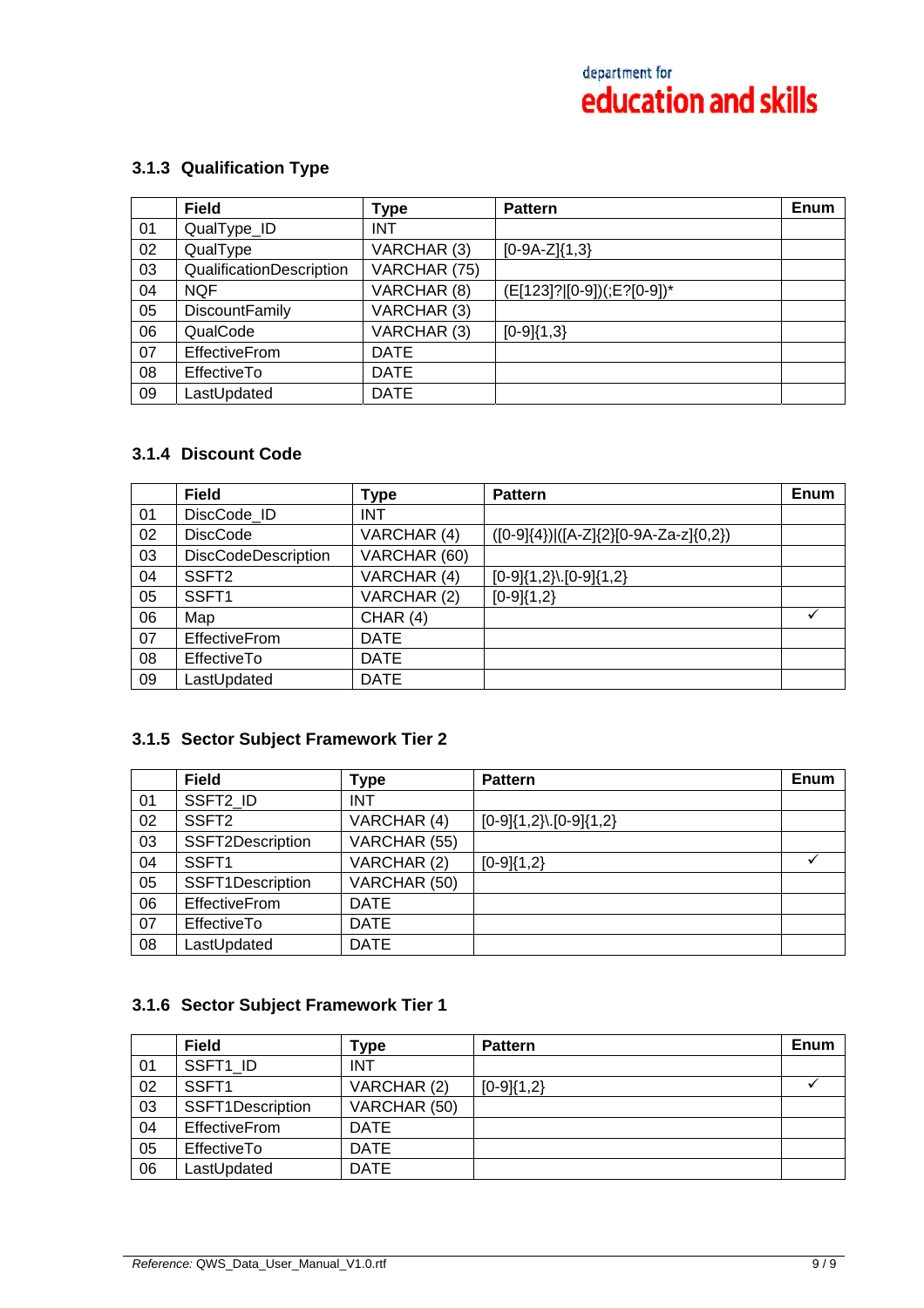### 3.1.3 Qualification Type

| | Field | Type | Pattern | Enum |
|---|---|---|---|---|
| 01 | QualType_ID | INT | | |
| 02 | QualType | VARCHAR (3) | [0-9A-Z]{1,3} | |
| 03 | QualificationDescription | VARCHAR (75) | | |
| 04 | NQF | VARCHAR (8) | (E[123]?\|[0-9])(;E?[0-9])* | |
| 05 | DiscountFamily | VARCHAR (3) | | |
| 06 | QualCode | VARCHAR (3) | [0-9]{1,3} | |
| 07 | EffectiveFrom | DATE | | |
| 08 | EffectiveTo | DATE | | |
| 09 | LastUpdated | DATE | | |

### 3.1.4 Discount Code

| | Field | Type | Pattern | Enum |
|---|---|---|---|---|
| 01 | DiscCode_ID | INT | | |
| 02 | DiscCode | VARCHAR (4) | ([0-9]{4})\|([A-Z]{2}[0-9A-Za-z]{0,2}) | |
| 03 | DiscCodeDescription | VARCHAR (60) | | |
| 04 | SSFT2 | VARCHAR (4) | [0-9]{1,2}\.[0-9]{1,2} | |
| 05 | SSFT1 | VARCHAR (2) | [0-9]{1,2} | |
| 06 | Map | CHAR (4) | | ✓ |
| 07 | EffectiveFrom | DATE | | |
| 08 | EffectiveTo | DATE | | |
| 09 | LastUpdated | DATE | | |

### 3.1.5 Sector Subject Framework Tier 2

| | Field | Type | Pattern | Enum |
|---|---|---|---|---|
| 01 | SSFT2_ID | INT | | |
| 02 | SSFT2 | VARCHAR (4) | [0-9]{1,2}\.[0-9]{1,2} | |
| 03 | SSFT2Description | VARCHAR (55) | | |
| 04 | SSFT1 | VARCHAR (2) | [0-9]{1,2} | ✓ |
| 05 | SSFT1Description | VARCHAR (50) | | |
| 06 | EffectiveFrom | DATE | | |
| 07 | EffectiveTo | DATE | | |
| 08 | LastUpdated | DATE | | |

### 3.1.6 Sector Subject Framework Tier 1

| | Field | Type | Pattern | Enum |
|---|---|---|---|---|
| 01 | SSFT1_ID | INT | | |
| 02 | SSFT1 | VARCHAR (2) | [0-9]{1,2} | ✓ |
| 03 | SSFT1Description | VARCHAR (50) | | |
| 04 | EffectiveFrom | DATE | | |
| 05 | EffectiveTo | DATE | | |
| 06 | LastUpdated | DATE | | |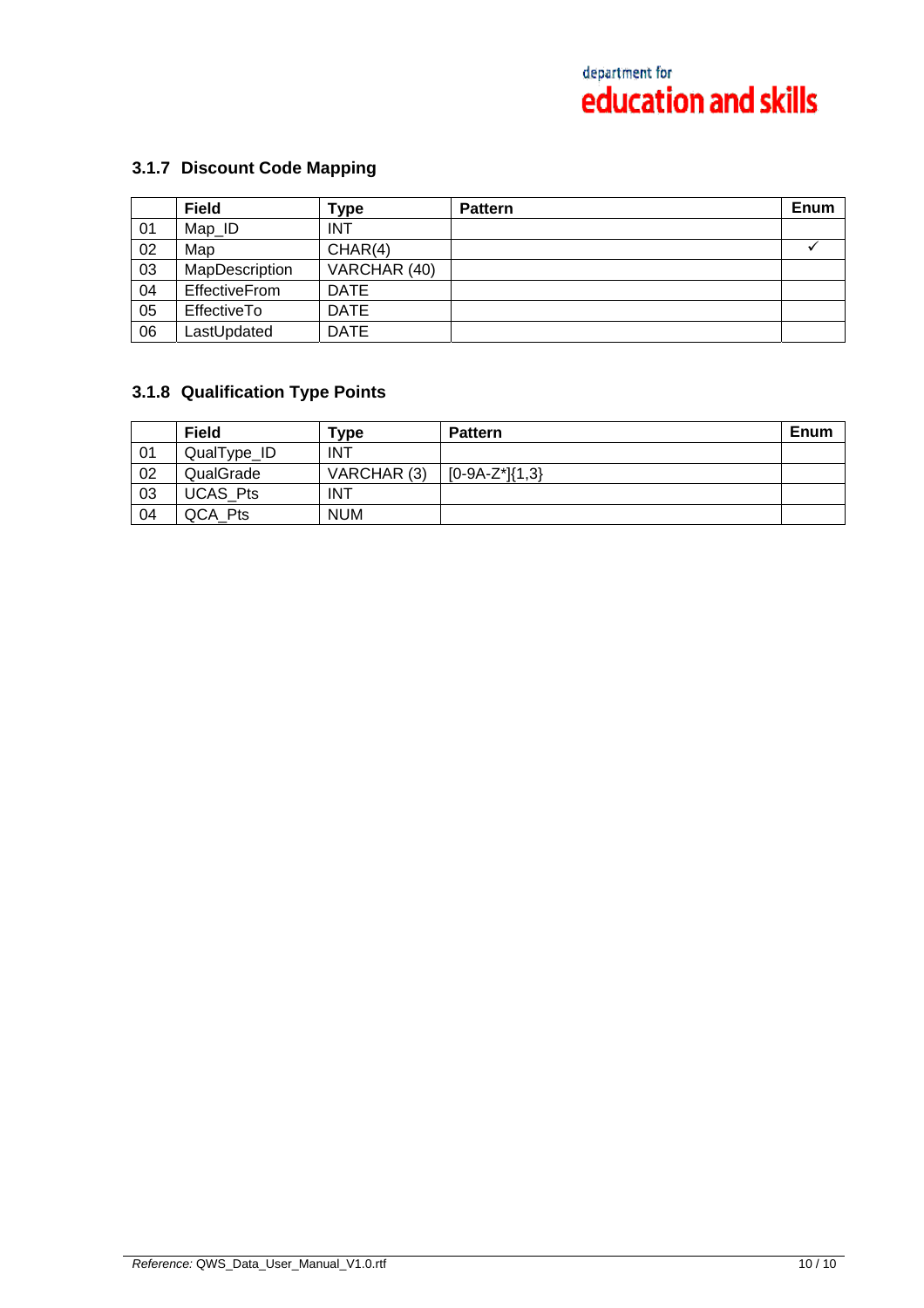### 3.1.7 Discount Code Mapping

| | Field | Type | Pattern | Enum |
|---|---|---|---|---|
| 01 | Map_ID | INT | | |
| 02 | Map | CHAR(4) | | ✓ |
| 03 | MapDescription | VARCHAR (40) | | |
| 04 | EffectiveFrom | DATE | | |
| 05 | EffectiveTo | DATE | | |
| 06 | LastUpdated | DATE | | |

### 3.1.8 Qualification Type Points

| | Field | Type | Pattern | Enum |
|---|---|---|---|---|
| 01 | QualType_ID | INT | | |
| 02 | QualGrade | VARCHAR (3) | [0-9A-Z*]{1,3} | |
| 03 | UCAS_Pts | INT | | |
| 04 | QCA_Pts | NUM | | |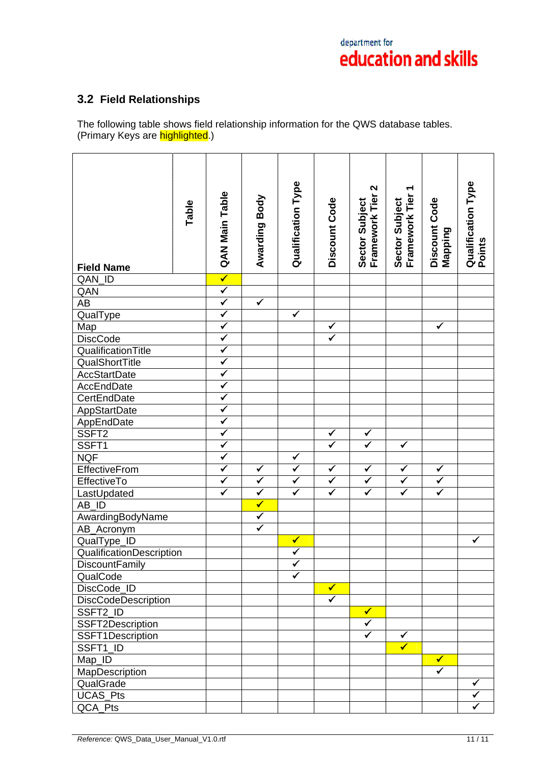## 3.2 Field Relationships

The following table shows field relationship information for the QWS database tables. (Primary Keys are highlighted.)

| Field Name \ Table | QAN Main Table | Awarding Body | Qualification Type | Discount Code | Sector Subject Framework Tier 2 | Sector Subject Framework Tier 1 | Discount Code Mapping | Qualification Type Points |
|---|---|---|---|---|---|---|---|---|
| QAN_ID | ✓ (PK) | | | | | | | |
| QAN | ✓ | | | | | | | |
| AB | ✓ | ✓ | | | | | | |
| QualType | ✓ | | ✓ | | | | | |
| Map | ✓ | | | ✓ | | | ✓ | |
| DiscCode | ✓ | | | ✓ | | | | |
| QualificationTitle | ✓ | | | | | | | |
| QualShortTitle | ✓ | | | | | | | |
| AccStartDate | ✓ | | | | | | | |
| AccEndDate | ✓ | | | | | | | |
| CertEndDate | ✓ | | | | | | | |
| AppStartDate | ✓ | | | | | | | |
| AppEndDate | ✓ | | | | | | | |
| SSFT2 | ✓ | | | ✓ | ✓ | | | |
| SSFT1 | ✓ | | | ✓ | ✓ | ✓ | | |
| NQF | ✓ | | ✓ | | | | | |
| EffectiveFrom | ✓ | ✓ | ✓ | ✓ | ✓ | ✓ | ✓ | |
| EffectiveTo | ✓ | ✓ | ✓ | ✓ | ✓ | ✓ | ✓ | |
| LastUpdated | ✓ | ✓ | ✓ | ✓ | ✓ | ✓ | ✓ | |
| AB_ID | | ✓ (PK) | | | | | | |
| AwardingBodyName | | ✓ | | | | | | |
| AB_Acronym | | ✓ | | | | | | |
| QualType_ID | | | ✓ (PK) | | | | | ✓ |
| QualificationDescription | | | ✓ | | | | | |
| DiscountFamily | | | ✓ | | | | | |
| QualCode | | | ✓ | | | | | |
| DiscCode_ID | | | | ✓ (PK) | | | | |
| DiscCodeDescription | | | | ✓ | | | | |
| SSFT2_ID | | | | | ✓ (PK) | | | |
| SSFT2Description | | | | | ✓ | | | |
| SSFT1Description | | | | | ✓ | ✓ | | |
| SSFT1_ID | | | | | | ✓ (PK) | | |
| Map_ID | | | | | | | ✓ (PK) | |
| MapDescription | | | | | | | ✓ | |
| QualGrade | | | | | | | | ✓ |
| UCAS_Pts | | | | | | | | ✓ |
| QCA_Pts | | | | | | | | ✓ |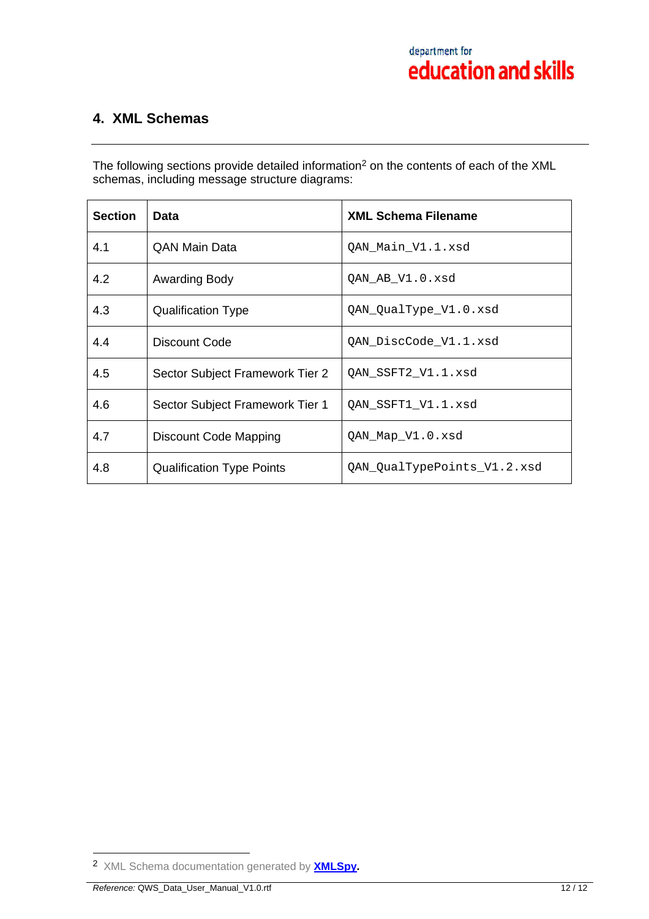## 4. XML Schemas

The following sections provide detailed information[2] on the contents of each of the XML schemas, including message structure diagrams:

| Section | Data | XML Schema Filename |
| --- | --- | --- |
| 4.1 | QAN Main Data | `QAN_Main_V1.1.xsd` |
| 4.2 | Awarding Body | `QAN_AB_V1.0.xsd` |
| 4.3 | Qualification Type | `QAN_QualType_V1.0.xsd` |
| 4.4 | Discount Code | `QAN_DiscCode_V1.1.xsd` |
| 4.5 | Sector Subject Framework Tier 2 | `QAN_SSFT2_V1.1.xsd` |
| 4.6 | Sector Subject Framework Tier 1 | `QAN_SSFT1_V1.1.xsd` |
| 4.7 | Discount Code Mapping | `QAN_Map_V1.0.xsd` |
| 4.8 | Qualification Type Points | `QAN_QualTypePoints_V1.2.xsd` |

---

[2] XML Schema documentation generated by **XMLSpy**.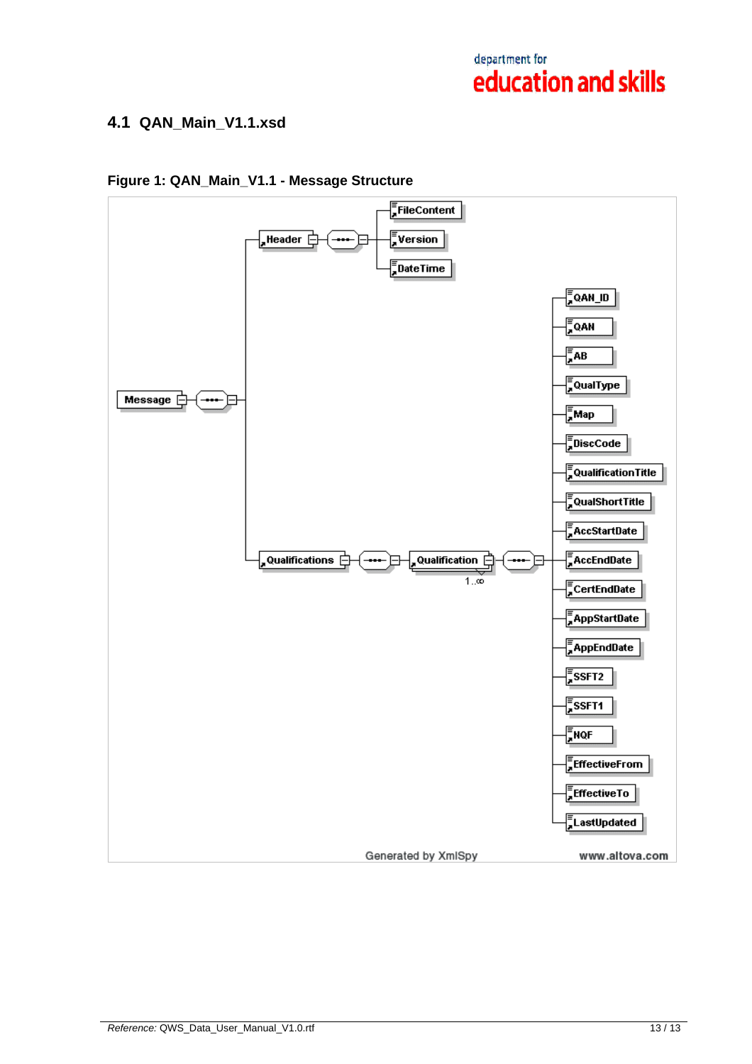## 4.1 QAN_Main_V1.1.xsd

**Figure 1: QAN_Main_V1.1 - Message Structure**

- Message
  - Header
    - FileContent
    - Version
    - DateTime
  - Qualifications
    - Qualification (1..∞)
      - QAN_ID
      - QAN
      - AB
      - QualType
      - Map
      - DiscCode
      - QualificationTitle
      - QualShortTitle
      - AccStartDate
      - AccEndDate
      - CertEndDate
      - AppStartDate
      - AppEndDate
      - SSFT2
      - SSFT1
      - NQF
      - EffectiveFrom
      - EffectiveTo
      - LastUpdated

Generated by XmlSpy www.altova.com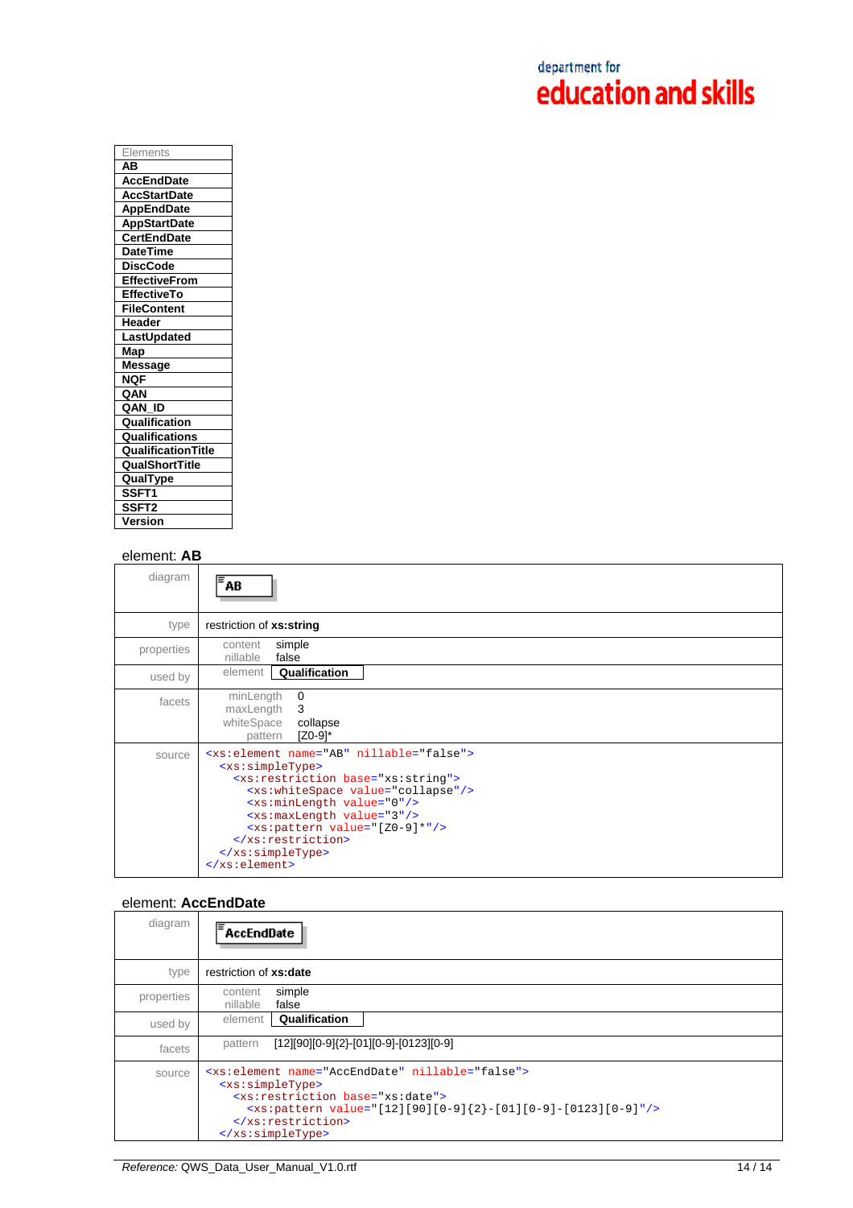| Elements |
| --- |
| **AB** |
| **AccEndDate** |
| **AccStartDate** |
| **AppEndDate** |
| **AppStartDate** |
| **CertEndDate** |
| **DateTime** |
| **DiscCode** |
| **EffectiveFrom** |
| **EffectiveTo** |
| **FileContent** |
| **Header** |
| **LastUpdated** |
| **Map** |
| **Message** |
| **NQF** |
| **QAN** |
| **QAN_ID** |
| **Qualification** |
| **Qualifications** |
| **QualificationTitle** |
| **QualShortTitle** |
| **QualType** |
| **SSFT1** |
| **SSFT2** |
| **Version** |

## element: **AB**

| | |
| --- | --- |
| diagram | **AB** |
| type | restriction of **xs:string** |
| properties | content: simple<br>nillable: false |
| used by | element: **Qualification** |
| facets | minLength: 0<br>maxLength: 3<br>whiteSpace: collapse<br>pattern: [Z0-9]* |
| source | see below |

```
<xs:element name="AB" nillable="false">
  <xs:simpleType>
    <xs:restriction base="xs:string">
      <xs:whiteSpace value="collapse"/>
      <xs:minLength value="0"/>
      <xs:maxLength value="3"/>
      <xs:pattern value="[Z0-9]*"/>
    </xs:restriction>
  </xs:simpleType>
</xs:element>
```

## element: **AccEndDate**

| | |
| --- | --- |
| diagram | **AccEndDate** |
| type | restriction of **xs:date** |
| properties | content: simple<br>nillable: false |
| used by | element: **Qualification** |
| facets | pattern: [12][90][0-9]{2}-[01][0-9]-[0123][0-9] |
| source | see below |

```
<xs:element name="AccEndDate" nillable="false">
  <xs:simpleType>
    <xs:restriction base="xs:date">
      <xs:pattern value="[12][90][0-9]{2}-[01][0-9]-[0123][0-9]"/>
    </xs:restriction>
  </xs:simpleType>
```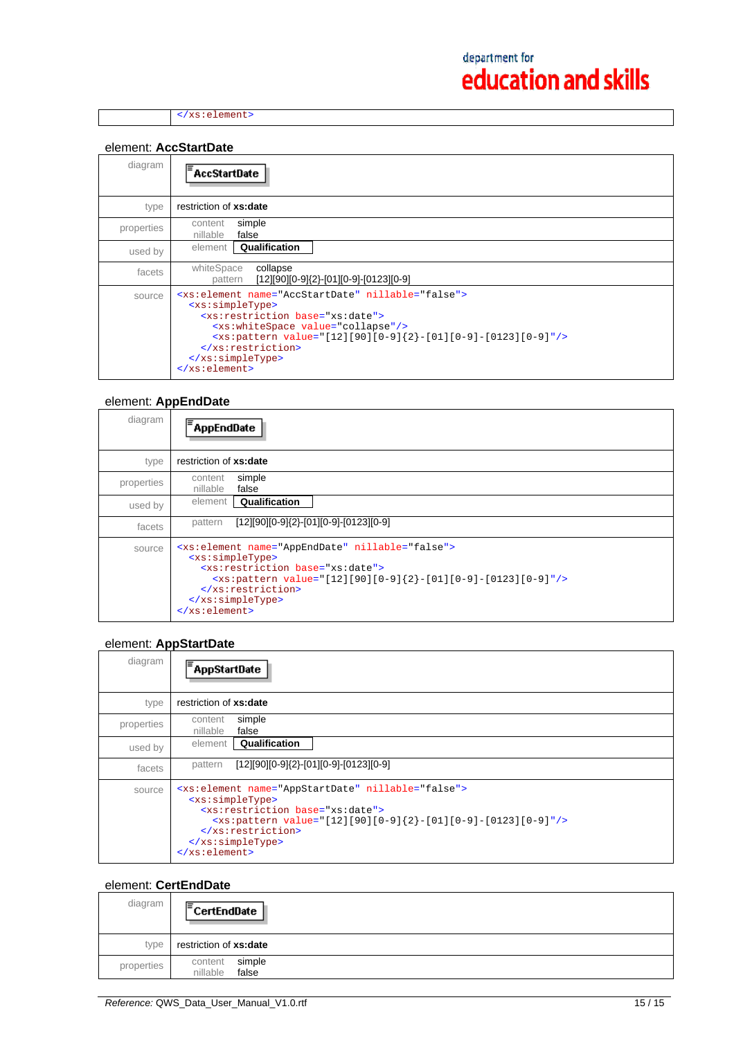| | `</xs:element>` |
|---|---|

element: **AccStartDate**

| | |
|---|---|
| diagram | **AccStartDate** |
| type | restriction of **xs:date** |
| properties | content simple<br>nillable false |
| used by | element **Qualification** |
| facets | whiteSpace collapse<br>pattern [12][90][0-9]{2}-[01][0-9]-[0123][0-9] |
| source | `<xs:element name="AccStartDate" nillable="false">`<br>`<xs:simpleType>`<br>`<xs:restriction base="xs:date">`<br>`<xs:whiteSpace value="collapse"/>`<br>`<xs:pattern value="[12][90][0-9]{2}-[01][0-9]-[0123][0-9]"/>`<br>`</xs:restriction>`<br>`</xs:simpleType>`<br>`</xs:element>` |

element: **AppEndDate**

| | |
|---|---|
| diagram | **AppEndDate** |
| type | restriction of **xs:date** |
| properties | content simple<br>nillable false |
| used by | element **Qualification** |
| facets | pattern [12][90][0-9]{2}-[01][0-9]-[0123][0-9] |
| source | `<xs:element name="AppEndDate" nillable="false">`<br>`<xs:simpleType>`<br>`<xs:restriction base="xs:date">`<br>`<xs:pattern value="[12][90][0-9]{2}-[01][0-9]-[0123][0-9]"/>`<br>`</xs:restriction>`<br>`</xs:simpleType>`<br>`</xs:element>` |

element: **AppStartDate**

| | |
|---|---|
| diagram | **AppStartDate** |
| type | restriction of **xs:date** |
| properties | content simple<br>nillable false |
| used by | element **Qualification** |
| facets | pattern [12][90][0-9]{2}-[01][0-9]-[0123][0-9] |
| source | `<xs:element name="AppStartDate" nillable="false">`<br>`<xs:simpleType>`<br>`<xs:restriction base="xs:date">`<br>`<xs:pattern value="[12][90][0-9]{2}-[01][0-9]-[0123][0-9]"/>`<br>`</xs:restriction>`<br>`</xs:simpleType>`<br>`</xs:element>` |

element: **CertEndDate**

| | |
|---|---|
| diagram | **CertEndDate** |
| type | restriction of **xs:date** |
| properties | content simple<br>nillable false |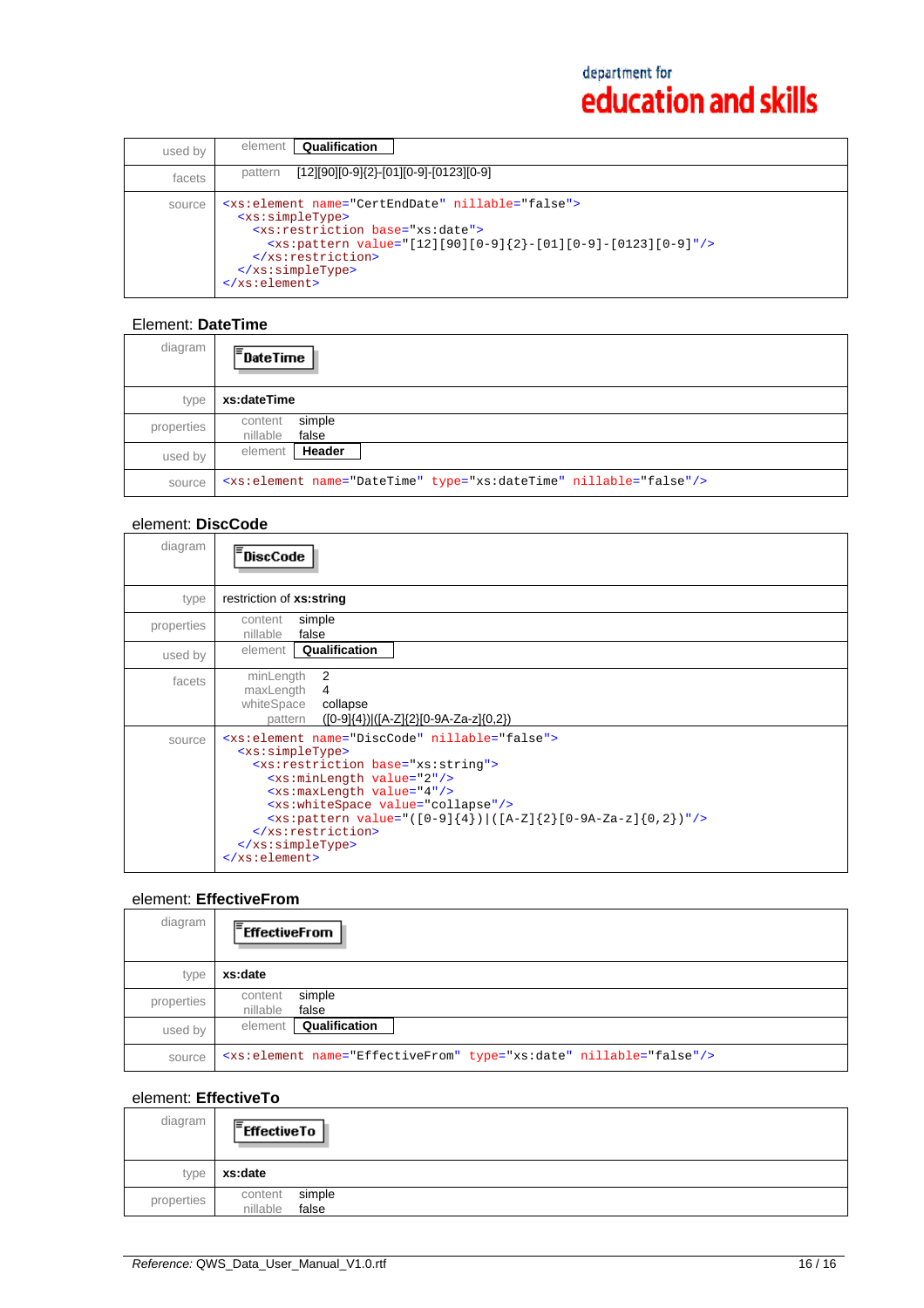| | |
|---|---|
| used by | element **Qualification** |
| facets | pattern [12][90][0-9]{2}-[01][0-9]-[0123][0-9] |
| source | `<xs:element name="CertEndDate" nillable="false"> <xs:simpleType> <xs:restriction base="xs:date"> <xs:pattern value="[12][90][0-9]{2}-[01][0-9]-[0123][0-9]"/> </xs:restriction> </xs:simpleType> </xs:element>` |

## Element: **DateTime**

| | |
|---|---|
| diagram | DateTime |
| type | **xs:dateTime** |
| properties | content simple<br>nillable false |
| used by | element **Header** |
| source | `<xs:element name="DateTime" type="xs:dateTime" nillable="false"/>` |

## element: **DiscCode**

| | |
|---|---|
| diagram | DiscCode |
| type | restriction of **xs:string** |
| properties | content simple<br>nillable false |
| used by | element **Qualification** |
| facets | minLength 2<br>maxLength 4<br>whiteSpace collapse<br>pattern ([0-9]{4})\|([A-Z]{2}[0-9A-Za-z]{0,2}) |
| source | see below |

```
<xs:element name="DiscCode" nillable="false">
  <xs:simpleType>
    <xs:restriction base="xs:string">
      <xs:minLength value="2"/>
      <xs:maxLength value="4"/>
      <xs:whiteSpace value="collapse"/>
      <xs:pattern value="([0-9]{4})|([A-Z]{2}[0-9A-Za-z]{0,2})"/>
    </xs:restriction>
  </xs:simpleType>
</xs:element>
```

## element: **EffectiveFrom**

| | |
|---|---|
| diagram | EffectiveFrom |
| type | **xs:date** |
| properties | content simple<br>nillable false |
| used by | element **Qualification** |
| source | `<xs:element name="EffectiveFrom" type="xs:date" nillable="false"/>` |

## element: **EffectiveTo**

| | |
|---|---|
| diagram | EffectiveTo |
| type | **xs:date** |
| properties | content simple<br>nillable false |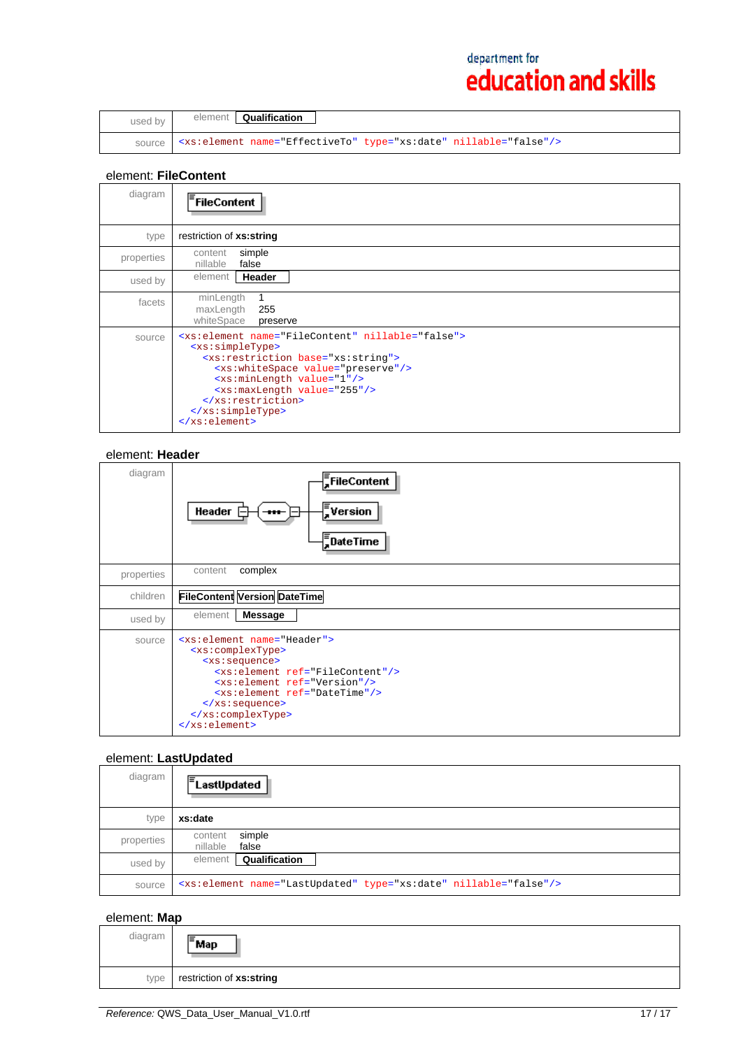| | |
|---|---|
| used by | element **Qualification** |
| source | `<xs:element name="EffectiveTo" type="xs:date" nillable="false"/>` |

## element: **FileContent**

| | |
|---|---|
| diagram | FileContent |
| type | restriction of **xs:string** |
| properties | content simple<br>nillable false |
| used by | element **Header** |
| facets | minLength 1<br>maxLength 255<br>whiteSpace preserve |

source:

```
<xs:element name="FileContent" nillable="false">
  <xs:simpleType>
    <xs:restriction base="xs:string">
      <xs:whiteSpace value="preserve"/>
      <xs:minLength value="1"/>
      <xs:maxLength value="255"/>
    </xs:restriction>
  </xs:simpleType>
</xs:element>
```

## element: **Header**

| | |
|---|---|
| diagram | Header → FileContent, Version, DateTime |
| properties | content complex |
| children | **FileContent** **Version** **DateTime** |
| used by | element **Message** |

source:

```
<xs:element name="Header">
  <xs:complexType>
    <xs:sequence>
      <xs:element ref="FileContent"/>
      <xs:element ref="Version"/>
      <xs:element ref="DateTime"/>
    </xs:sequence>
  </xs:complexType>
</xs:element>
```

## element: **LastUpdated**

| | |
|---|---|
| diagram | LastUpdated |
| type | **xs:date** |
| properties | content simple<br>nillable false |
| used by | element **Qualification** |
| source | `<xs:element name="LastUpdated" type="xs:date" nillable="false"/>` |

## element: **Map**

| | |
|---|---|
| diagram | Map |
| type | restriction of **xs:string** |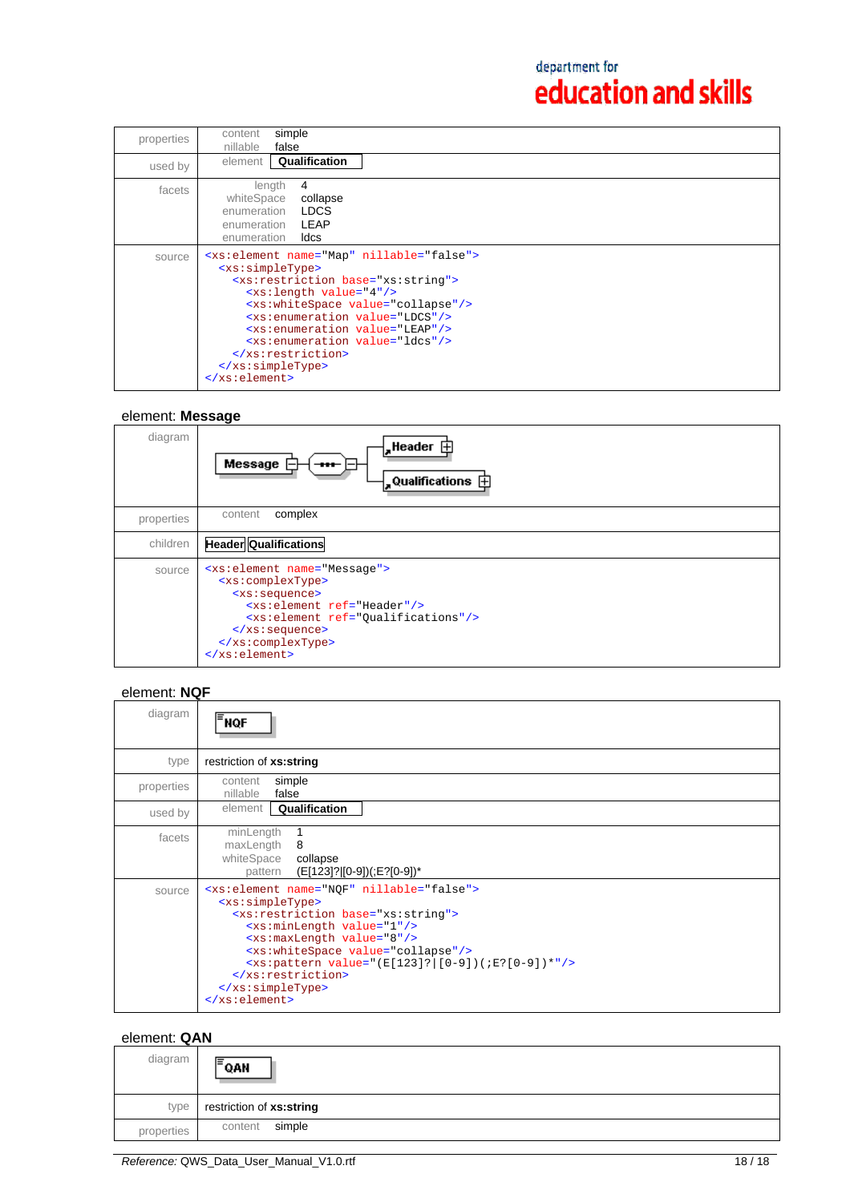| | |
|---|---|
| properties | content simple<br>nillable false |
| used by | element **Qualification** |
| facets | length 4<br>whiteSpace collapse<br>enumeration LDCS<br>enumeration LEAP<br>enumeration ldcs |
| source | `<xs:element name="Map" nillable="false"> <xs:simpleType> <xs:restriction base="xs:string"> <xs:length value="4"/> <xs:whiteSpace value="collapse"/> <xs:enumeration value="LDCS"/> <xs:enumeration value="LEAP"/> <xs:enumeration value="ldcs"/> </xs:restriction> </xs:simpleType> </xs:element>` |

## element: **Message**

| | |
|---|---|
| diagram | Message — Header, Qualifications |
| properties | content complex |
| children | **Header** **Qualifications** |
| source | `<xs:element name="Message"> <xs:complexType> <xs:sequence> <xs:element ref="Header"/> <xs:element ref="Qualifications"/> </xs:sequence> </xs:complexType> </xs:element>` |

## element: **NQF**

| | |
|---|---|
| diagram | NQF |
| type | restriction of **xs:string** |
| properties | content simple<br>nillable false |
| used by | element **Qualification** |
| facets | minLength 1<br>maxLength 8<br>whiteSpace collapse<br>pattern (E[123]?\|[0-9])(;E?[0-9])* |
| source | `<xs:element name="NQF" nillable="false"> <xs:simpleType> <xs:restriction base="xs:string"> <xs:minLength value="1"/> <xs:maxLength value="8"/> <xs:whiteSpace value="collapse"/> <xs:pattern value="(E[123]?\|[0-9])(;E?[0-9])*"/> </xs:restriction> </xs:simpleType> </xs:element>` |

## element: **QAN**

| | |
|---|---|
| diagram | QAN |
| type | restriction of **xs:string** |
| properties | content simple |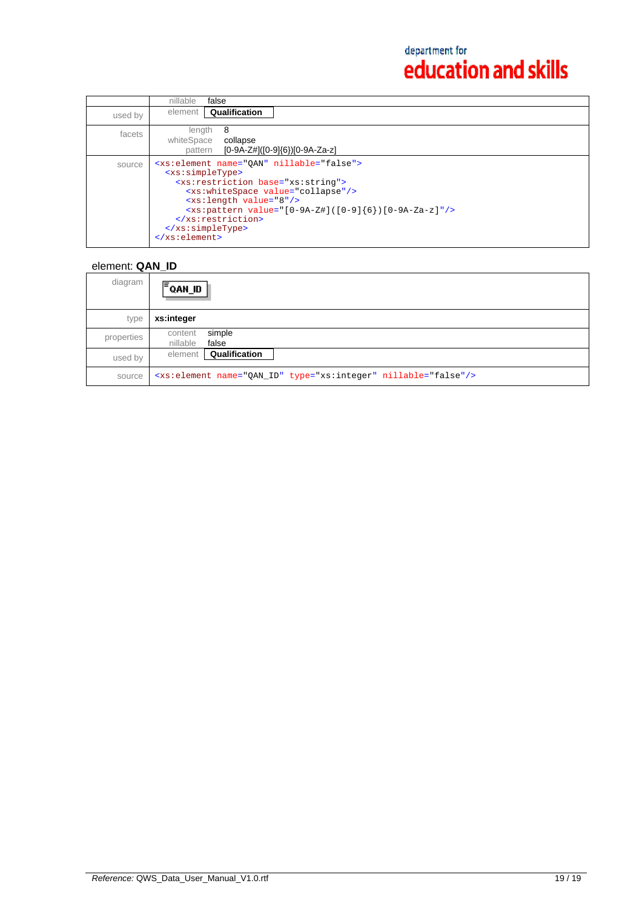| | |
|---|---|
| | nillable false |
| used by | element **Qualification** |
| facets | length 8<br>whiteSpace collapse<br>pattern [0-9A-Z#]([0-9]{6})[0-9A-Za-z] |
| source | `<xs:element name="QAN" nillable="false">`<br>`<xs:simpleType>`<br>`<xs:restriction base="xs:string">`<br>`<xs:whiteSpace value="collapse"/>`<br>`<xs:length value="8"/>`<br>`<xs:pattern value="[0-9A-Z#]([0-9]{6})[0-9A-Za-z]"/>`<br>`</xs:restriction>`<br>`</xs:simpleType>`<br>`</xs:element>` |

```
<xs:element name="QAN" nillable="false">
  <xs:simpleType>
    <xs:restriction base="xs:string">
      <xs:whiteSpace value="collapse"/>
      <xs:length value="8"/>
      <xs:pattern value="[0-9A-Z#]([0-9]{6})[0-9A-Za-z]"/>
    </xs:restriction>
  </xs:simpleType>
</xs:element>
```

element: **QAN_ID**

| | |
|---|---|
| diagram | QAN_ID |
| type | **xs:integer** |
| properties | content simple<br>nillable false |
| used by | element **Qualification** |
| source | `<xs:element name="QAN_ID" type="xs:integer" nillable="false"/>` |

```
<xs:element name="QAN_ID" type="xs:integer" nillable="false"/>
```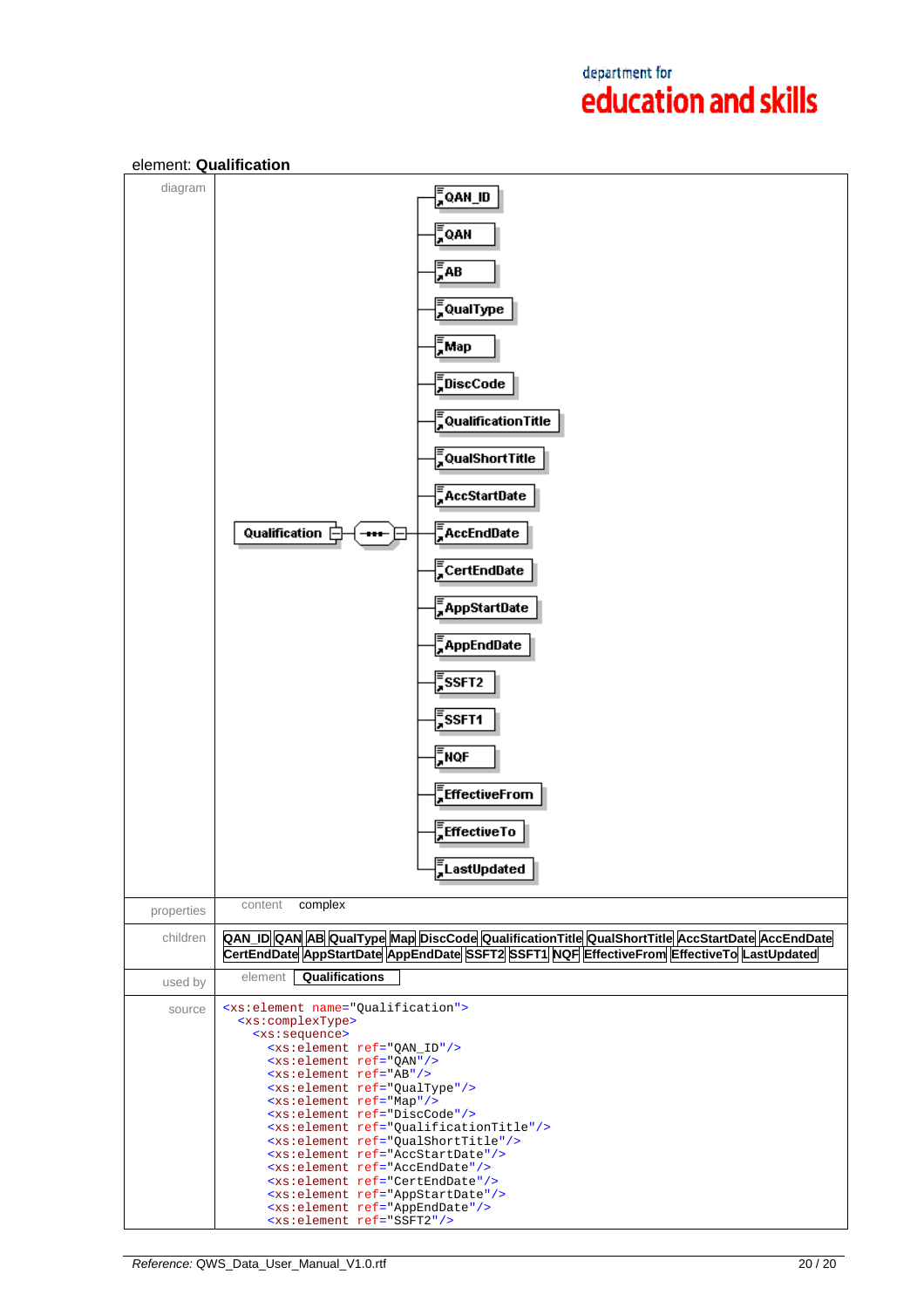element: **Qualification**

| | |
|---|---|
| diagram | Qualification → sequence: QAN_ID, QAN, AB, QualType, Map, DiscCode, QualificationTitle, QualShortTitle, AccStartDate, AccEndDate, CertEndDate, AppStartDate, AppEndDate, SSFT2, SSFT1, NQF, EffectiveFrom, EffectiveTo, LastUpdated |
| properties | content complex |
| children | QAN_ID QAN AB QualType Map DiscCode QualificationTitle QualShortTitle AccStartDate AccEndDate CertEndDate AppStartDate AppEndDate SSFT2 SSFT1 NQF EffectiveFrom EffectiveTo LastUpdated |
| used by | element **Qualifications** |
| source | (see below) |

```
<xs:element name="Qualification">
  <xs:complexType>
    <xs:sequence>
      <xs:element ref="QAN_ID"/>
      <xs:element ref="QAN"/>
      <xs:element ref="AB"/>
      <xs:element ref="QualType"/>
      <xs:element ref="Map"/>
      <xs:element ref="DiscCode"/>
      <xs:element ref="QualificationTitle"/>
      <xs:element ref="QualShortTitle"/>
      <xs:element ref="AccStartDate"/>
      <xs:element ref="AccEndDate"/>
      <xs:element ref="CertEndDate"/>
      <xs:element ref="AppStartDate"/>
      <xs:element ref="AppEndDate"/>
      <xs:element ref="SSFT2"/>
```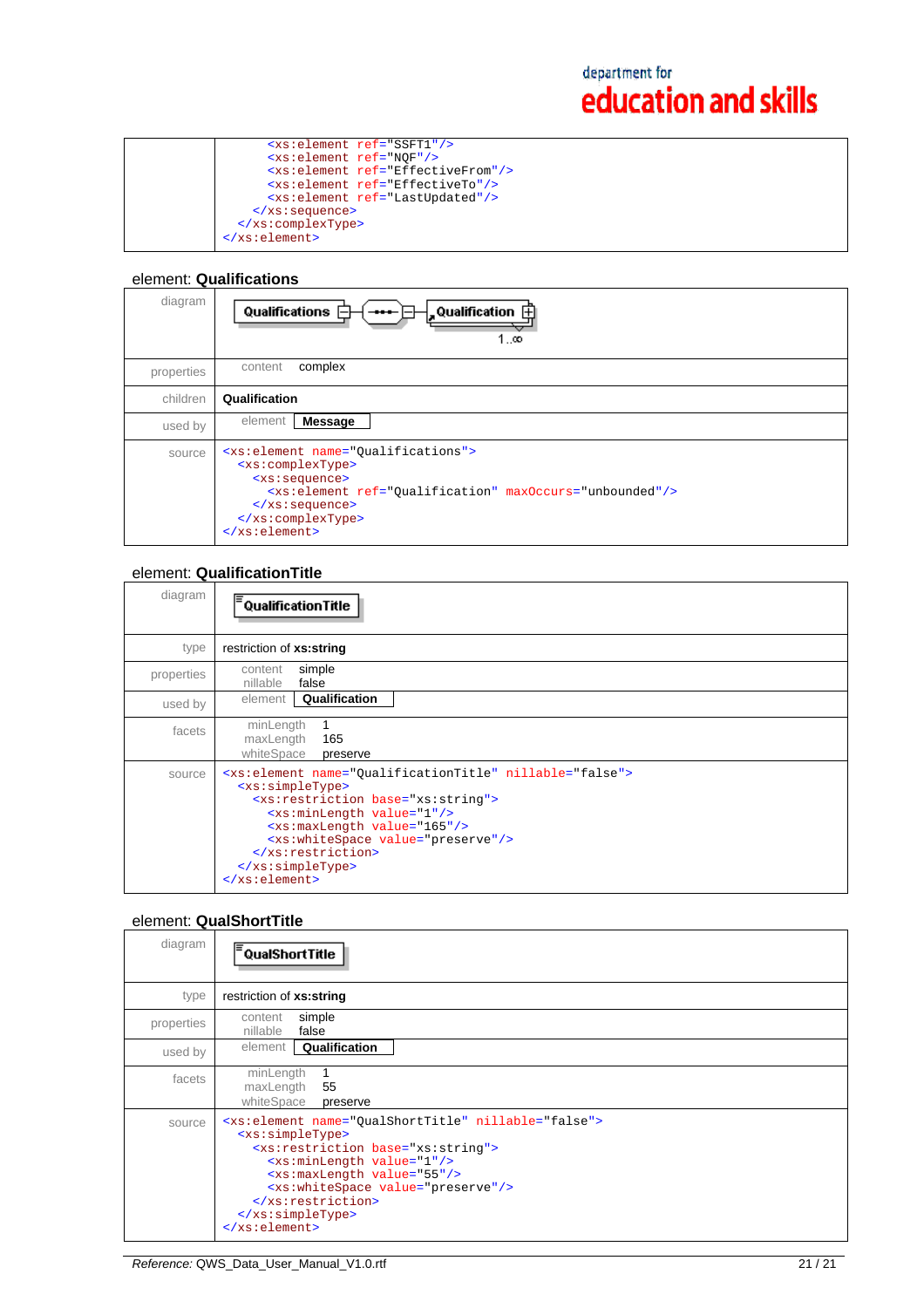| | |
|---|---|
| | ```<br>      <xs:element ref="SSFT1"/><br>      <xs:element ref="NQF"/><br>      <xs:element ref="EffectiveFrom"/><br>      <xs:element ref="EffectiveTo"/><br>      <xs:element ref="LastUpdated"/><br>    </xs:sequence><br>  </xs:complexType><br></xs:element><br>``` |

## element: **Qualifications**

| | |
|---|---|
| diagram | Qualifications — Qualification 1..∞ |
| properties | content complex |
| children | **Qualification** |
| used by | element **Message** |
| source | see below |

```
<xs:element name="Qualifications">
  <xs:complexType>
    <xs:sequence>
      <xs:element ref="Qualification" maxOccurs="unbounded"/>
    </xs:sequence>
  </xs:complexType>
</xs:element>
```

## element: **QualificationTitle**

| | |
|---|---|
| diagram | QualificationTitle |
| type | restriction of **xs:string** |
| properties | content simple<br>nillable false |
| used by | element **Qualification** |
| facets | minLength 1<br>maxLength 165<br>whiteSpace preserve |
| source | see below |

```
<xs:element name="QualificationTitle" nillable="false">
  <xs:simpleType>
    <xs:restriction base="xs:string">
      <xs:minLength value="1"/>
      <xs:maxLength value="165"/>
      <xs:whiteSpace value="preserve"/>
    </xs:restriction>
  </xs:simpleType>
</xs:element>
```

## element: **QualShortTitle**

| | |
|---|---|
| diagram | QualShortTitle |
| type | restriction of **xs:string** |
| properties | content simple<br>nillable false |
| used by | element **Qualification** |
| facets | minLength 1<br>maxLength 55<br>whiteSpace preserve |
| source | see below |

```
<xs:element name="QualShortTitle" nillable="false">
  <xs:simpleType>
    <xs:restriction base="xs:string">
      <xs:minLength value="1"/>
      <xs:maxLength value="55"/>
      <xs:whiteSpace value="preserve"/>
    </xs:restriction>
  </xs:simpleType>
</xs:element>
```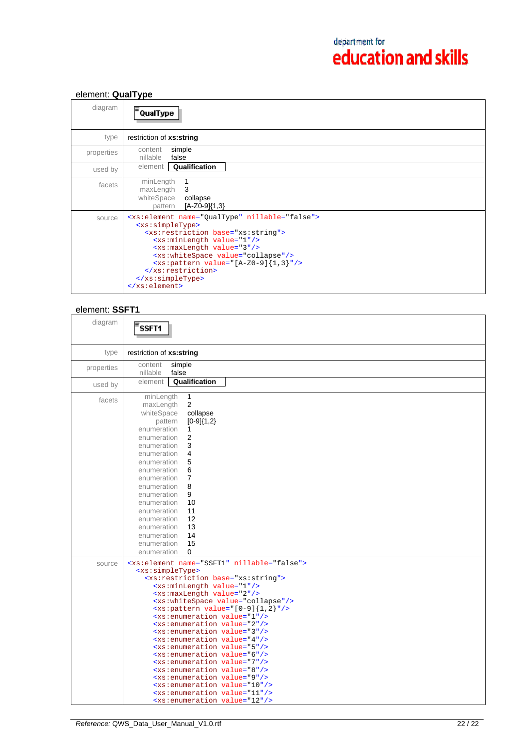### element: **QualType**

| | |
|---|---|
| diagram | QualType |
| type | restriction of **xs:string** |
| properties | content simple<br>nillable false |
| used by | element **Qualification** |
| facets | minLength 1<br>maxLength 3<br>whiteSpace collapse<br>pattern [A-Z0-9]{1,3} |
| source | see below |

```
<xs:element name="QualType" nillable="false">
  <xs:simpleType>
    <xs:restriction base="xs:string">
      <xs:minLength value="1"/>
      <xs:maxLength value="3"/>
      <xs:whiteSpace value="collapse"/>
      <xs:pattern value="[A-Z0-9]{1,3}"/>
    </xs:restriction>
  </xs:simpleType>
</xs:element>
```

### element: **SSFT1**

| | |
|---|---|
| diagram | SSFT1 |
| type | restriction of **xs:string** |
| properties | content simple<br>nillable false |
| used by | element **Qualification** |
| facets | minLength 1<br>maxLength 2<br>whiteSpace collapse<br>pattern [0-9]{1,2}<br>enumeration 1<br>enumeration 2<br>enumeration 3<br>enumeration 4<br>enumeration 5<br>enumeration 6<br>enumeration 7<br>enumeration 8<br>enumeration 9<br>enumeration 10<br>enumeration 11<br>enumeration 12<br>enumeration 13<br>enumeration 14<br>enumeration 15<br>enumeration 0 |
| source | see below |

```
<xs:element name="SSFT1" nillable="false">
  <xs:simpleType>
    <xs:restriction base="xs:string">
      <xs:minLength value="1"/>
      <xs:maxLength value="2"/>
      <xs:whiteSpace value="collapse"/>
      <xs:pattern value="[0-9]{1,2}"/>
      <xs:enumeration value="1"/>
      <xs:enumeration value="2"/>
      <xs:enumeration value="3"/>
      <xs:enumeration value="4"/>
      <xs:enumeration value="5"/>
      <xs:enumeration value="6"/>
      <xs:enumeration value="7"/>
      <xs:enumeration value="8"/>
      <xs:enumeration value="9"/>
      <xs:enumeration value="10"/>
      <xs:enumeration value="11"/>
      <xs:enumeration value="12"/>
```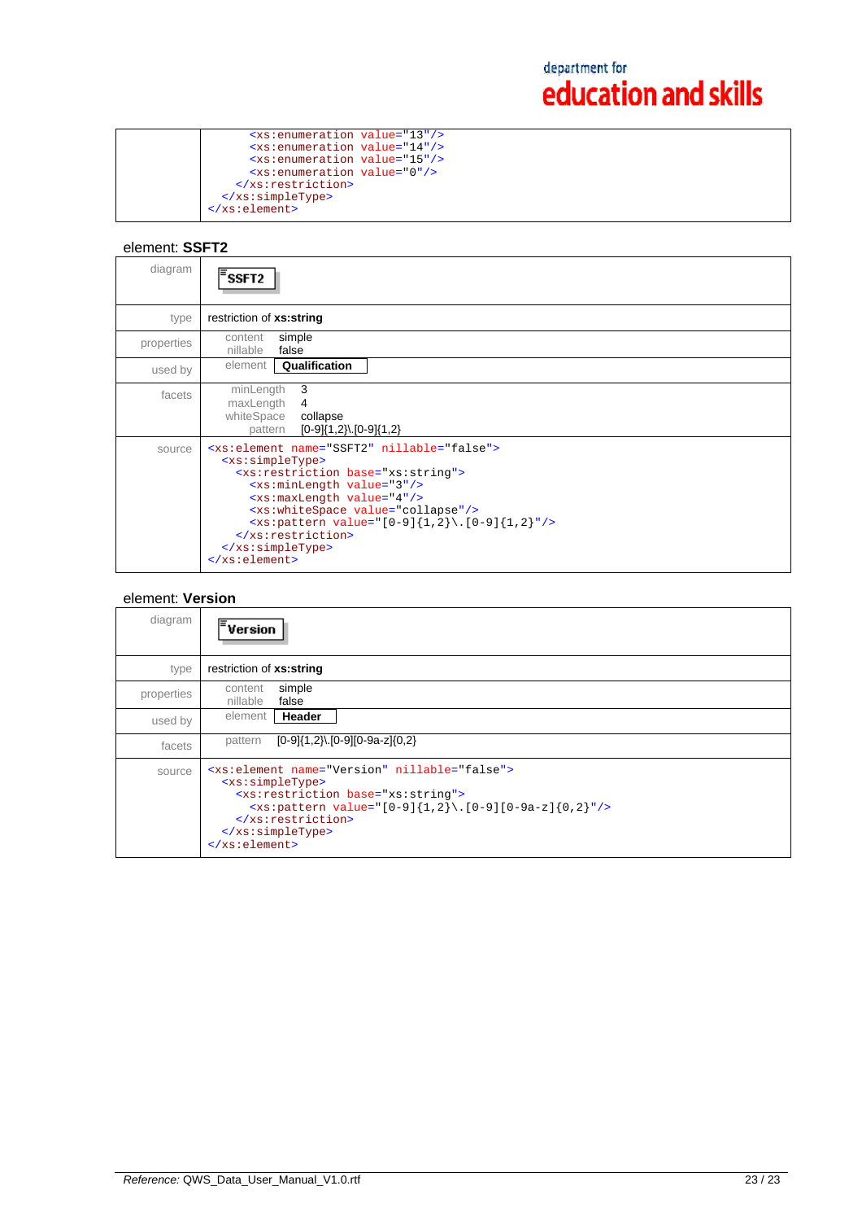| | |
|---|---|
| | ```<xs:enumeration value="13"/>``` ```<xs:enumeration value="14"/>``` ```<xs:enumeration value="15"/>``` ```<xs:enumeration value="0"/>``` ```</xs:restriction>``` ```</xs:simpleType>``` ```</xs:element>``` |

## element: **SSFT2**

| | |
|---|---|
| diagram | SSFT2 |
| type | restriction of **xs:string** |
| properties | content simple<br>nillable false |
| used by | element **Qualification** |
| facets | minLength 3<br>maxLength 4<br>whiteSpace collapse<br>pattern [0-9]{1,2}\.[0-9]{1,2} |
| source | see below |

```
<xs:element name="SSFT2" nillable="false">
  <xs:simpleType>
    <xs:restriction base="xs:string">
      <xs:minLength value="3"/>
      <xs:maxLength value="4"/>
      <xs:whiteSpace value="collapse"/>
      <xs:pattern value="[0-9]{1,2}\.[0-9]{1,2}"/>
    </xs:restriction>
  </xs:simpleType>
</xs:element>
```

## element: **Version**

| | |
|---|---|
| diagram | Version |
| type | restriction of **xs:string** |
| properties | content simple<br>nillable false |
| used by | element **Header** |
| facets | pattern [0-9]{1,2}\.[0-9][0-9a-z]{0,2} |
| source | see below |

```
<xs:element name="Version" nillable="false">
  <xs:simpleType>
    <xs:restriction base="xs:string">
      <xs:pattern value="[0-9]{1,2}\.[0-9][0-9a-z]{0,2}"/>
    </xs:restriction>
  </xs:simpleType>
</xs:element>
```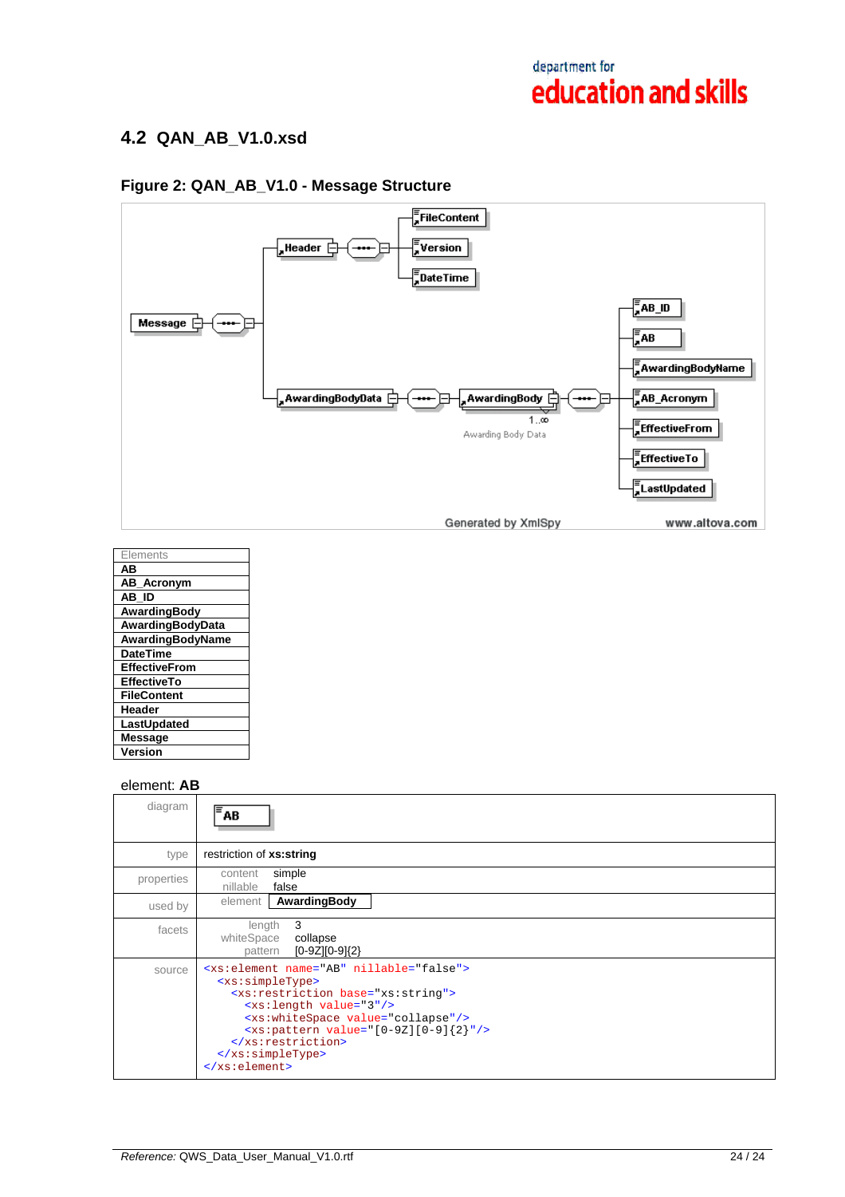## 4.2 QAN_AB_V1.0.xsd

### Figure 2: QAN_AB_V1.0 - Message Structure

| Elements |
|---|
| AB |
| AB_Acronym |
| AB_ID |
| AwardingBody |
| AwardingBodyData |
| AwardingBodyName |
| DateTime |
| EffectiveFrom |
| EffectiveTo |
| FileContent |
| Header |
| LastUpdated |
| Message |
| Version |

element: **AB**

| | |
|---|---|
| diagram | AB |
| type | restriction of **xs:string** |
| properties | content simple<br>nillable false |
| used by | element **AwardingBody** |
| facets | length 3<br>whiteSpace collapse<br>pattern [0-9Z][0-9]{2} |
| source | see below |

```
<xs:element name="AB" nillable="false">
  <xs:simpleType>
    <xs:restriction base="xs:string">
      <xs:length value="3"/>
      <xs:whiteSpace value="collapse"/>
      <xs:pattern value="[0-9Z][0-9]{2}"/>
    </xs:restriction>
  </xs:simpleType>
</xs:element>
```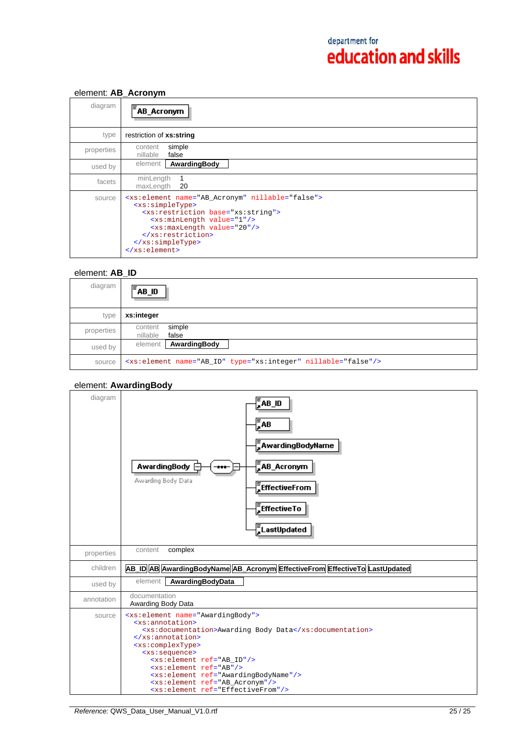### element: **AB_Acronym**

| | |
|---|---|
| diagram | AB_Acronym |
| type | restriction of **xs:string** |
| properties | content simple<br>nillable false |
| used by | element **AwardingBody** |
| facets | minLength 1<br>maxLength 20 |
| source | see below |

```
<xs:element name="AB_Acronym" nillable="false">
  <xs:simpleType>
    <xs:restriction base="xs:string">
      <xs:minLength value="1"/>
      <xs:maxLength value="20"/>
    </xs:restriction>
  </xs:simpleType>
</xs:element>
```

### element: **AB_ID**

| | |
|---|---|
| diagram | AB_ID |
| type | **xs:integer** |
| properties | content simple<br>nillable false |
| used by | element **AwardingBody** |
| source | `<xs:element name="AB_ID" type="xs:integer" nillable="false"/>` |

### element: **AwardingBody**

| | |
|---|---|
| diagram | AwardingBody (Awarding Body Data) → sequence: AB_ID, AB, AwardingBodyName, AB_Acronym, EffectiveFrom, EffectiveTo, LastUpdated |
| properties | content complex |
| children | **AB_ID** **AB** **AwardingBodyName** **AB_Acronym** **EffectiveFrom** **EffectiveTo** **LastUpdated** |
| used by | element **AwardingBodyData** |
| annotation | documentation<br>Awarding Body Data |
| source | see below |

```
<xs:element name="AwardingBody">
  <xs:annotation>
    <xs:documentation>Awarding Body Data</xs:documentation>
  </xs:annotation>
  <xs:complexType>
    <xs:sequence>
      <xs:element ref="AB_ID"/>
      <xs:element ref="AB"/>
      <xs:element ref="AwardingBodyName"/>
      <xs:element ref="AB_Acronym"/>
      <xs:element ref="EffectiveFrom"/>
```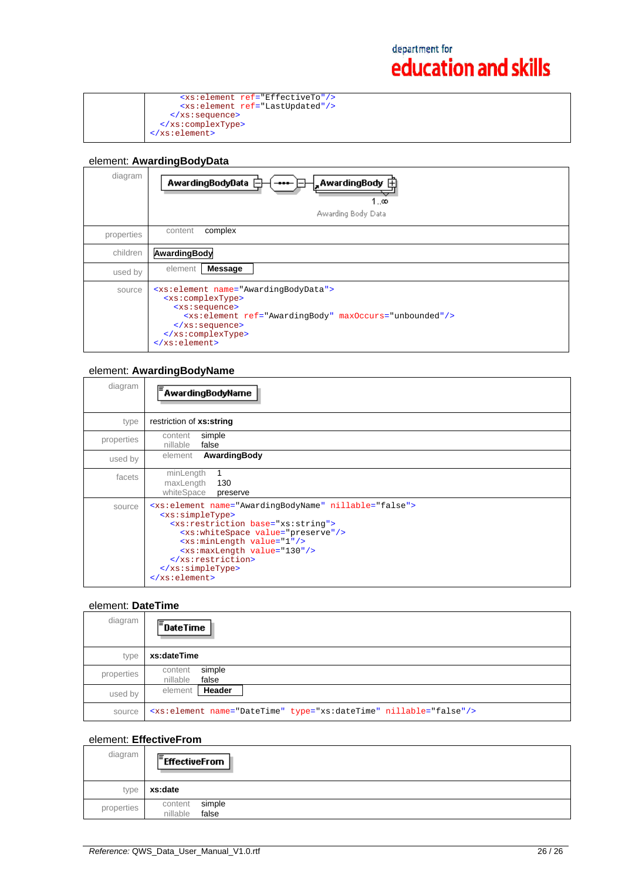| | |
|---|---|
| | `<xs:element ref="EffectiveTo"/>` `<xs:element ref="LastUpdated"/>` `</xs:sequence>` `</xs:complexType>` `</xs:element>` |

### element: **AwardingBodyData**

| | |
|---|---|
| diagram | AwardingBodyData → AwardingBody 1..∞ Awarding Body Data |
| properties | content complex |
| children | AwardingBody |
| used by | element **Message** |
| source | `<xs:element name="AwardingBodyData">` `<xs:complexType>` `<xs:sequence>` `<xs:element ref="AwardingBody" maxOccurs="unbounded"/>` `</xs:sequence>` `</xs:complexType>` `</xs:element>` |

### element: **AwardingBodyName**

| | |
|---|---|
| diagram | AwardingBodyName |
| type | restriction of **xs:string** |
| properties | content simple<br>nillable false |
| used by | element **AwardingBody** |
| facets | minLength 1<br>maxLength 130<br>whiteSpace preserve |
| source | `<xs:element name="AwardingBodyName" nillable="false">` `<xs:simpleType>` `<xs:restriction base="xs:string">` `<xs:whiteSpace value="preserve"/>` `<xs:minLength value="1"/>` `<xs:maxLength value="130"/>` `</xs:restriction>` `</xs:simpleType>` `</xs:element>` |

### element: **DateTime**

| | |
|---|---|
| diagram | DateTime |
| type | **xs:dateTime** |
| properties | content simple<br>nillable false |
| used by | element **Header** |
| source | `<xs:element name="DateTime" type="xs:dateTime" nillable="false"/>` |

### element: **EffectiveFrom**

| | |
|---|---|
| diagram | EffectiveFrom |
| type | **xs:date** |
| properties | content simple<br>nillable false |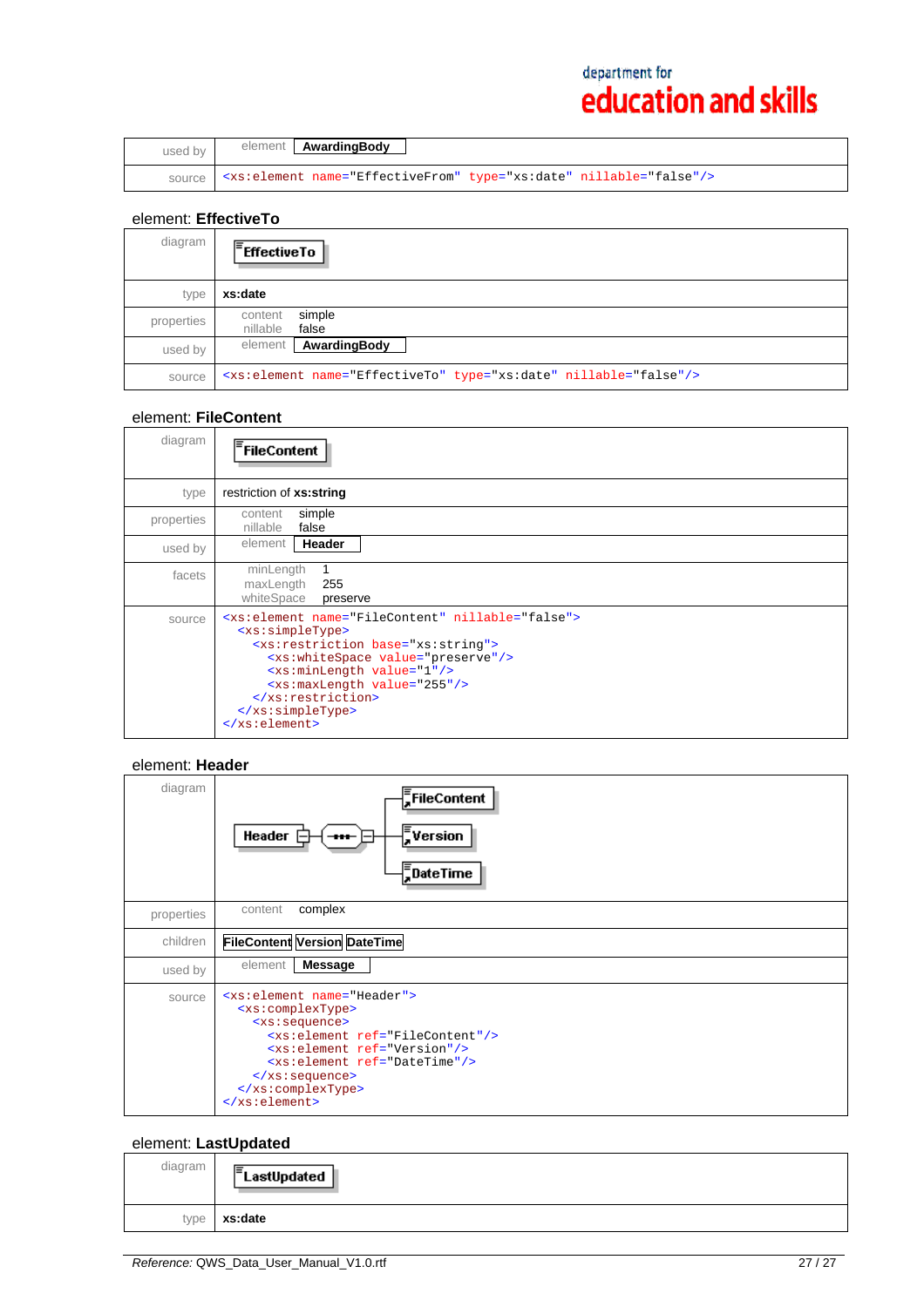| | |
|---|---|
| used by | element **AwardingBody** |
| source | `<xs:element name="EffectiveFrom" type="xs:date" nillable="false"/>` |

element: **EffectiveTo**

| | |
|---|---|
| diagram | **EffectiveTo** |
| type | **xs:date** |
| properties | content simple<br>nillable false |
| used by | element **AwardingBody** |
| source | `<xs:element name="EffectiveTo" type="xs:date" nillable="false"/>` |

element: **FileContent**

| | |
|---|---|
| diagram | **FileContent** |
| type | restriction of **xs:string** |
| properties | content simple<br>nillable false |
| used by | element **Header** |
| facets | minLength 1<br>maxLength 255<br>whiteSpace preserve |
| source | see below |

```
<xs:element name="FileContent" nillable="false">
  <xs:simpleType>
    <xs:restriction base="xs:string">
      <xs:whiteSpace value="preserve"/>
      <xs:minLength value="1"/>
      <xs:maxLength value="255"/>
    </xs:restriction>
  </xs:simpleType>
</xs:element>
```

element: **Header**

| | |
|---|---|
| diagram | **Header** → sequence: **FileContent**, **Version**, **DateTime** |
| properties | content complex |
| children | **FileContent** **Version** **DateTime** |
| used by | element **Message** |
| source | see below |

```
<xs:element name="Header">
  <xs:complexType>
    <xs:sequence>
      <xs:element ref="FileContent"/>
      <xs:element ref="Version"/>
      <xs:element ref="DateTime"/>
    </xs:sequence>
  </xs:complexType>
</xs:element>
```

element: **LastUpdated**

| | |
|---|---|
| diagram | **LastUpdated** |
| type | **xs:date** |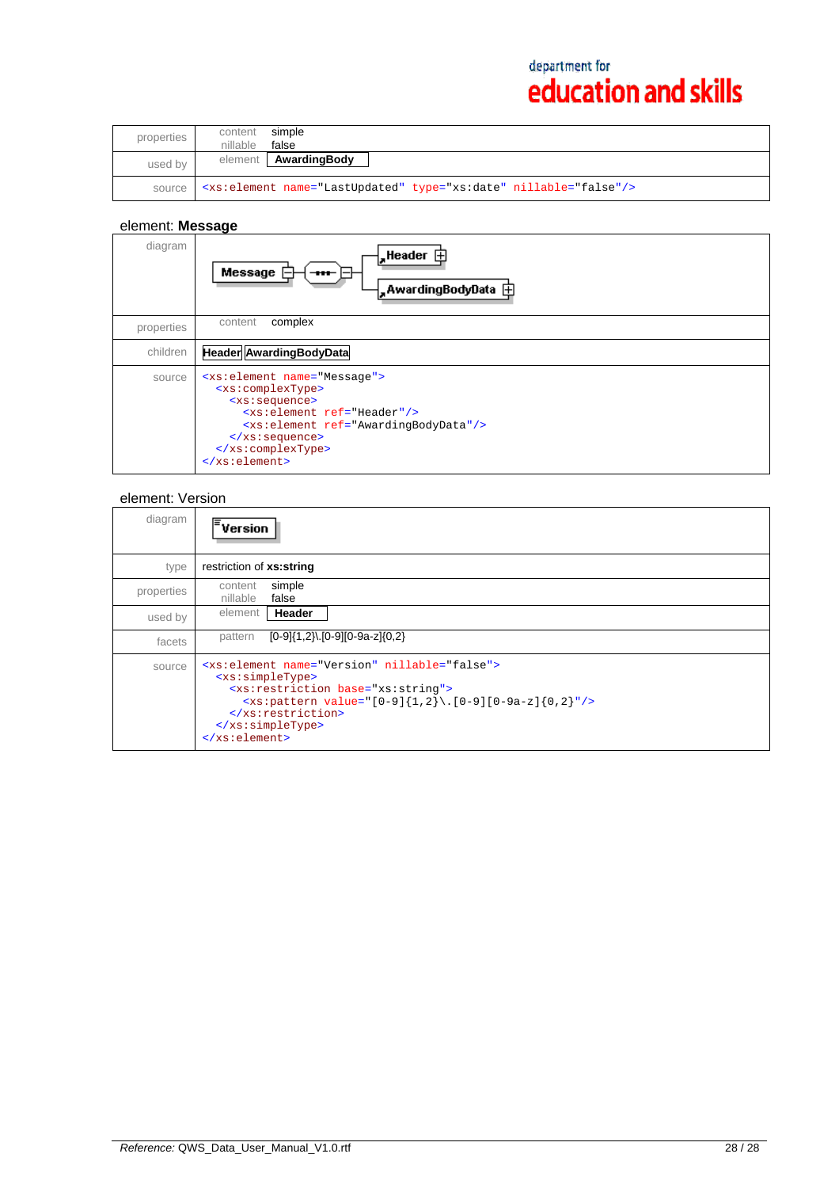| | |
|---|---|
| properties | content simple<br>nillable false |
| used by | element **AwardingBody** |
| source | `<xs:element name="LastUpdated" type="xs:date" nillable="false"/>` |

## element: **Message**

| | |
|---|---|
| diagram | Message — Header, AwardingBodyData |
| properties | content complex |
| children | **Header** **AwardingBodyData** |
| source | see below |

```
<xs:element name="Message">
  <xs:complexType>
    <xs:sequence>
      <xs:element ref="Header"/>
      <xs:element ref="AwardingBodyData"/>
    </xs:sequence>
  </xs:complexType>
</xs:element>
```

## element: Version

| | |
|---|---|
| diagram | Version |
| type | restriction of **xs:string** |
| properties | content simple<br>nillable false |
| used by | element **Header** |
| facets | pattern [0-9]{1,2}\.[0-9][0-9a-z]{0,2} |
| source | see below |

```
<xs:element name="Version" nillable="false">
  <xs:simpleType>
    <xs:restriction base="xs:string">
      <xs:pattern value="[0-9]{1,2}\.[0-9][0-9a-z]{0,2}"/>
    </xs:restriction>
  </xs:simpleType>
</xs:element>
```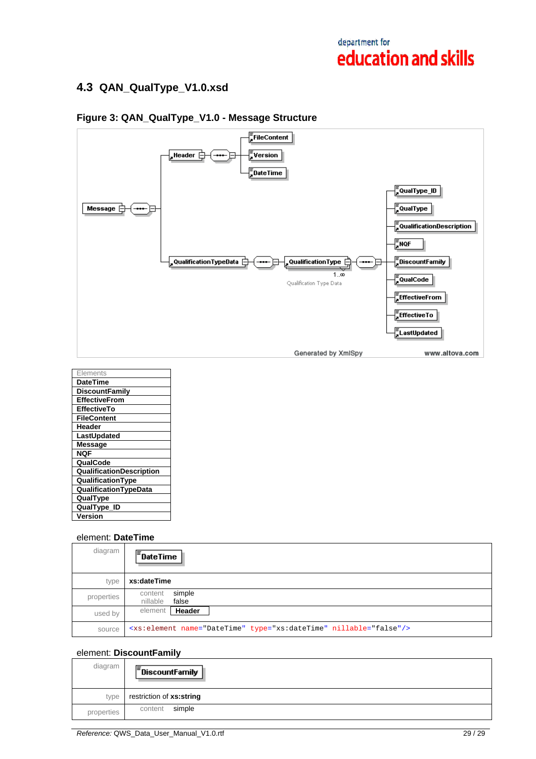## 4.3 QAN_QualType_V1.0.xsd

### Figure 3: QAN_QualType_V1.0 - Message Structure

| Elements |
|---|
| DateTime |
| DiscountFamily |
| EffectiveFrom |
| EffectiveTo |
| FileContent |
| Header |
| LastUpdated |
| Message |
| NQF |
| QualCode |
| QualificationDescription |
| QualificationType |
| QualificationTypeData |
| QualType |
| QualType_ID |
| Version |

element: **DateTime**

| | |
|---|---|
| diagram | DateTime |
| type | **xs:dateTime** |
| properties | content simple<br>nillable false |
| used by | element **Header** |
| source | `<xs:element name="DateTime" type="xs:dateTime" nillable="false"/>` |

element: **DiscountFamily**

| | |
|---|---|
| diagram | DiscountFamily |
| type | restriction of **xs:string** |
| properties | content simple |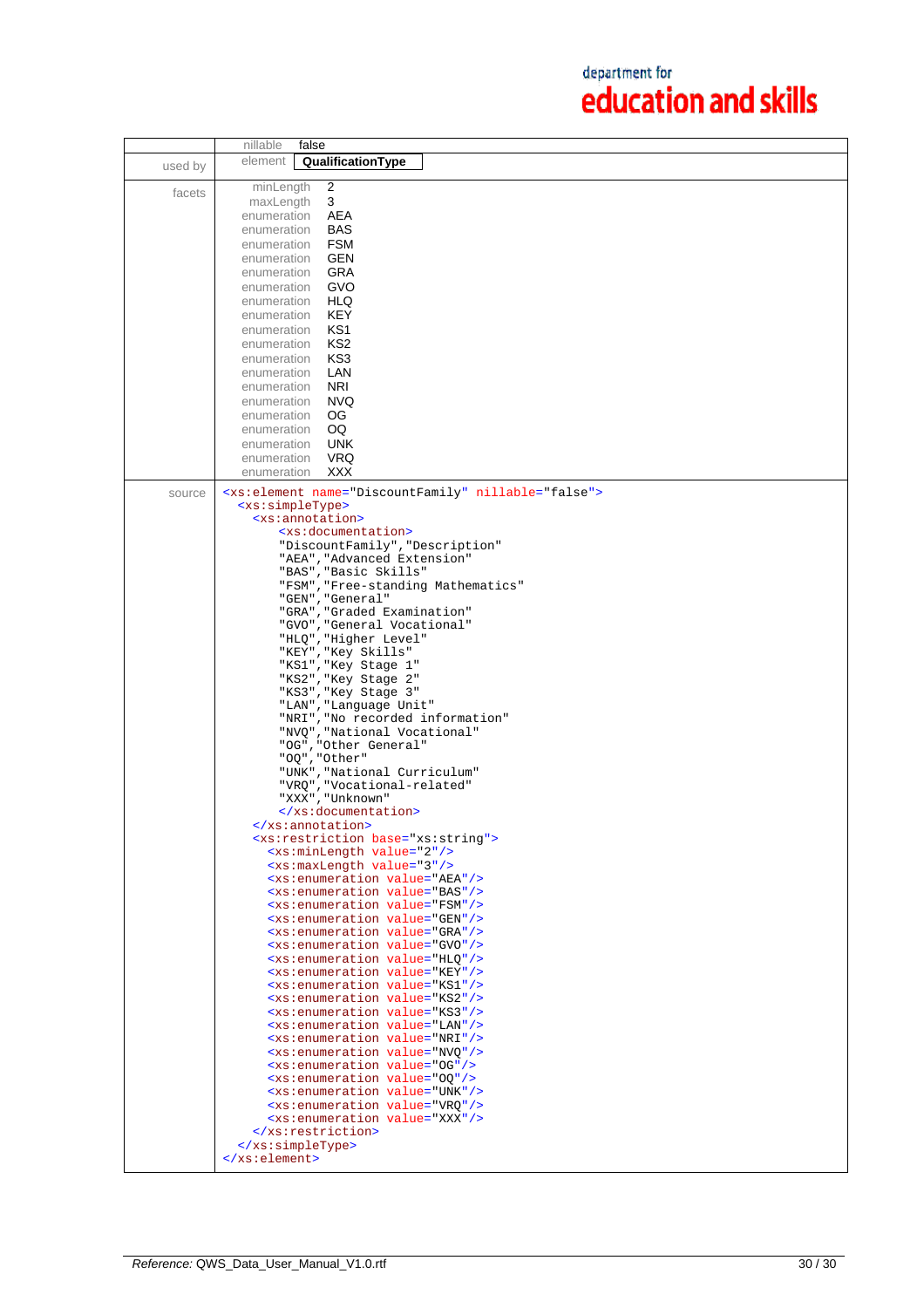| | | |
|---|---|---|
| | nillable | false |
| used by | element | **QualificationType** |
| facets | minLength | 2 |
| | maxLength | 3 |
| | enumeration | AEA |
| | enumeration | BAS |
| | enumeration | FSM |
| | enumeration | GEN |
| | enumeration | GRA |
| | enumeration | GVO |
| | enumeration | HLQ |
| | enumeration | KEY |
| | enumeration | KS1 |
| | enumeration | KS2 |
| | enumeration | KS3 |
| | enumeration | LAN |
| | enumeration | NRI |
| | enumeration | NVQ |
| | enumeration | OG |
| | enumeration | OQ |
| | enumeration | UNK |
| | enumeration | VRQ |
| | enumeration | XXX |

source

```
<xs:element name="DiscountFamily" nillable="false">
  <xs:simpleType>
    <xs:annotation>
      <xs:documentation>
       "DiscountFamily","Description"
       "AEA","Advanced Extension"
       "BAS","Basic Skills"
       "FSM","Free-standing Mathematics"
       "GEN","General"
       "GRA","Graded Examination"
       "GVO","General Vocational"
       "HLQ","Higher Level"
       "KEY","Key Skills"
       "KS1","Key Stage 1"
       "KS2","Key Stage 2"
       "KS3","Key Stage 3"
       "LAN","Language Unit"
       "NRI","No recorded information"
       "NVQ","National Vocational"
       "OG","Other General"
       "OQ","Other"
       "UNK","National Curriculum"
       "VRQ","Vocational-related"
       "XXX","Unknown"
       </xs:documentation>
    </xs:annotation>
    <xs:restriction base="xs:string">
      <xs:minLength value="2"/>
      <xs:maxLength value="3"/>
      <xs:enumeration value="AEA"/>
      <xs:enumeration value="BAS"/>
      <xs:enumeration value="FSM"/>
      <xs:enumeration value="GEN"/>
      <xs:enumeration value="GRA"/>
      <xs:enumeration value="GVO"/>
      <xs:enumeration value="HLQ"/>
      <xs:enumeration value="KEY"/>
      <xs:enumeration value="KS1"/>
      <xs:enumeration value="KS2"/>
      <xs:enumeration value="KS3"/>
      <xs:enumeration value="LAN"/>
      <xs:enumeration value="NRI"/>
      <xs:enumeration value="NVQ"/>
      <xs:enumeration value="OG"/>
      <xs:enumeration value="OQ"/>
      <xs:enumeration value="UNK"/>
      <xs:enumeration value="VRQ"/>
      <xs:enumeration value="XXX"/>
    </xs:restriction>
  </xs:simpleType>
</xs:element>
```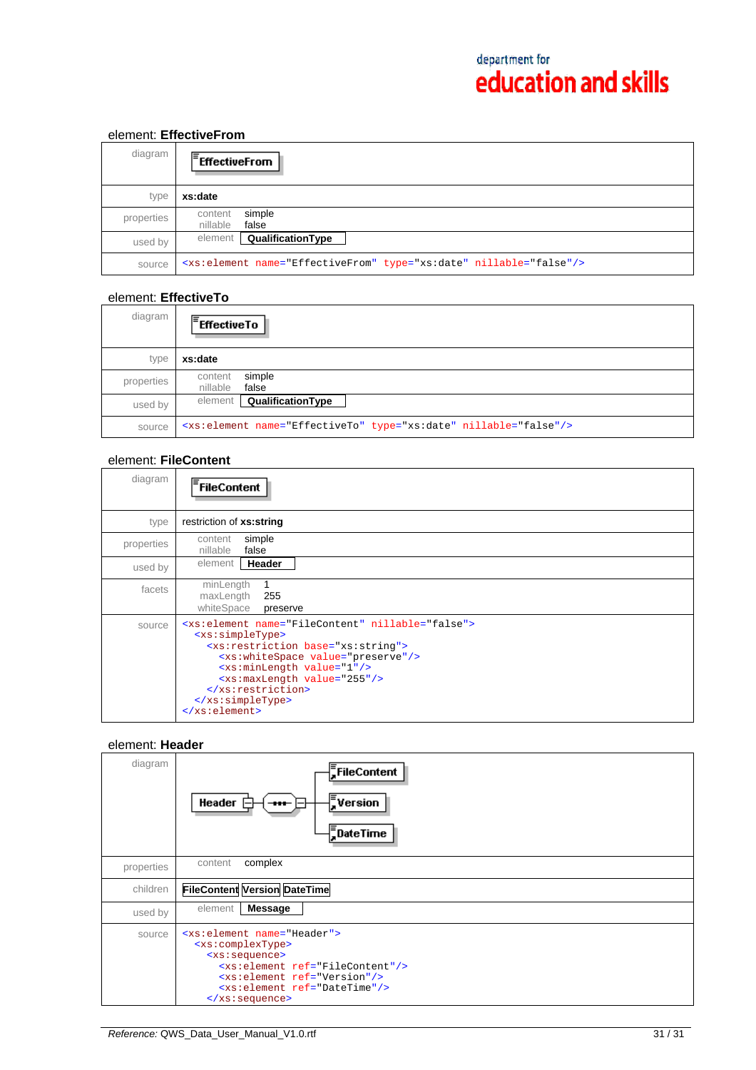## element: **EffectiveFrom**

| | |
|---|---|
| diagram | **EffectiveFrom** |
| type | **xs:date** |
| properties | content simple<br>nillable false |
| used by | element **QualificationType** |
| source | `<xs:element name="EffectiveFrom" type="xs:date" nillable="false"/>` |

## element: **EffectiveTo**

| | |
|---|---|
| diagram | **EffectiveTo** |
| type | **xs:date** |
| properties | content simple<br>nillable false |
| used by | element **QualificationType** |
| source | `<xs:element name="EffectiveTo" type="xs:date" nillable="false"/>` |

## element: **FileContent**

| | |
|---|---|
| diagram | **FileContent** |
| type | restriction of **xs:string** |
| properties | content simple<br>nillable false |
| used by | element **Header** |
| facets | minLength 1<br>maxLength 255<br>whiteSpace preserve |
| source | see below |

```
<xs:element name="FileContent" nillable="false">
  <xs:simpleType>
    <xs:restriction base="xs:string">
      <xs:whiteSpace value="preserve"/>
      <xs:minLength value="1"/>
      <xs:maxLength value="255"/>
    </xs:restriction>
  </xs:simpleType>
</xs:element>
```

## element: **Header**

| | |
|---|---|
| diagram | **Header** → sequence: **FileContent**, **Version**, **DateTime** |
| properties | content complex |
| children | **FileContent** **Version** **DateTime** |
| used by | element **Message** |
| source | see below |

```
<xs:element name="Header">
  <xs:complexType>
    <xs:sequence>
      <xs:element ref="FileContent"/>
      <xs:element ref="Version"/>
      <xs:element ref="DateTime"/>
    </xs:sequence>
```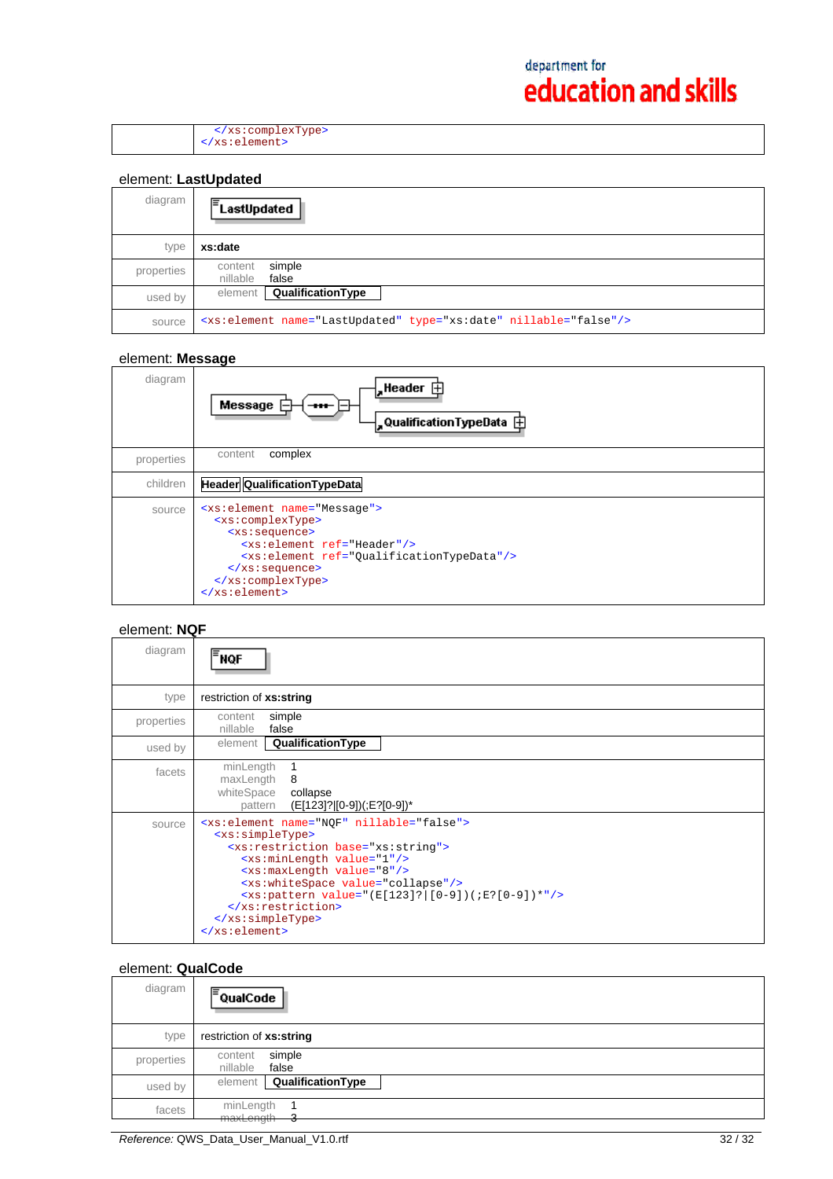| | |
|---|---|
| | `</xs:complexType>` `</xs:element>` |

## element: **LastUpdated**

| | |
|---|---|
| diagram | LastUpdated |
| type | **xs:date** |
| properties | content simple<br>nillable false |
| used by | element **QualificationType** |
| source | `<xs:element name="LastUpdated" type="xs:date" nillable="false"/>` |

## element: **Message**

| | |
|---|---|
| diagram | Message → Header, QualificationTypeData |
| properties | content complex |
| children | **Header** **QualificationTypeData** |
| source | see below |

```
<xs:element name="Message">
  <xs:complexType>
    <xs:sequence>
      <xs:element ref="Header"/>
      <xs:element ref="QualificationTypeData"/>
    </xs:sequence>
  </xs:complexType>
</xs:element>
```

## element: **NQF**

| | |
|---|---|
| diagram | NQF |
| type | restriction of **xs:string** |
| properties | content simple<br>nillable false |
| used by | element **QualificationType** |
| facets | minLength 1<br>maxLength 8<br>whiteSpace collapse<br>pattern (E[123]?\|[0-9])(;E?[0-9])* |
| source | see below |

```
<xs:element name="NQF" nillable="false">
  <xs:simpleType>
    <xs:restriction base="xs:string">
      <xs:minLength value="1"/>
      <xs:maxLength value="8"/>
      <xs:whiteSpace value="collapse"/>
      <xs:pattern value="(E[123]?|[0-9])(;E?[0-9])*"/>
    </xs:restriction>
  </xs:simpleType>
</xs:element>
```

## element: **QualCode**

| | |
|---|---|
| diagram | QualCode |
| type | restriction of **xs:string** |
| properties | content simple<br>nillable false |
| used by | element **QualificationType** |
| facets | minLength 1<br>maxLength 3 |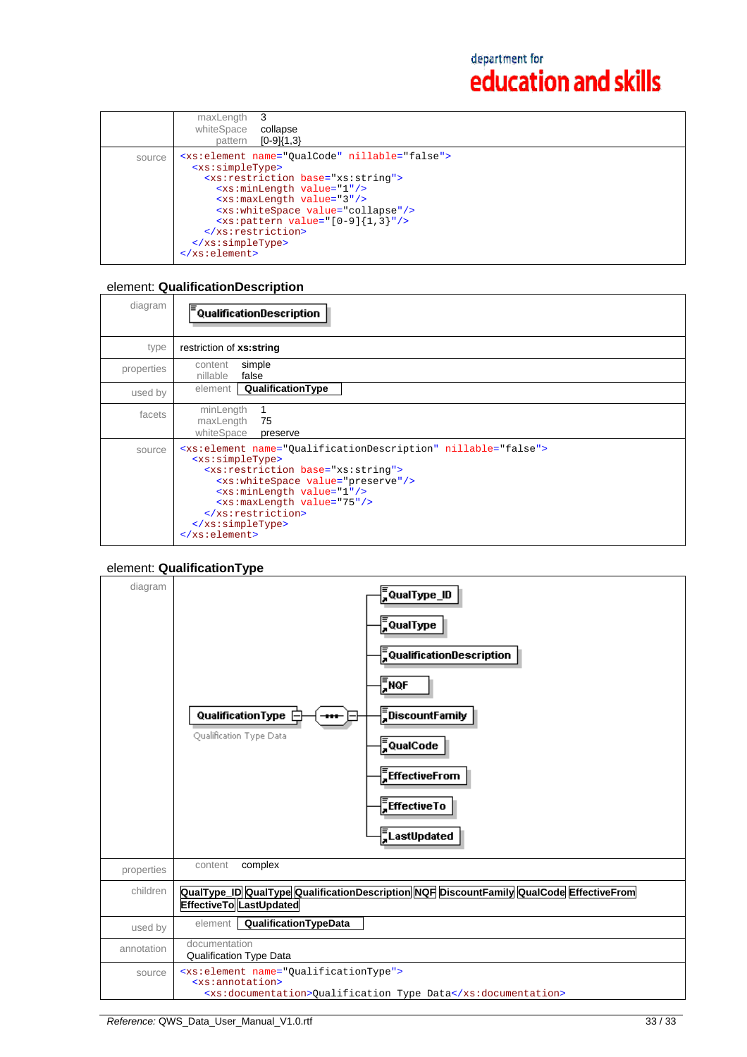| | |
|---|---|
| | maxLength 3<br>whiteSpace collapse<br>pattern [0-9]{1,3} |
| source | `<xs:element name="QualCode" nillable="false">`<br>`  <xs:simpleType>`<br>`    <xs:restriction base="xs:string">`<br>`      <xs:minLength value="1"/>`<br>`      <xs:maxLength value="3"/>`<br>`      <xs:whiteSpace value="collapse"/>`<br>`      <xs:pattern value="[0-9]{1,3}"/>`<br>`    </xs:restriction>`<br>`  </xs:simpleType>`<br>`</xs:element>` |

element: **QualificationDescription**

| | |
|---|---|
| diagram | QualificationDescription |
| type | restriction of **xs:string** |
| properties | content simple<br>nillable false |
| used by | element **QualificationType** |
| facets | minLength 1<br>maxLength 75<br>whiteSpace preserve |
| source | `<xs:element name="QualificationDescription" nillable="false">`<br>`  <xs:simpleType>`<br>`    <xs:restriction base="xs:string">`<br>`      <xs:whiteSpace value="preserve"/>`<br>`      <xs:minLength value="1"/>`<br>`      <xs:maxLength value="75"/>`<br>`    </xs:restriction>`<br>`  </xs:simpleType>`<br>`</xs:element>` |

element: **QualificationType**

| | |
|---|---|
| diagram | QualificationType (Qualification Type Data) → sequence: QualType_ID, QualType, QualificationDescription, NQF, DiscountFamily, QualCode, EffectiveFrom, EffectiveTo, LastUpdated |
| properties | content complex |
| children | **QualType_ID** **QualType** **QualificationDescription** **NQF** **DiscountFamily** **QualCode** **EffectiveFrom** **EffectiveTo** **LastUpdated** |
| used by | element **QualificationTypeData** |
| annotation | documentation<br>Qualification Type Data |
| source | `<xs:element name="QualificationType">`<br>`  <xs:annotation>`<br>`    <xs:documentation>Qualification Type Data</xs:documentation>` |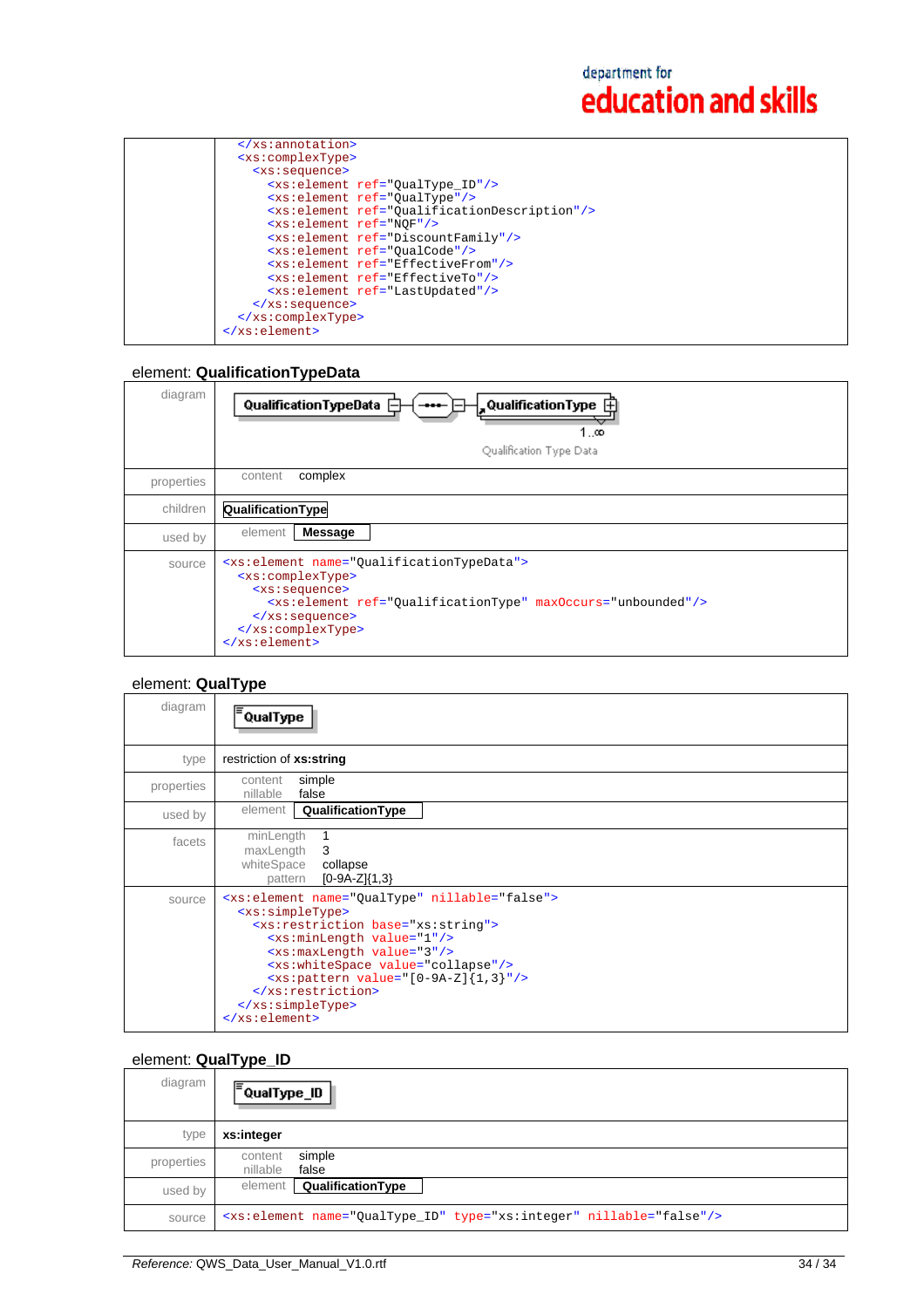| | |
|---|---|
| | ```</xs:annotation>``` |
| | ```<xs:complexType>``` |
| | ```<xs:sequence>``` |
| | ```<xs:element ref="QualType_ID"/>``` |
| | ```<xs:element ref="QualType"/>``` |
| | ```<xs:element ref="QualificationDescription"/>``` |
| | ```<xs:element ref="NQF"/>``` |
| | ```<xs:element ref="DiscountFamily"/>``` |
| | ```<xs:element ref="QualCode"/>``` |
| | ```<xs:element ref="EffectiveFrom"/>``` |
| | ```<xs:element ref="EffectiveTo"/>``` |
| | ```<xs:element ref="LastUpdated"/>``` |
| | ```</xs:sequence>``` |
| | ```</xs:complexType>``` |
| | ```</xs:element>``` |

## element: **QualificationTypeData**

| | |
|---|---|
| diagram | QualificationTypeData — QualificationType 1..∞ (Qualification Type Data) |
| properties | content complex |
| children | QualificationType |
| used by | element Message |
| source | see below |

```
<xs:element name="QualificationTypeData">
  <xs:complexType>
    <xs:sequence>
      <xs:element ref="QualificationType" maxOccurs="unbounded"/>
    </xs:sequence>
  </xs:complexType>
</xs:element>
```

## element: **QualType**

| | |
|---|---|
| diagram | QualType |
| type | restriction of **xs:string** |
| properties | content simple<br>nillable false |
| used by | element QualificationType |
| facets | minLength 1<br>maxLength 3<br>whiteSpace collapse<br>pattern [0-9A-Z]{1,3} |
| source | see below |

```
<xs:element name="QualType" nillable="false">
  <xs:simpleType>
    <xs:restriction base="xs:string">
      <xs:minLength value="1"/>
      <xs:maxLength value="3"/>
      <xs:whiteSpace value="collapse"/>
      <xs:pattern value="[0-9A-Z]{1,3}"/>
    </xs:restriction>
  </xs:simpleType>
</xs:element>
```

## element: **QualType_ID**

| | |
|---|---|
| diagram | QualType_ID |
| type | **xs:integer** |
| properties | content simple<br>nillable false |
| used by | element QualificationType |
| source | `<xs:element name="QualType_ID" type="xs:integer" nillable="false"/>` |

*Reference:* QWS_Data_User_Manual_V1.0.rtf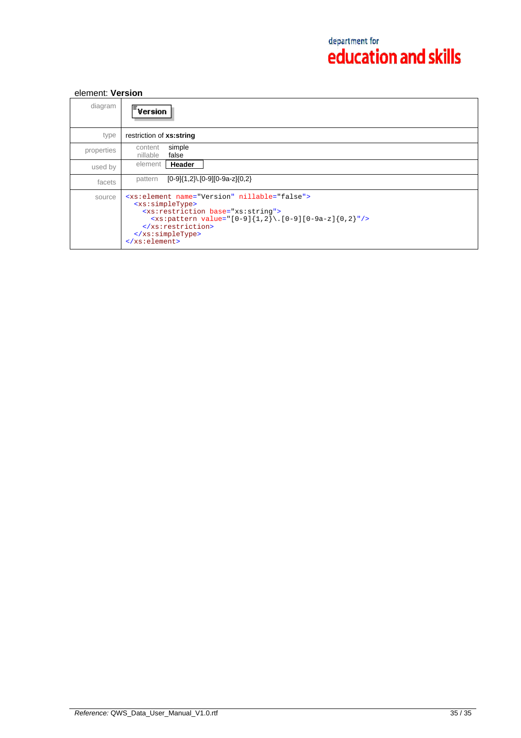element: **Version**

| | |
|---|---|
| diagram | Version |
| type | restriction of **xs:string** |
| properties | content simple<br>nillable false |
| used by | element **Header** |
| facets | pattern [0-9]{1,2}\.[0-9][0-9a-z]{0,2} |
| source | `<xs:element name="Version" nillable="false"> <xs:simpleType> <xs:restriction base="xs:string"> <xs:pattern value="[0-9]{1,2}\.[0-9][0-9a-z]{0,2}"/> </xs:restriction> </xs:simpleType> </xs:element>` |

```
<xs:element name="Version" nillable="false">
  <xs:simpleType>
    <xs:restriction base="xs:string">
      <xs:pattern value="[0-9]{1,2}\.[0-9][0-9a-z]{0,2}"/>
    </xs:restriction>
  </xs:simpleType>
</xs:element>
```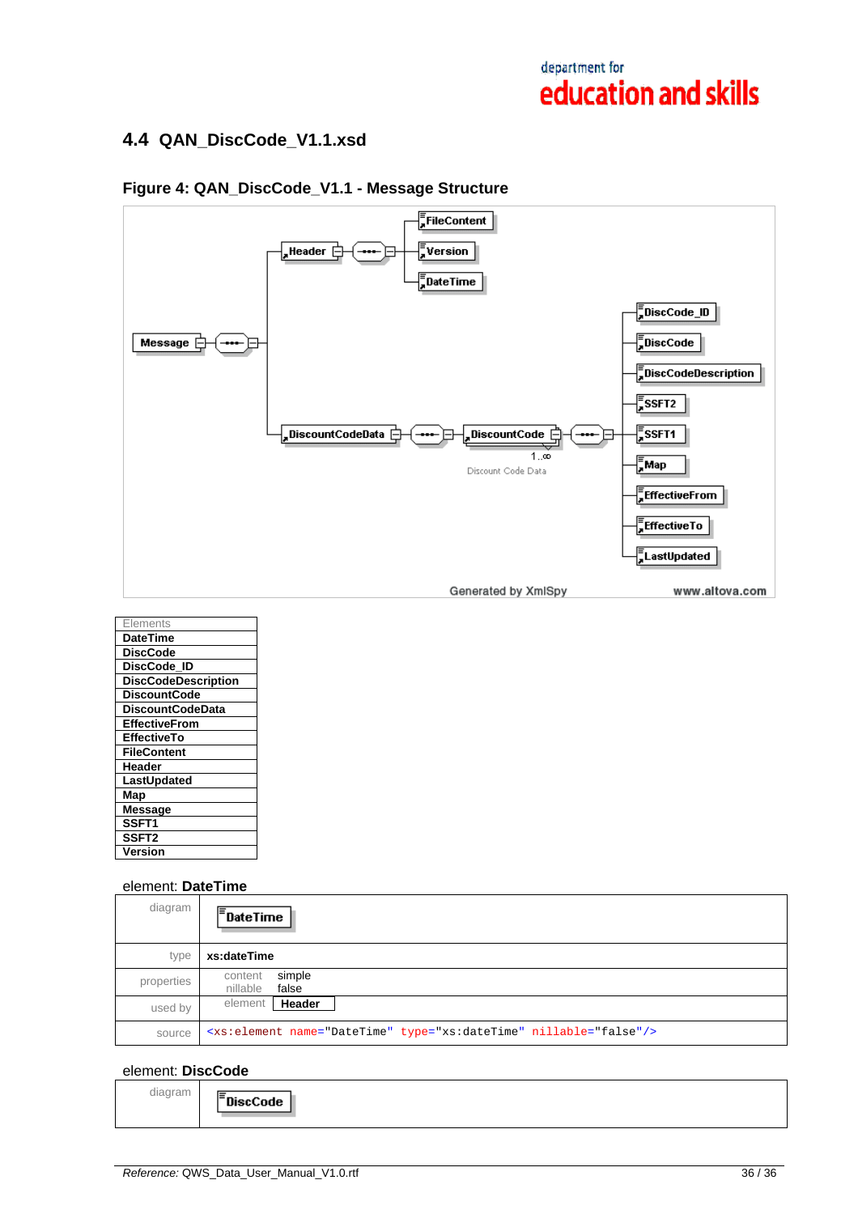## 4.4 QAN_DiscCode_V1.1.xsd

### Figure 4: QAN_DiscCode_V1.1 - Message Structure

Message

Header: FileContent, Version, DateTime

DiscountCodeData

DiscountCode (1..∞, Discount Code Data): DiscCode_ID, DiscCode, DiscCodeDescription, SSFT2, SSFT1, Map, EffectiveFrom, EffectiveTo, LastUpdated

Generated by XmlSpy www.altova.com

| Elements |
|---|
| DateTime |
| DiscCode |
| DiscCode_ID |
| DiscCodeDescription |
| DiscountCode |
| DiscountCodeData |
| EffectiveFrom |
| EffectiveTo |
| FileContent |
| Header |
| LastUpdated |
| Map |
| Message |
| SSFT1 |
| SSFT2 |
| Version |

element: **DateTime**

| | |
|---|---|
| diagram | DateTime |
| type | **xs:dateTime** |
| properties | content simple<br>nillable false |
| used by | element **Header** |
| source | `<xs:element name="DateTime" type="xs:dateTime" nillable="false"/>` |

element: **DiscCode**

| | |
|---|---|
| diagram | DiscCode |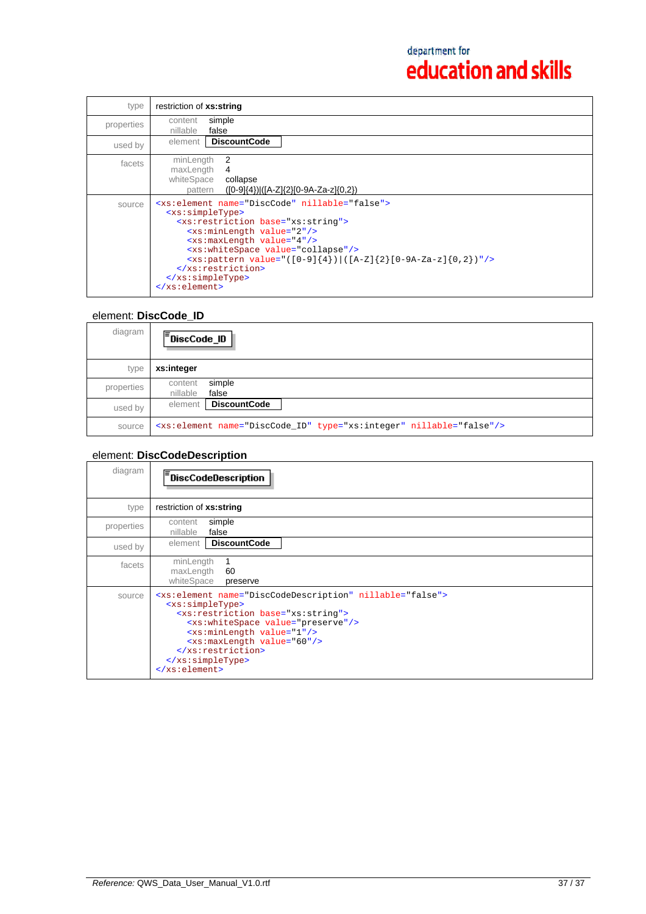| | |
|---|---|
| type | restriction of **xs:string** |
| properties | content simple<br>nillable false |
| used by | element **DiscountCode** |
| facets | minLength 2<br>maxLength 4<br>whiteSpace collapse<br>pattern ([0-9]{4})\|([A-Z]{2}[0-9A-Za-z]{0,2}) |
| source | `<xs:element name="DiscCode" nillable="false">`<br>`<xs:simpleType>`<br>`<xs:restriction base="xs:string">`<br>`<xs:minLength value="2"/>`<br>`<xs:maxLength value="4"/>`<br>`<xs:whiteSpace value="collapse"/>`<br>`<xs:pattern value="([0-9]{4})\|([A-Z]{2}[0-9A-Za-z]{0,2})"/>`<br>`</xs:restriction>`<br>`</xs:simpleType>`<br>`</xs:element>` |

## element: **DiscCode_ID**

| | |
|---|---|
| diagram | **DiscCode_ID** |
| type | **xs:integer** |
| properties | content simple<br>nillable false |
| used by | element **DiscountCode** |
| source | `<xs:element name="DiscCode_ID" type="xs:integer" nillable="false"/>` |

## element: **DiscCodeDescription**

| | |
|---|---|
| diagram | **DiscCodeDescription** |
| type | restriction of **xs:string** |
| properties | content simple<br>nillable false |
| used by | element **DiscountCode** |
| facets | minLength 1<br>maxLength 60<br>whiteSpace preserve |
| source | `<xs:element name="DiscCodeDescription" nillable="false">`<br>`<xs:simpleType>`<br>`<xs:restriction base="xs:string">`<br>`<xs:whiteSpace value="preserve"/>`<br>`<xs:minLength value="1"/>`<br>`<xs:maxLength value="60"/>`<br>`</xs:restriction>`<br>`</xs:simpleType>`<br>`</xs:element>` |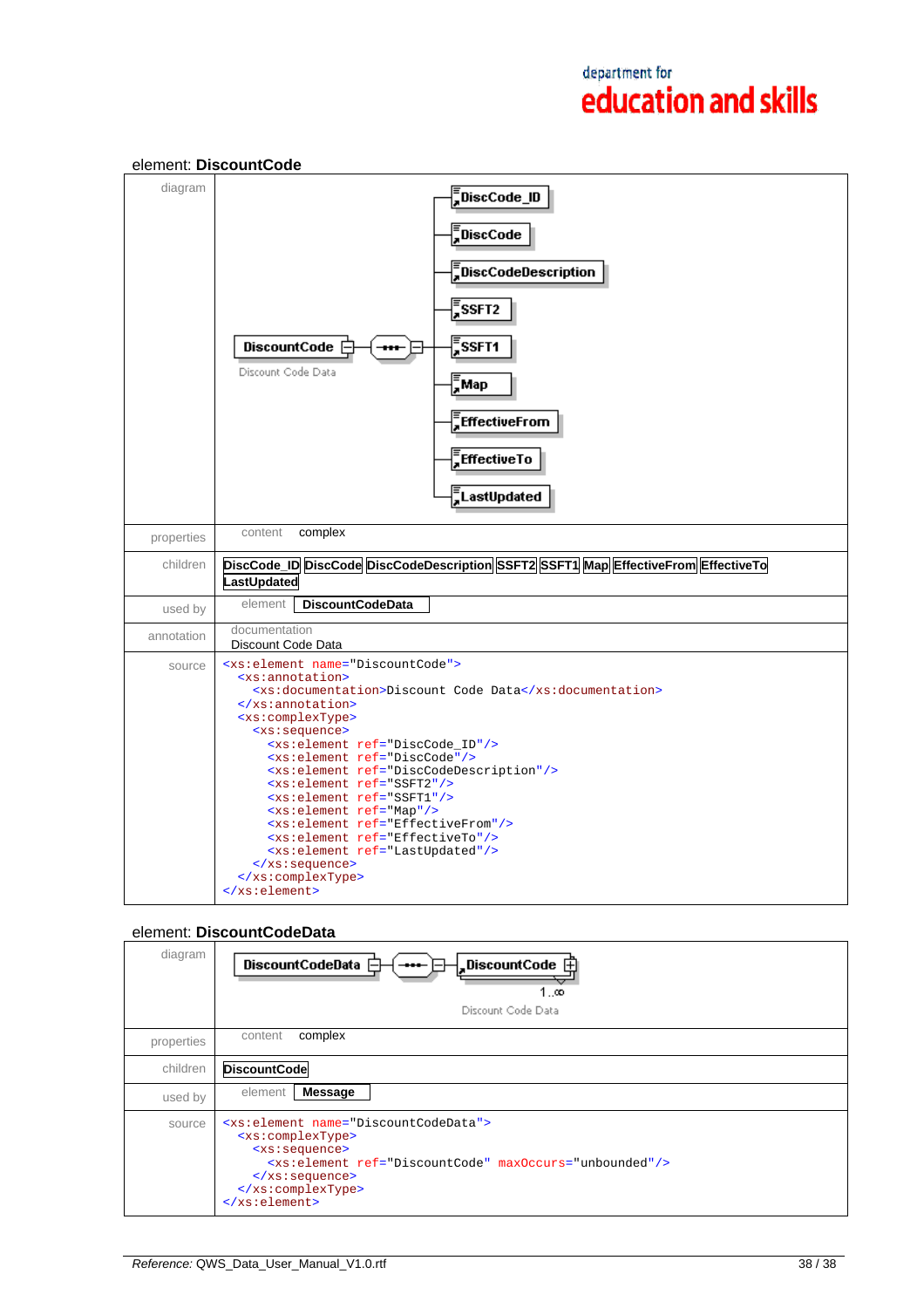## element: **DiscountCode**

| | |
|---|---|
| diagram | DiscountCode — Discount Code Data; children: DiscCode_ID, DiscCode, DiscCodeDescription, SSFT2, SSFT1, Map, EffectiveFrom, EffectiveTo, LastUpdated |
| properties | content complex |
| children | DiscCode_ID DiscCode DiscCodeDescription SSFT2 SSFT1 Map EffectiveFrom EffectiveTo LastUpdated |
| used by | element DiscountCodeData |
| annotation | documentation Discount Code Data |
| source | see below |

```
<xs:element name="DiscountCode">
  <xs:annotation>
    <xs:documentation>Discount Code Data</xs:documentation>
  </xs:annotation>
  <xs:complexType>
    <xs:sequence>
      <xs:element ref="DiscCode_ID"/>
      <xs:element ref="DiscCode"/>
      <xs:element ref="DiscCodeDescription"/>
      <xs:element ref="SSFT2"/>
      <xs:element ref="SSFT1"/>
      <xs:element ref="Map"/>
      <xs:element ref="EffectiveFrom"/>
      <xs:element ref="EffectiveTo"/>
      <xs:element ref="LastUpdated"/>
    </xs:sequence>
  </xs:complexType>
</xs:element>
```

## element: **DiscountCodeData**

| | |
|---|---|
| diagram | DiscountCodeData; child: DiscountCode 1..∞ — Discount Code Data |
| properties | content complex |
| children | DiscountCode |
| used by | element Message |
| source | see below |

```
<xs:element name="DiscountCodeData">
  <xs:complexType>
    <xs:sequence>
      <xs:element ref="DiscountCode" maxOccurs="unbounded"/>
    </xs:sequence>
  </xs:complexType>
</xs:element>
```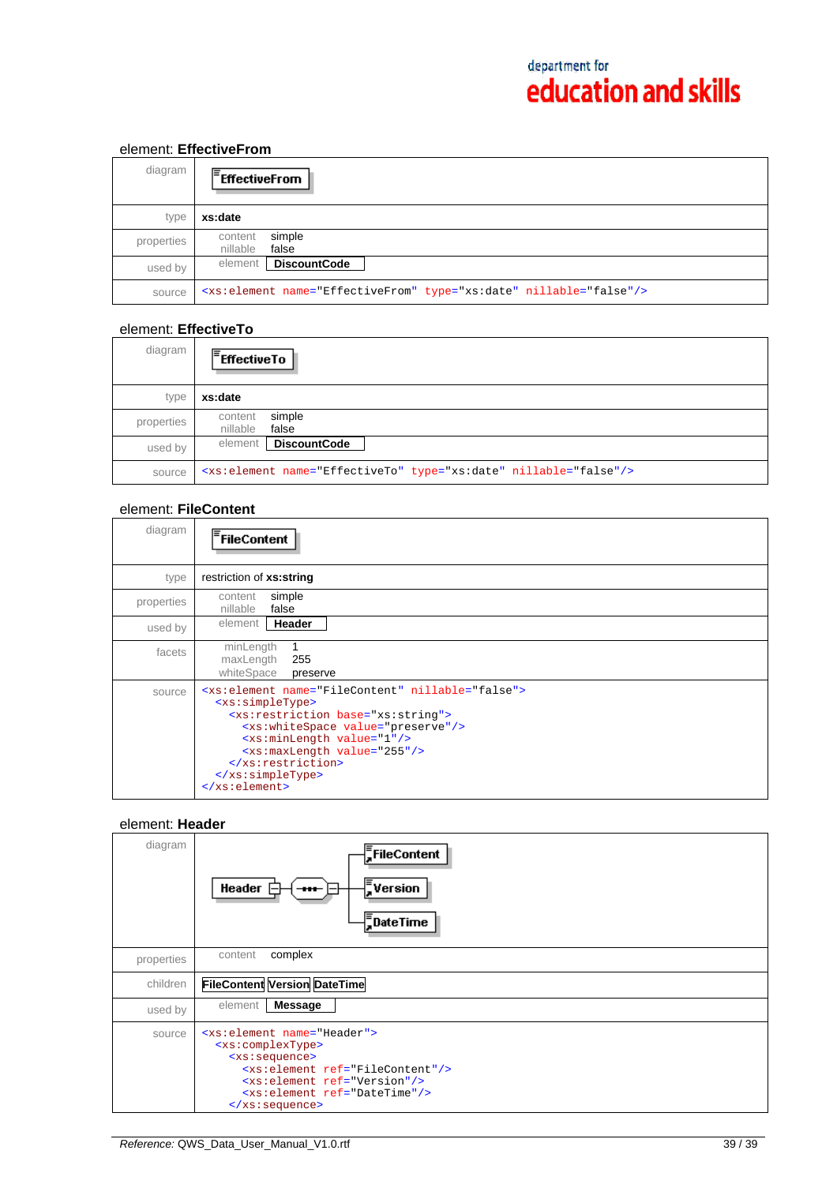## element: EffectiveFrom

| | |
|---|---|
| diagram | EffectiveFrom |
| type | **xs:date** |
| properties | content simple<br>nillable false |
| used by | element **DiscountCode** |
| source | `<xs:element name="EffectiveFrom" type="xs:date" nillable="false"/>` |

## element: EffectiveTo

| | |
|---|---|
| diagram | EffectiveTo |
| type | **xs:date** |
| properties | content simple<br>nillable false |
| used by | element **DiscountCode** |
| source | `<xs:element name="EffectiveTo" type="xs:date" nillable="false"/>` |

## element: FileContent

| | |
|---|---|
| diagram | FileContent |
| type | restriction of **xs:string** |
| properties | content simple<br>nillable false |
| used by | element **Header** |
| facets | minLength 1<br>maxLength 255<br>whiteSpace preserve |

source:

```
<xs:element name="FileContent" nillable="false">
  <xs:simpleType>
    <xs:restriction base="xs:string">
      <xs:whiteSpace value="preserve"/>
      <xs:minLength value="1"/>
      <xs:maxLength value="255"/>
    </xs:restriction>
  </xs:simpleType>
</xs:element>
```

## element: Header

| | |
|---|---|
| diagram | Header → sequence → FileContent, Version, DateTime |
| properties | content complex |
| children | **FileContent** **Version** **DateTime** |
| used by | element **Message** |

source:

```
<xs:element name="Header">
  <xs:complexType>
    <xs:sequence>
      <xs:element ref="FileContent"/>
      <xs:element ref="Version"/>
      <xs:element ref="DateTime"/>
    </xs:sequence>
```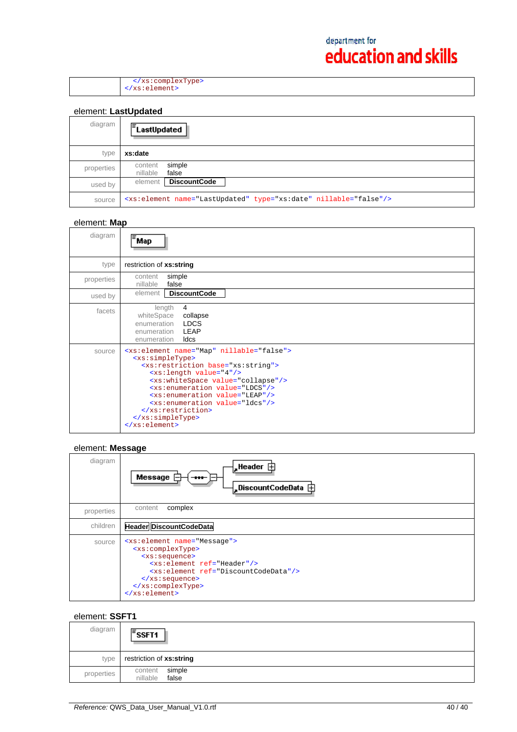| | |
|---|---|
| | ```</xs:complexType>```<br>```</xs:element>``` |

element: **LastUpdated**

| | |
|---|---|
| diagram | LastUpdated |
| type | **xs:date** |
| properties | content simple<br>nillable false |
| used by | element **DiscountCode** |
| source | `<xs:element name="LastUpdated" type="xs:date" nillable="false"/>` |

element: **Map**

| | |
|---|---|
| diagram | Map |
| type | restriction of **xs:string** |
| properties | content simple<br>nillable false |
| used by | element **DiscountCode** |
| facets | length 4<br>whiteSpace collapse<br>enumeration LDCS<br>enumeration LEAP<br>enumeration ldcs |
| source | see below |

```
<xs:element name="Map" nillable="false">
  <xs:simpleType>
    <xs:restriction base="xs:string">
      <xs:length value="4"/>
      <xs:whiteSpace value="collapse"/>
      <xs:enumeration value="LDCS"/>
      <xs:enumeration value="LEAP"/>
      <xs:enumeration value="ldcs"/>
    </xs:restriction>
  </xs:simpleType>
</xs:element>
```

element: **Message**

| | |
|---|---|
| diagram | Message → Header, DiscountCodeData |
| properties | content complex |
| children | **Header** **DiscountCodeData** |
| source | see below |

```
<xs:element name="Message">
  <xs:complexType>
    <xs:sequence>
      <xs:element ref="Header"/>
      <xs:element ref="DiscountCodeData"/>
    </xs:sequence>
  </xs:complexType>
</xs:element>
```

element: **SSFT1**

| | |
|---|---|
| diagram | SSFT1 |
| type | restriction of **xs:string** |
| properties | content simple<br>nillable false |

*Reference:* QWS_Data_User_Manual_V1.0.rtf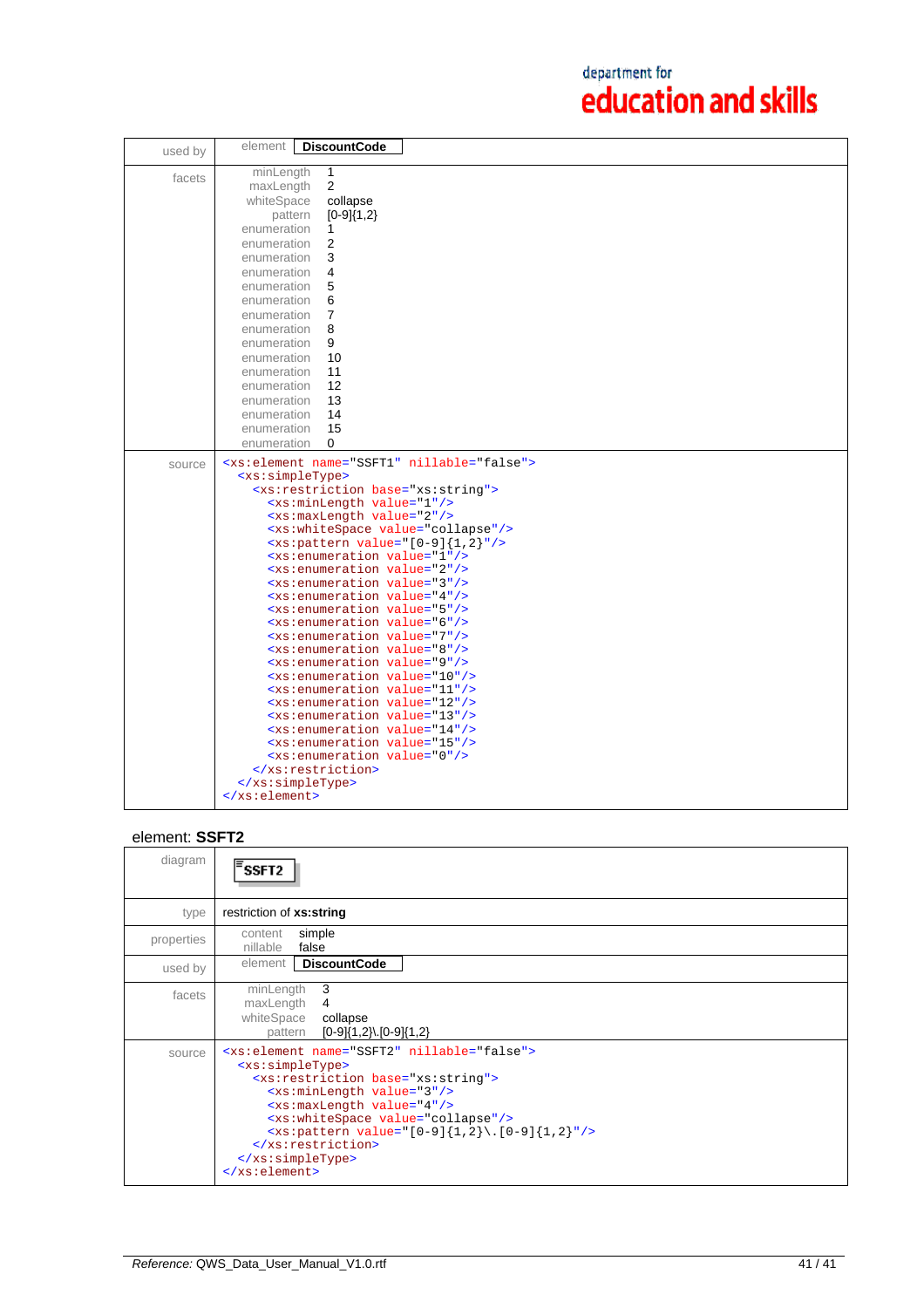| | |
|---|---|
| used by | element **DiscountCode** |
| facets | minLength 1<br>maxLength 2<br>whiteSpace collapse<br>pattern [0-9]{1,2}<br>enumeration 1<br>enumeration 2<br>enumeration 3<br>enumeration 4<br>enumeration 5<br>enumeration 6<br>enumeration 7<br>enumeration 8<br>enumeration 9<br>enumeration 10<br>enumeration 11<br>enumeration 12<br>enumeration 13<br>enumeration 14<br>enumeration 15<br>enumeration 0 |

source

```
<xs:element name="SSFT1" nillable="false">
  <xs:simpleType>
    <xs:restriction base="xs:string">
      <xs:minLength value="1"/>
      <xs:maxLength value="2"/>
      <xs:whiteSpace value="collapse"/>
      <xs:pattern value="[0-9]{1,2}"/>
      <xs:enumeration value="1"/>
      <xs:enumeration value="2"/>
      <xs:enumeration value="3"/>
      <xs:enumeration value="4"/>
      <xs:enumeration value="5"/>
      <xs:enumeration value="6"/>
      <xs:enumeration value="7"/>
      <xs:enumeration value="8"/>
      <xs:enumeration value="9"/>
      <xs:enumeration value="10"/>
      <xs:enumeration value="11"/>
      <xs:enumeration value="12"/>
      <xs:enumeration value="13"/>
      <xs:enumeration value="14"/>
      <xs:enumeration value="15"/>
      <xs:enumeration value="0"/>
    </xs:restriction>
  </xs:simpleType>
</xs:element>
```

## element: SSFT2

| | |
|---|---|
| diagram | **SSFT2** |
| type | restriction of **xs:string** |
| properties | content simple<br>nillable false |
| used by | element **DiscountCode** |
| facets | minLength 3<br>maxLength 4<br>whiteSpace collapse<br>pattern [0-9]{1,2}\.[0-9]{1,2} |

source

```
<xs:element name="SSFT2" nillable="false">
  <xs:simpleType>
    <xs:restriction base="xs:string">
      <xs:minLength value="3"/>
      <xs:maxLength value="4"/>
      <xs:whiteSpace value="collapse"/>
      <xs:pattern value="[0-9]{1,2}\.[0-9]{1,2}"/>
    </xs:restriction>
  </xs:simpleType>
</xs:element>
```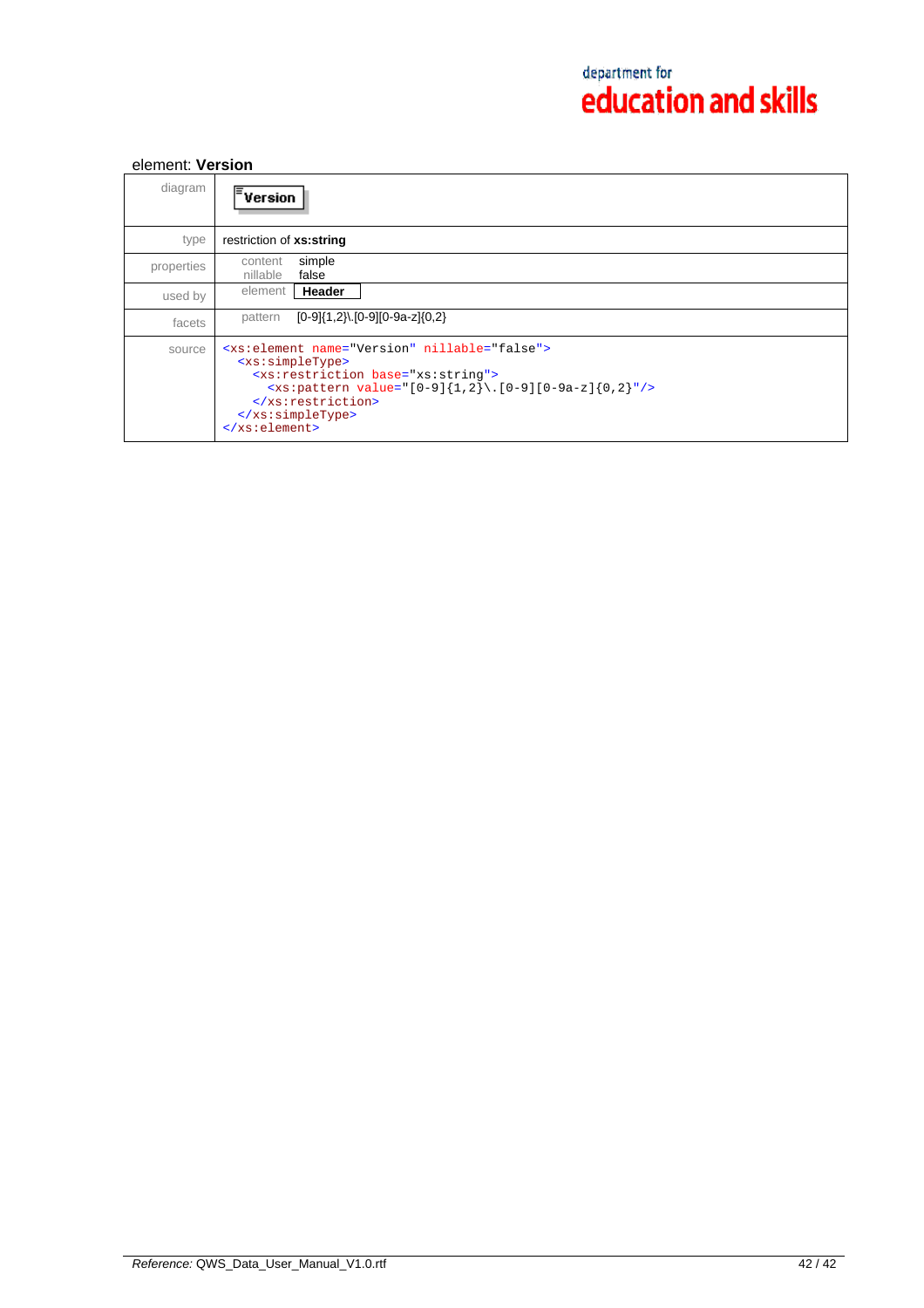element: **Version**

| | |
|---|---|
| diagram | **Version** |
| type | restriction of **xs:string** |
| properties | content simple<br>nillable false |
| used by | element **Header** |
| facets | pattern [0-9]{1,2}\.[0-9][0-9a-z]{0,2} |
| source | `<xs:element name="Version" nillable="false">`<br>`<xs:simpleType>`<br>`<xs:restriction base="xs:string">`<br>`<xs:pattern value="[0-9]{1,2}\.[0-9][0-9a-z]{0,2}"/>`<br>`</xs:restriction>`<br>`</xs:simpleType>`<br>`</xs:element>` |

```
<xs:element name="Version" nillable="false">
  <xs:simpleType>
    <xs:restriction base="xs:string">
      <xs:pattern value="[0-9]{1,2}\.[0-9][0-9a-z]{0,2}"/>
    </xs:restriction>
  </xs:simpleType>
</xs:element>
```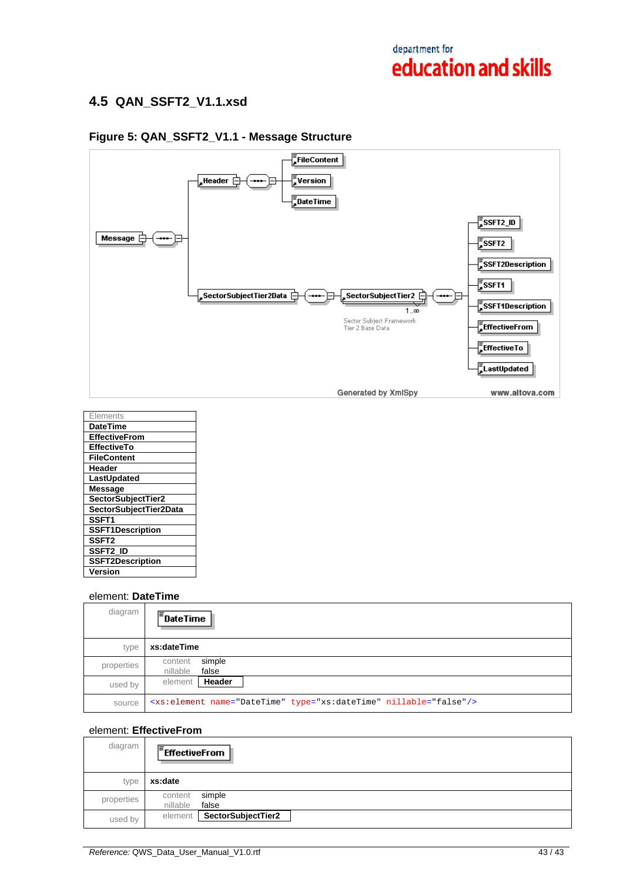## 4.5 QAN_SSFT2_V1.1.xsd

### Figure 5: QAN_SSFT2_V1.1 - Message Structure

| Elements |
|---|
| DateTime |
| EffectiveFrom |
| EffectiveTo |
| FileContent |
| Header |
| LastUpdated |
| Message |
| SectorSubjectTier2 |
| SectorSubjectTier2Data |
| SSFT1 |
| SSFT1Description |
| SSFT2 |
| SSFT2_ID |
| SSFT2Description |
| Version |

element: **DateTime**

| | |
|---|---|
| diagram | DateTime |
| type | **xs:dateTime** |
| properties | content simple<br>nillable false |
| used by | element **Header** |
| source | `<xs:element name="DateTime" type="xs:dateTime" nillable="false"/>` |

element: **EffectiveFrom**

| | |
|---|---|
| diagram | EffectiveFrom |
| type | **xs:date** |
| properties | content simple<br>nillable false |
| used by | element **SectorSubjectTier2** |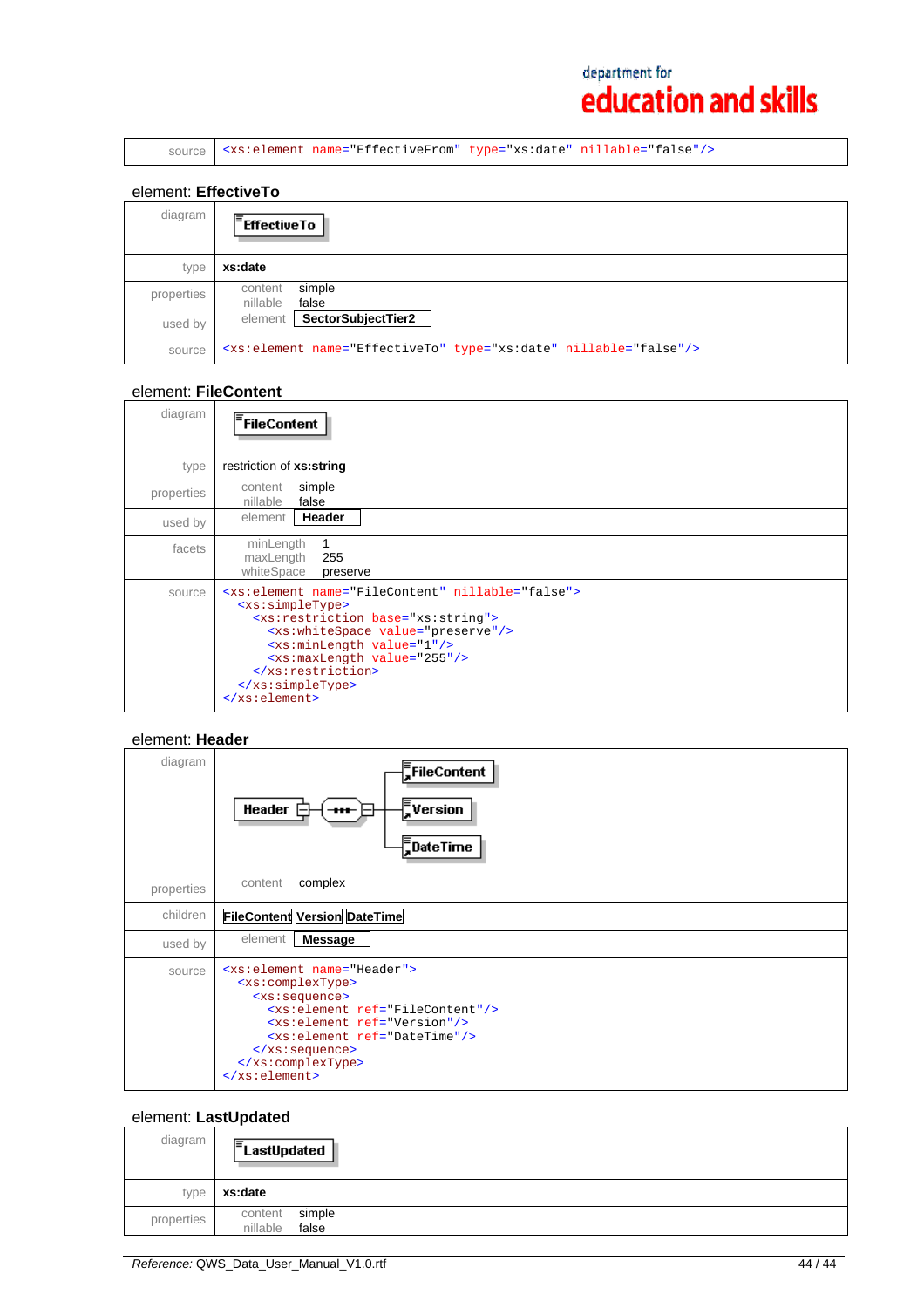| | |
|---|---|
| source | `<xs:element name="EffectiveFrom" type="xs:date" nillable="false"/>` |

## element: **EffectiveTo**

| | |
|---|---|
| diagram | EffectiveTo |
| type | **xs:date** |
| properties | content simple<br>nillable false |
| used by | element **SectorSubjectTier2** |
| source | `<xs:element name="EffectiveTo" type="xs:date" nillable="false"/>` |

## element: **FileContent**

| | |
|---|---|
| diagram | FileContent |
| type | restriction of **xs:string** |
| properties | content simple<br>nillable false |
| used by | element **Header** |
| facets | minLength 1<br>maxLength 255<br>whiteSpace preserve |

source

```
<xs:element name="FileContent" nillable="false">
  <xs:simpleType>
    <xs:restriction base="xs:string">
      <xs:whiteSpace value="preserve"/>
      <xs:minLength value="1"/>
      <xs:maxLength value="255"/>
    </xs:restriction>
  </xs:simpleType>
</xs:element>
```

## element: **Header**

| | |
|---|---|
| diagram | Header → sequence → FileContent, Version, DateTime |
| properties | content complex |
| children | **FileContent** **Version** **DateTime** |
| used by | element **Message** |

source

```
<xs:element name="Header">
  <xs:complexType>
    <xs:sequence>
      <xs:element ref="FileContent"/>
      <xs:element ref="Version"/>
      <xs:element ref="DateTime"/>
    </xs:sequence>
  </xs:complexType>
</xs:element>
```

## element: **LastUpdated**

| | |
|---|---|
| diagram | LastUpdated |
| type | **xs:date** |
| properties | content simple<br>nillable false |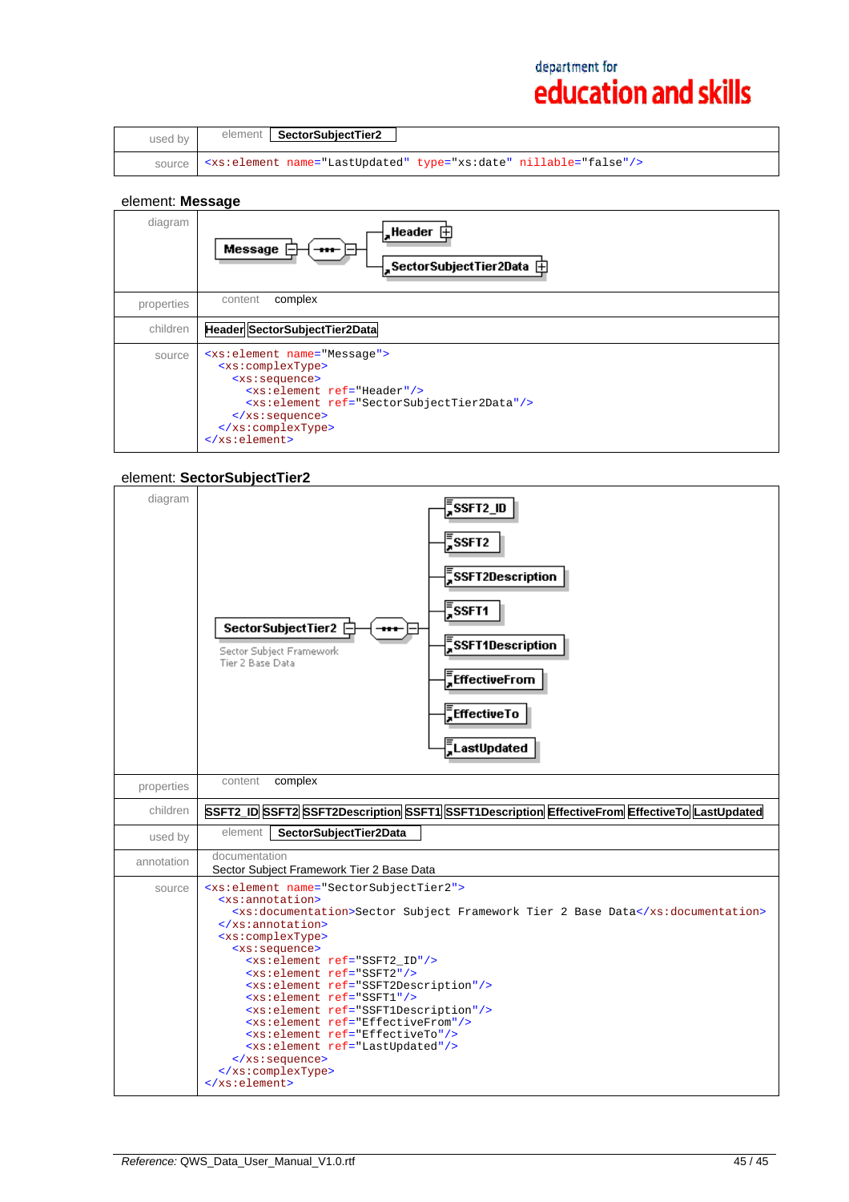| | |
|---|---|
| used by | element **SectorSubjectTier2** |
| source | `<xs:element name="LastUpdated" type="xs:date" nillable="false"/>` |

## element: **Message**

| | |
|---|---|
| diagram | Message → sequence → Header, SectorSubjectTier2Data |
| properties | content complex |
| children | **Header** **SectorSubjectTier2Data** |
| source | see below |

```
<xs:element name="Message">
  <xs:complexType>
    <xs:sequence>
      <xs:element ref="Header"/>
      <xs:element ref="SectorSubjectTier2Data"/>
    </xs:sequence>
  </xs:complexType>
</xs:element>
```

## element: **SectorSubjectTier2**

| | |
|---|---|
| diagram | SectorSubjectTier2 (Sector Subject Framework Tier 2 Base Data) → sequence → SSFT2_ID, SSFT2, SSFT2Description, SSFT1, SSFT1Description, EffectiveFrom, EffectiveTo, LastUpdated |
| properties | content complex |
| children | **SSFT2_ID** **SSFT2** **SSFT2Description** **SSFT1** **SSFT1Description** **EffectiveFrom** **EffectiveTo** **LastUpdated** |
| used by | element **SectorSubjectTier2Data** |
| annotation | documentation<br>Sector Subject Framework Tier 2 Base Data |
| source | see below |

```
<xs:element name="SectorSubjectTier2">
  <xs:annotation>
    <xs:documentation>Sector Subject Framework Tier 2 Base Data</xs:documentation>
  </xs:annotation>
  <xs:complexType>
    <xs:sequence>
      <xs:element ref="SSFT2_ID"/>
      <xs:element ref="SSFT2"/>
      <xs:element ref="SSFT2Description"/>
      <xs:element ref="SSFT1"/>
      <xs:element ref="SSFT1Description"/>
      <xs:element ref="EffectiveFrom"/>
      <xs:element ref="EffectiveTo"/>
      <xs:element ref="LastUpdated"/>
    </xs:sequence>
  </xs:complexType>
</xs:element>
```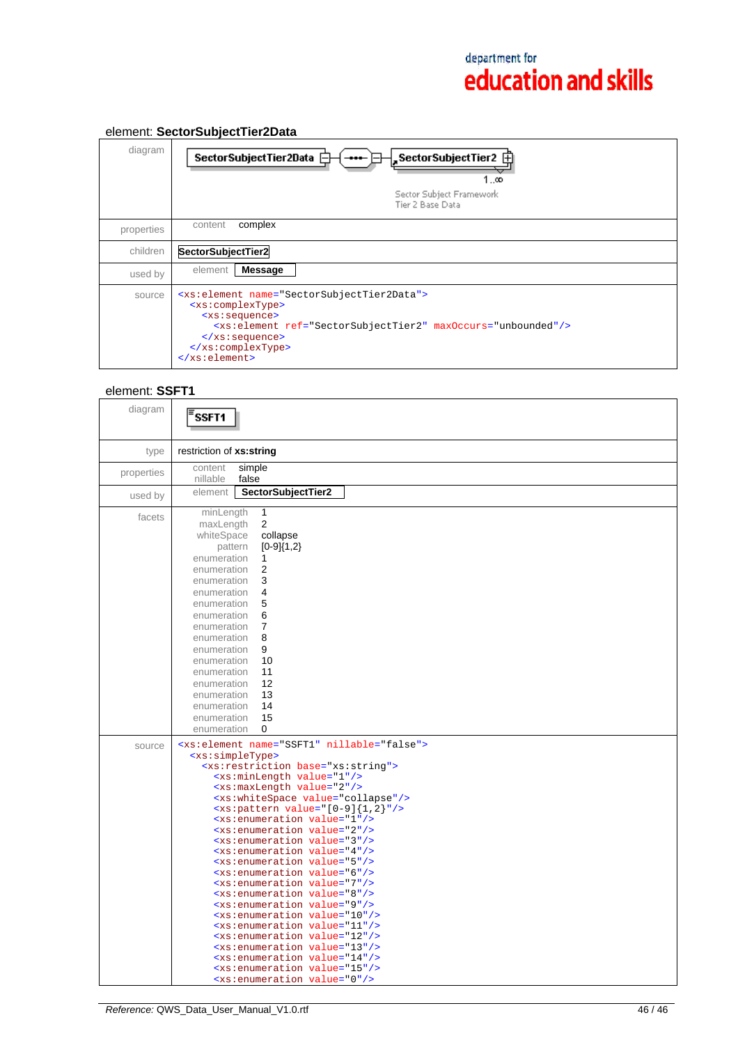## element: **SectorSubjectTier2Data**

| | |
|---|---|
| diagram | SectorSubjectTier2Data — SectorSubjectTier2 (1..∞) Sector Subject Framework Tier 2 Base Data |
| properties | content complex |
| children | SectorSubjectTier2 |
| used by | element Message |
| source | see below |

```
<xs:element name="SectorSubjectTier2Data">
  <xs:complexType>
    <xs:sequence>
      <xs:element ref="SectorSubjectTier2" maxOccurs="unbounded"/>
    </xs:sequence>
  </xs:complexType>
</xs:element>
```

## element: **SSFT1**

| | |
|---|---|
| diagram | SSFT1 |
| type | restriction of **xs:string** |
| properties | content simple<br>nillable false |
| used by | element SectorSubjectTier2 |
| facets | minLength 1<br>maxLength 2<br>whiteSpace collapse<br>pattern [0-9]{1,2}<br>enumeration 1<br>enumeration 2<br>enumeration 3<br>enumeration 4<br>enumeration 5<br>enumeration 6<br>enumeration 7<br>enumeration 8<br>enumeration 9<br>enumeration 10<br>enumeration 11<br>enumeration 12<br>enumeration 13<br>enumeration 14<br>enumeration 15<br>enumeration 0 |
| source | see below |

```
<xs:element name="SSFT1" nillable="false">
  <xs:simpleType>
    <xs:restriction base="xs:string">
      <xs:minLength value="1"/>
      <xs:maxLength value="2"/>
      <xs:whiteSpace value="collapse"/>
      <xs:pattern value="[0-9]{1,2}"/>
      <xs:enumeration value="1"/>
      <xs:enumeration value="2"/>
      <xs:enumeration value="3"/>
      <xs:enumeration value="4"/>
      <xs:enumeration value="5"/>
      <xs:enumeration value="6"/>
      <xs:enumeration value="7"/>
      <xs:enumeration value="8"/>
      <xs:enumeration value="9"/>
      <xs:enumeration value="10"/>
      <xs:enumeration value="11"/>
      <xs:enumeration value="12"/>
      <xs:enumeration value="13"/>
      <xs:enumeration value="14"/>
      <xs:enumeration value="15"/>
      <xs:enumeration value="0"/>
```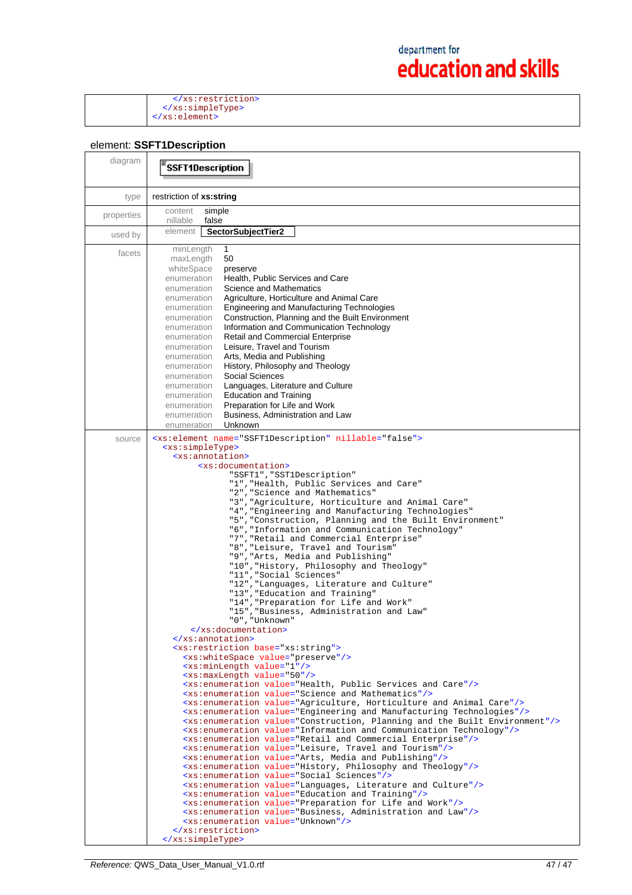| | |
|---|---|
| | ```</xs:restriction>  </xs:simpleType> </xs:element>``` |

### element: SSFT1Description

| | |
|---|---|
| diagram | SSFT1Description |
| type | restriction of **xs:string** |
| properties | content simple<br>nillable false |
| used by | element **SectorSubjectTier2** |
| facets | minLength 1<br>maxLength 50<br>whiteSpace preserve<br>enumeration Health, Public Services and Care<br>enumeration Science and Mathematics<br>enumeration Agriculture, Horticulture and Animal Care<br>enumeration Engineering and Manufacturing Technologies<br>enumeration Construction, Planning and the Built Environment<br>enumeration Information and Communication Technology<br>enumeration Retail and Commercial Enterprise<br>enumeration Leisure, Travel and Tourism<br>enumeration Arts, Media and Publishing<br>enumeration History, Philosophy and Theology<br>enumeration Social Sciences<br>enumeration Languages, Literature and Culture<br>enumeration Education and Training<br>enumeration Preparation for Life and Work<br>enumeration Business, Administration and Law<br>enumeration Unknown |
| source | see below |

```
<xs:element name="SSFT1Description" nillable="false">
  <xs:simpleType>
    <xs:annotation>
      <xs:documentation>
        "SSFT1","SST1Description"
        "1","Health, Public Services and Care"
        "2","Science and Mathematics"
        "3","Agriculture, Horticulture and Animal Care"
        "4","Engineering and Manufacturing Technologies"
        "5","Construction, Planning and the Built Environment"
        "6","Information and Communication Technology"
        "7","Retail and Commercial Enterprise"
        "8","Leisure, Travel and Tourism"
        "9","Arts, Media and Publishing"
        "10","History, Philosophy and Theology"
        "11","Social Sciences"
        "12","Languages, Literature and Culture"
        "13","Education and Training"
        "14","Preparation for Life and Work"
        "15","Business, Administration and Law"
        "0","Unknown"
      </xs:documentation>
    </xs:annotation>
    <xs:restriction base="xs:string">
      <xs:whiteSpace value="preserve"/>
      <xs:minLength value="1"/>
      <xs:maxLength value="50"/>
      <xs:enumeration value="Health, Public Services and Care"/>
      <xs:enumeration value="Science and Mathematics"/>
      <xs:enumeration value="Agriculture, Horticulture and Animal Care"/>
      <xs:enumeration value="Engineering and Manufacturing Technologies"/>
      <xs:enumeration value="Construction, Planning and the Built Environment"/>
      <xs:enumeration value="Information and Communication Technology"/>
      <xs:enumeration value="Retail and Commercial Enterprise"/>
      <xs:enumeration value="Leisure, Travel and Tourism"/>
      <xs:enumeration value="Arts, Media and Publishing"/>
      <xs:enumeration value="History, Philosophy and Theology"/>
      <xs:enumeration value="Social Sciences"/>
      <xs:enumeration value="Languages, Literature and Culture"/>
      <xs:enumeration value="Education and Training"/>
      <xs:enumeration value="Preparation for Life and Work"/>
      <xs:enumeration value="Business, Administration and Law"/>
      <xs:enumeration value="Unknown"/>
    </xs:restriction>
  </xs:simpleType>
```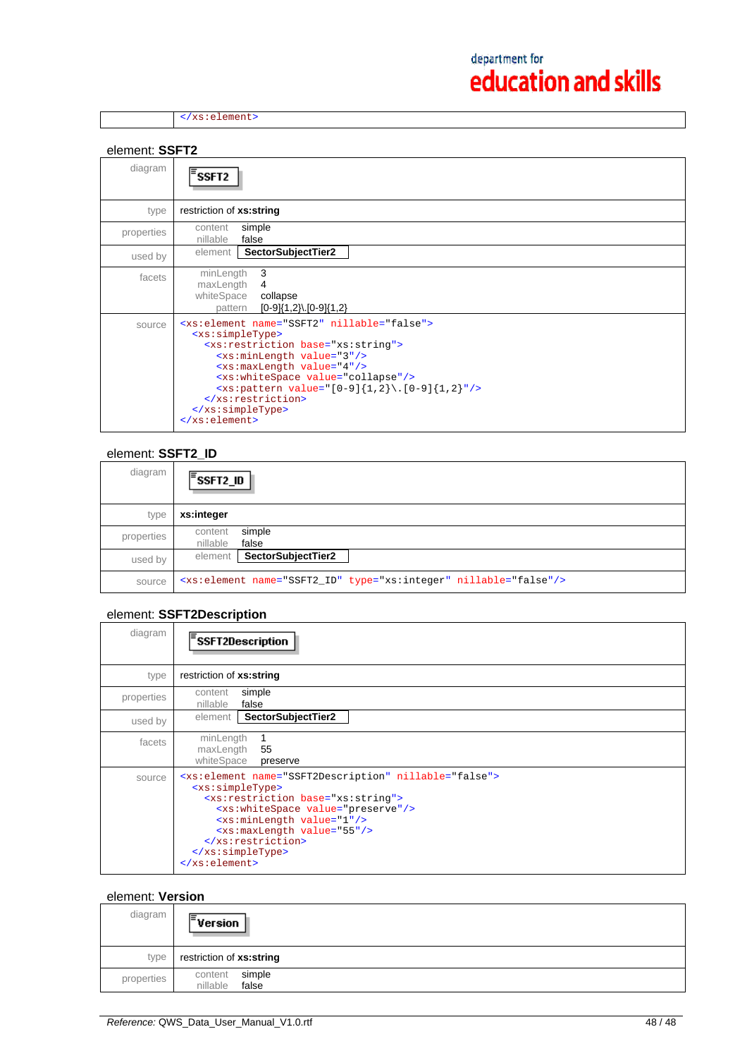| | |
|---|---|
| | `</xs:element>` |

## element: **SSFT2**

| | |
|---|---|
| diagram | SSFT2 |
| type | restriction of **xs:string** |
| properties | content simple<br>nillable false |
| used by | element **SectorSubjectTier2** |
| facets | minLength 3<br>maxLength 4<br>whiteSpace collapse<br>pattern [0-9]{1,2}\.[0-9]{1,2} |
| source | see below |

```
<xs:element name="SSFT2" nillable="false">
  <xs:simpleType>
    <xs:restriction base="xs:string">
      <xs:minLength value="3"/>
      <xs:maxLength value="4"/>
      <xs:whiteSpace value="collapse"/>
      <xs:pattern value="[0-9]{1,2}\.[0-9]{1,2}"/>
    </xs:restriction>
  </xs:simpleType>
</xs:element>
```

## element: **SSFT2_ID**

| | |
|---|---|
| diagram | SSFT2_ID |
| type | **xs:integer** |
| properties | content simple<br>nillable false |
| used by | element **SectorSubjectTier2** |
| source | see below |

```
<xs:element name="SSFT2_ID" type="xs:integer" nillable="false"/>
```

## element: **SSFT2Description**

| | |
|---|---|
| diagram | SSFT2Description |
| type | restriction of **xs:string** |
| properties | content simple<br>nillable false |
| used by | element **SectorSubjectTier2** |
| facets | minLength 1<br>maxLength 55<br>whiteSpace preserve |
| source | see below |

```
<xs:element name="SSFT2Description" nillable="false">
  <xs:simpleType>
    <xs:restriction base="xs:string">
      <xs:whiteSpace value="preserve"/>
      <xs:minLength value="1"/>
      <xs:maxLength value="55"/>
    </xs:restriction>
  </xs:simpleType>
</xs:element>
```

## element: **Version**

| | |
|---|---|
| diagram | Version |
| type | restriction of **xs:string** |
| properties | content simple<br>nillable false |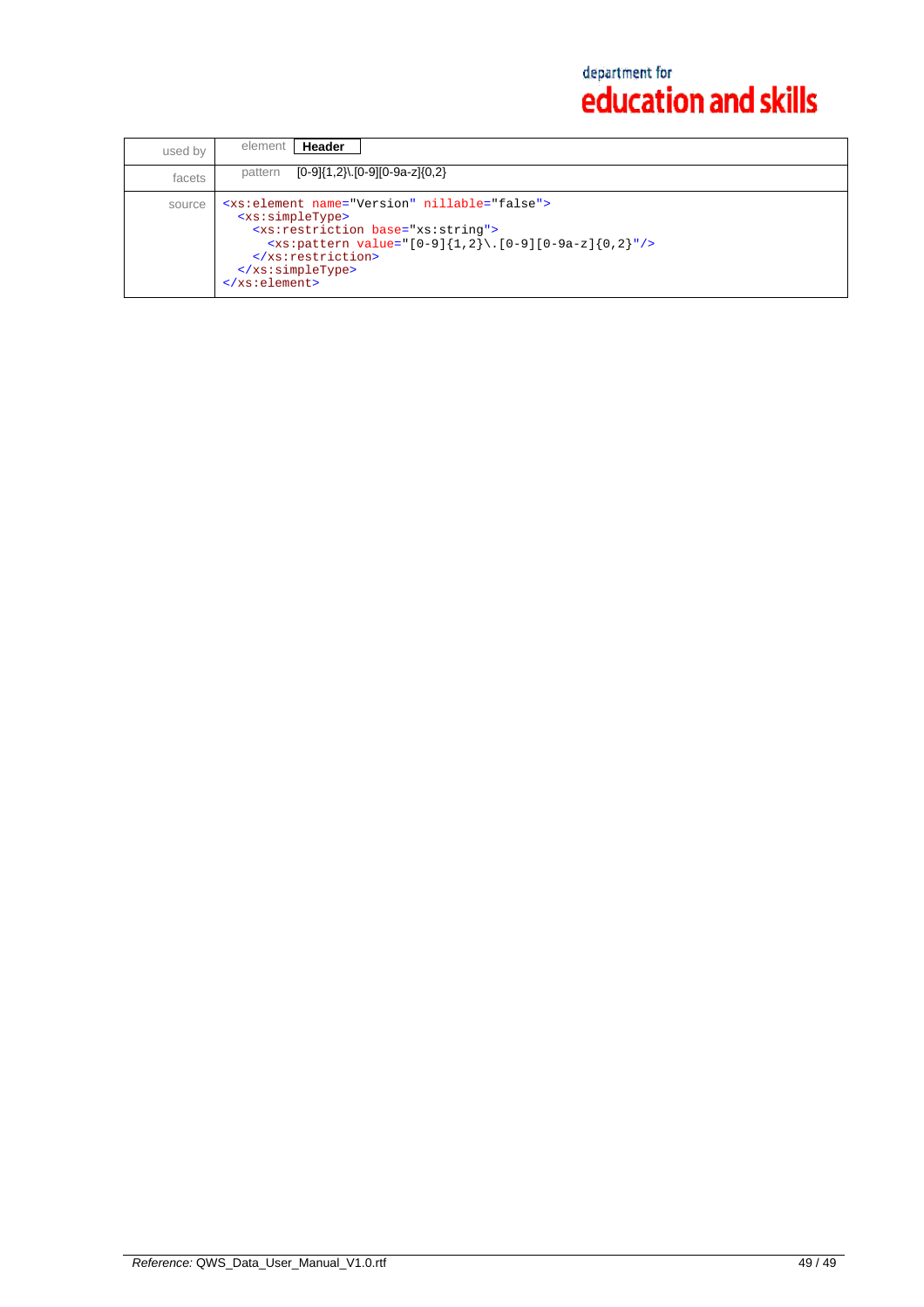| used by | element **Header** |
| --- | --- |
| facets | pattern [0-9]{1,2}\.[0-9][0-9a-z]{0,2} |
| source | `<xs:element name="Version" nillable="false"> <xs:simpleType> <xs:restriction base="xs:string"> <xs:pattern value="[0-9]{1,2}\.[0-9][0-9a-z]{0,2}"/> </xs:restriction> </xs:simpleType> </xs:element>` |

```
<xs:element name="Version" nillable="false">
  <xs:simpleType>
    <xs:restriction base="xs:string">
      <xs:pattern value="[0-9]{1,2}\.[0-9][0-9a-z]{0,2}"/>
    </xs:restriction>
  </xs:simpleType>
</xs:element>
```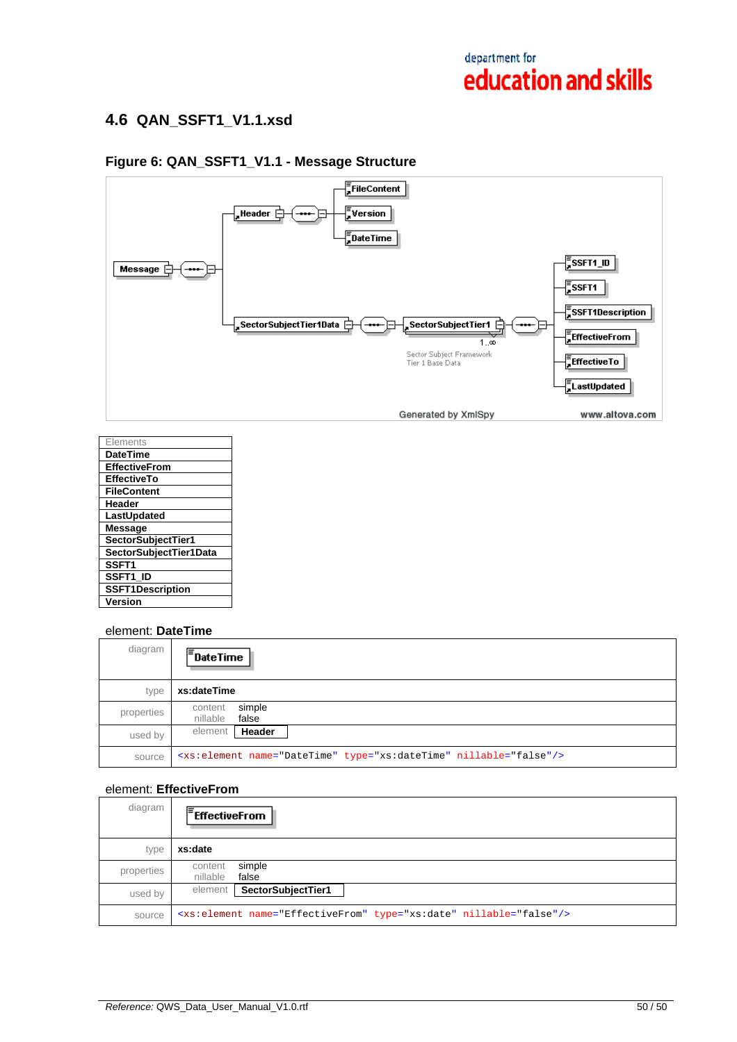## 4.6 QAN_SSFT1_V1.1.xsd

### Figure 6: QAN_SSFT1_V1.1 - Message Structure

| Elements |
|---|
| **DateTime** |
| **EffectiveFrom** |
| **EffectiveTo** |
| **FileContent** |
| **Header** |
| **LastUpdated** |
| **Message** |
| **SectorSubjectTier1** |
| **SectorSubjectTier1Data** |
| **SSFT1** |
| **SSFT1_ID** |
| **SSFT1Description** |
| **Version** |

element: **DateTime**

| | |
|---|---|
| diagram | DateTime |
| type | **xs:dateTime** |
| properties | content simple<br>nillable false |
| used by | element **Header** |
| source | `<xs:element name="DateTime" type="xs:dateTime" nillable="false"/>` |

element: **EffectiveFrom**

| | |
|---|---|
| diagram | EffectiveFrom |
| type | **xs:date** |
| properties | content simple<br>nillable false |
| used by | element **SectorSubjectTier1** |
| source | `<xs:element name="EffectiveFrom" type="xs:date" nillable="false"/>` |

*Reference:* QWS_Data_User_Manual_V1.0.rtf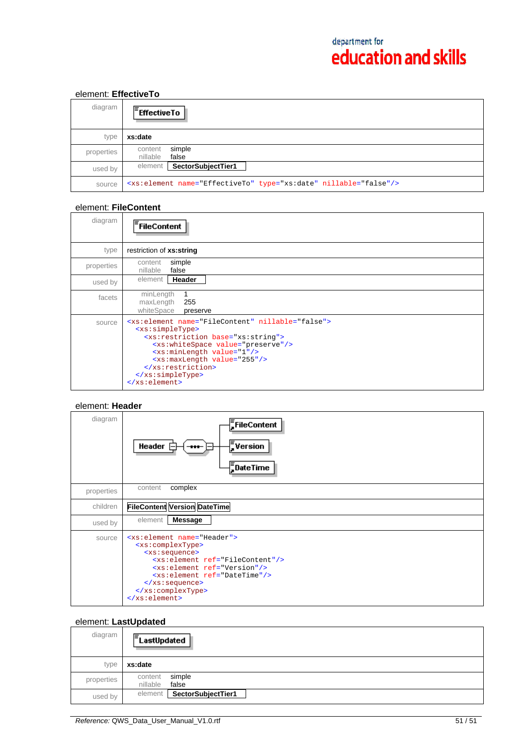## element: EffectiveTo

| | |
|---|---|
| diagram | EffectiveTo |
| type | **xs:date** |
| properties | content simple<br>nillable false |
| used by | element **SectorSubjectTier1** |
| source | `<xs:element name="EffectiveTo" type="xs:date" nillable="false"/>` |

## element: FileContent

| | |
|---|---|
| diagram | FileContent |
| type | restriction of **xs:string** |
| properties | content simple<br>nillable false |
| used by | element **Header** |
| facets | minLength 1<br>maxLength 255<br>whiteSpace preserve |
| source | see below |

```
<xs:element name="FileContent" nillable="false">
  <xs:simpleType>
    <xs:restriction base="xs:string">
      <xs:whiteSpace value="preserve"/>
      <xs:minLength value="1"/>
      <xs:maxLength value="255"/>
    </xs:restriction>
  </xs:simpleType>
</xs:element>
```

## element: Header

| | |
|---|---|
| diagram | Header → sequence: FileContent, Version, DateTime |
| properties | content complex |
| children | **FileContent** **Version** **DateTime** |
| used by | element **Message** |
| source | see below |

```
<xs:element name="Header">
  <xs:complexType>
    <xs:sequence>
      <xs:element ref="FileContent"/>
      <xs:element ref="Version"/>
      <xs:element ref="DateTime"/>
    </xs:sequence>
  </xs:complexType>
</xs:element>
```

## element: LastUpdated

| | |
|---|---|
| diagram | LastUpdated |
| type | **xs:date** |
| properties | content simple<br>nillable false |
| used by | element **SectorSubjectTier1** |

*Reference:* QWS_Data_User_Manual_V1.0.rtf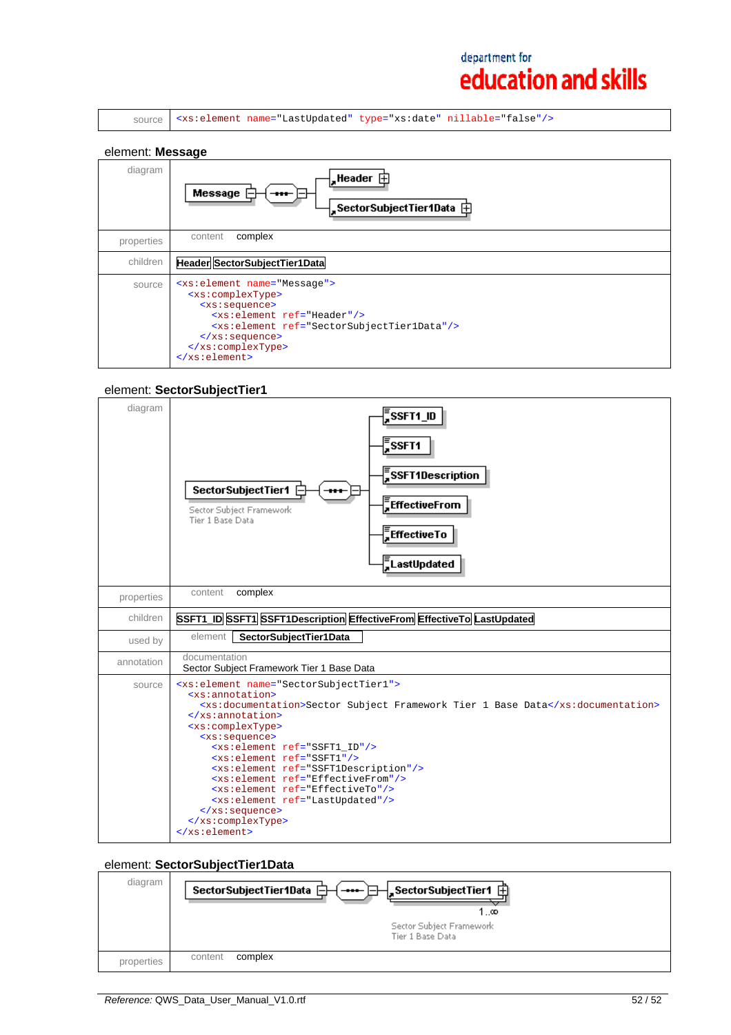| | |
|---|---|
| source | `<xs:element name="LastUpdated" type="xs:date" nillable="false"/>` |

### element: **Message**

| | |
|---|---|
| diagram | Message → sequence → Header, SectorSubjectTier1Data |
| properties | content complex |
| children | Header SectorSubjectTier1Data |
| source | see below |

```
<xs:element name="Message">
  <xs:complexType>
    <xs:sequence>
      <xs:element ref="Header"/>
      <xs:element ref="SectorSubjectTier1Data"/>
    </xs:sequence>
  </xs:complexType>
</xs:element>
```

### element: **SectorSubjectTier1**

| | |
|---|---|
| diagram | SectorSubjectTier1 (Sector Subject Framework Tier 1 Base Data) → sequence → SSFT1_ID, SSFT1, SSFT1Description, EffectiveFrom, EffectiveTo, LastUpdated |
| properties | content complex |
| children | SSFT1_ID SSFT1 SSFT1Description EffectiveFrom EffectiveTo LastUpdated |
| used by | element SectorSubjectTier1Data |
| annotation | documentation<br>Sector Subject Framework Tier 1 Base Data |
| source | see below |

```
<xs:element name="SectorSubjectTier1">
  <xs:annotation>
    <xs:documentation>Sector Subject Framework Tier 1 Base Data</xs:documentation>
  </xs:annotation>
  <xs:complexType>
    <xs:sequence>
      <xs:element ref="SSFT1_ID"/>
      <xs:element ref="SSFT1"/>
      <xs:element ref="SSFT1Description"/>
      <xs:element ref="EffectiveFrom"/>
      <xs:element ref="EffectiveTo"/>
      <xs:element ref="LastUpdated"/>
    </xs:sequence>
  </xs:complexType>
</xs:element>
```

### element: **SectorSubjectTier1Data**

| | |
|---|---|
| diagram | SectorSubjectTier1Data → sequence → SectorSubjectTier1 (1..∞) Sector Subject Framework Tier 1 Base Data |
| properties | content complex |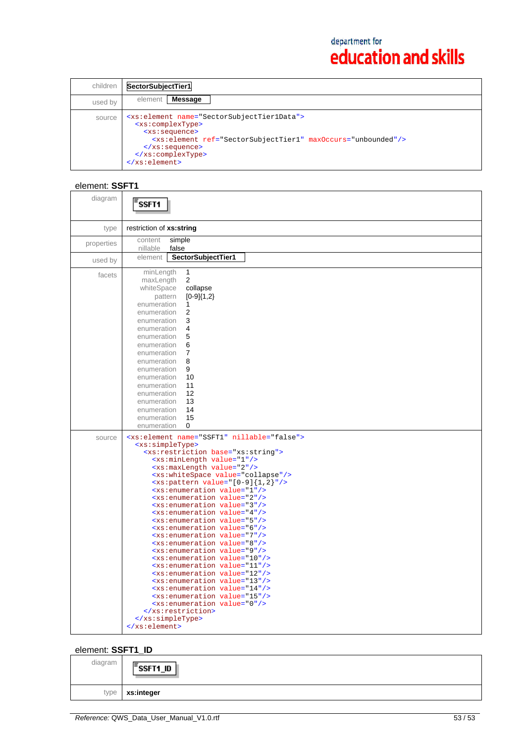| | |
|---|---|
| children | SectorSubjectTier1 |
| used by | element Message |
| source | ```<xs:element name="SectorSubjectTier1Data"> <xs:complexType> <xs:sequence> <xs:element ref="SectorSubjectTier1" maxOccurs="unbounded"/> </xs:sequence> </xs:complexType> </xs:element>``` |

```
<xs:element name="SectorSubjectTier1Data">
  <xs:complexType>
    <xs:sequence>
      <xs:element ref="SectorSubjectTier1" maxOccurs="unbounded"/>
    </xs:sequence>
  </xs:complexType>
</xs:element>
```

## element: **SSFT1**

| | |
|---|---|
| diagram | SSFT1 |
| type | restriction of **xs:string** |
| properties | content simple<br>nillable false |
| used by | element SectorSubjectTier1 |
| facets | minLength 1<br>maxLength 2<br>whiteSpace collapse<br>pattern [0-9]{1,2}<br>enumeration 1<br>enumeration 2<br>enumeration 3<br>enumeration 4<br>enumeration 5<br>enumeration 6<br>enumeration 7<br>enumeration 8<br>enumeration 9<br>enumeration 10<br>enumeration 11<br>enumeration 12<br>enumeration 13<br>enumeration 14<br>enumeration 15<br>enumeration 0 |

source

```
<xs:element name="SSFT1" nillable="false">
  <xs:simpleType>
    <xs:restriction base="xs:string">
      <xs:minLength value="1"/>
      <xs:maxLength value="2"/>
      <xs:whiteSpace value="collapse"/>
      <xs:pattern value="[0-9]{1,2}"/>
      <xs:enumeration value="1"/>
      <xs:enumeration value="2"/>
      <xs:enumeration value="3"/>
      <xs:enumeration value="4"/>
      <xs:enumeration value="5"/>
      <xs:enumeration value="6"/>
      <xs:enumeration value="7"/>
      <xs:enumeration value="8"/>
      <xs:enumeration value="9"/>
      <xs:enumeration value="10"/>
      <xs:enumeration value="11"/>
      <xs:enumeration value="12"/>
      <xs:enumeration value="13"/>
      <xs:enumeration value="14"/>
      <xs:enumeration value="15"/>
      <xs:enumeration value="0"/>
    </xs:restriction>
  </xs:simpleType>
</xs:element>
```

## element: **SSFT1_ID**

| | |
|---|---|
| diagram | SSFT1_ID |
| type | **xs:integer** |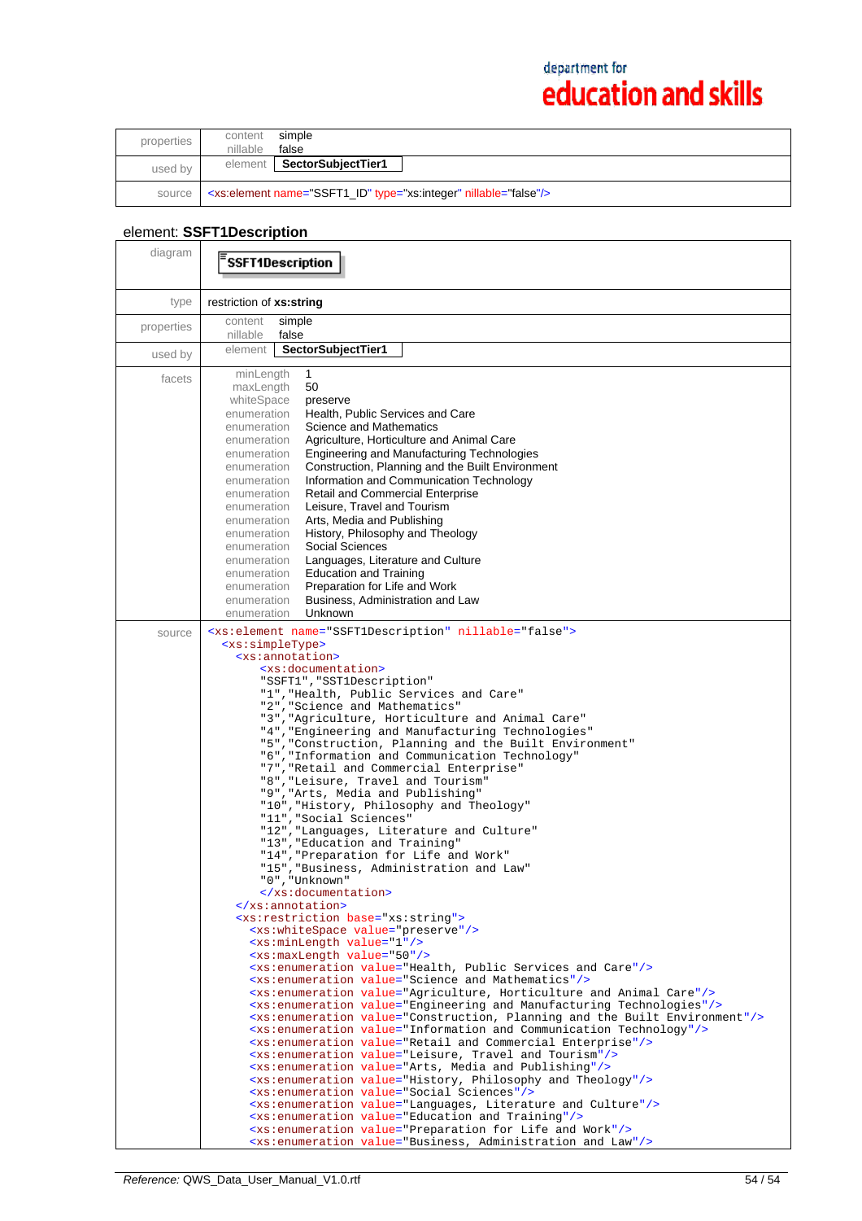| | |
|---|---|
| properties | content simple<br>nillable false |
| used by | element **SectorSubjectTier1** |
| source | `<xs:element name="SSFT1_ID" type="xs:integer" nillable="false"/>` |

## element: **SSFT1Description**

| | |
|---|---|
| diagram | **SSFT1Description** |
| type | restriction of **xs:string** |
| properties | content simple<br>nillable false |
| used by | element **SectorSubjectTier1** |
| facets | minLength 1<br>maxLength 50<br>whiteSpace preserve<br>enumeration Health, Public Services and Care<br>enumeration Science and Mathematics<br>enumeration Agriculture, Horticulture and Animal Care<br>enumeration Engineering and Manufacturing Technologies<br>enumeration Construction, Planning and the Built Environment<br>enumeration Information and Communication Technology<br>enumeration Retail and Commercial Enterprise<br>enumeration Leisure, Travel and Tourism<br>enumeration Arts, Media and Publishing<br>enumeration History, Philosophy and Theology<br>enumeration Social Sciences<br>enumeration Languages, Literature and Culture<br>enumeration Education and Training<br>enumeration Preparation for Life and Work<br>enumeration Business, Administration and Law<br>enumeration Unknown |

source

```
<xs:element name="SSFT1Description" nillable="false">
  <xs:simpleType>
    <xs:annotation>
      <xs:documentation>
      "SSFT1","SST1Description"
      "1","Health, Public Services and Care"
      "2","Science and Mathematics"
      "3","Agriculture, Horticulture and Animal Care"
      "4","Engineering and Manufacturing Technologies"
      "5","Construction, Planning and the Built Environment"
      "6","Information and Communication Technology"
      "7","Retail and Commercial Enterprise"
      "8","Leisure, Travel and Tourism"
      "9","Arts, Media and Publishing"
      "10","History, Philosophy and Theology"
      "11","Social Sciences"
      "12","Languages, Literature and Culture"
      "13","Education and Training"
      "14","Preparation for Life and Work"
      "15","Business, Administration and Law"
      "0","Unknown"
      </xs:documentation>
    </xs:annotation>
    <xs:restriction base="xs:string">
      <xs:whiteSpace value="preserve"/>
      <xs:minLength value="1"/>
      <xs:maxLength value="50"/>
      <xs:enumeration value="Health, Public Services and Care"/>
      <xs:enumeration value="Science and Mathematics"/>
      <xs:enumeration value="Agriculture, Horticulture and Animal Care"/>
      <xs:enumeration value="Engineering and Manufacturing Technologies"/>
      <xs:enumeration value="Construction, Planning and the Built Environment"/>
      <xs:enumeration value="Information and Communication Technology"/>
      <xs:enumeration value="Retail and Commercial Enterprise"/>
      <xs:enumeration value="Leisure, Travel and Tourism"/>
      <xs:enumeration value="Arts, Media and Publishing"/>
      <xs:enumeration value="History, Philosophy and Theology"/>
      <xs:enumeration value="Social Sciences"/>
      <xs:enumeration value="Languages, Literature and Culture"/>
      <xs:enumeration value="Education and Training"/>
      <xs:enumeration value="Preparation for Life and Work"/>
      <xs:enumeration value="Business, Administration and Law"/>
```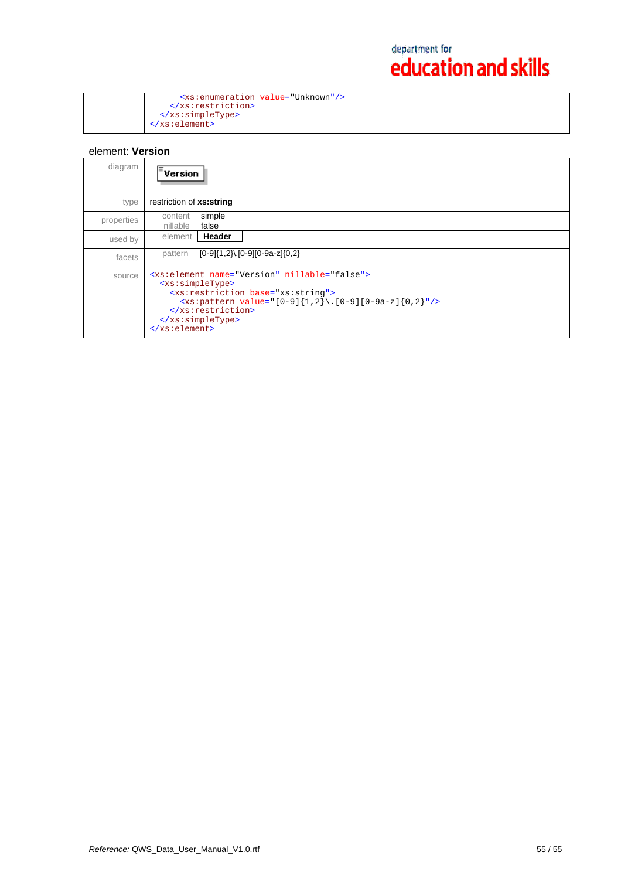| | |
|---|---|
| | `<xs:enumeration value="Unknown"/>` `</xs:restriction>` `</xs:simpleType>` `</xs:element>` |

element: **Version**

| | |
|---|---|
| diagram | **Version** |
| type | restriction of **xs:string** |
| properties | content simple<br>nillable false |
| used by | element **Header** |
| facets | pattern [0-9]{1,2}\.[0-9][0-9a-z]{0,2} |
| source | `<xs:element name="Version" nillable="false">` `<xs:simpleType>` `<xs:restriction base="xs:string">` `<xs:pattern value="[0-9]{1,2}\.[0-9][0-9a-z]{0,2}"/>` `</xs:restriction>` `</xs:simpleType>` `</xs:element>` |

Reference: QWS_Data_User_Manual_V1.0.rtf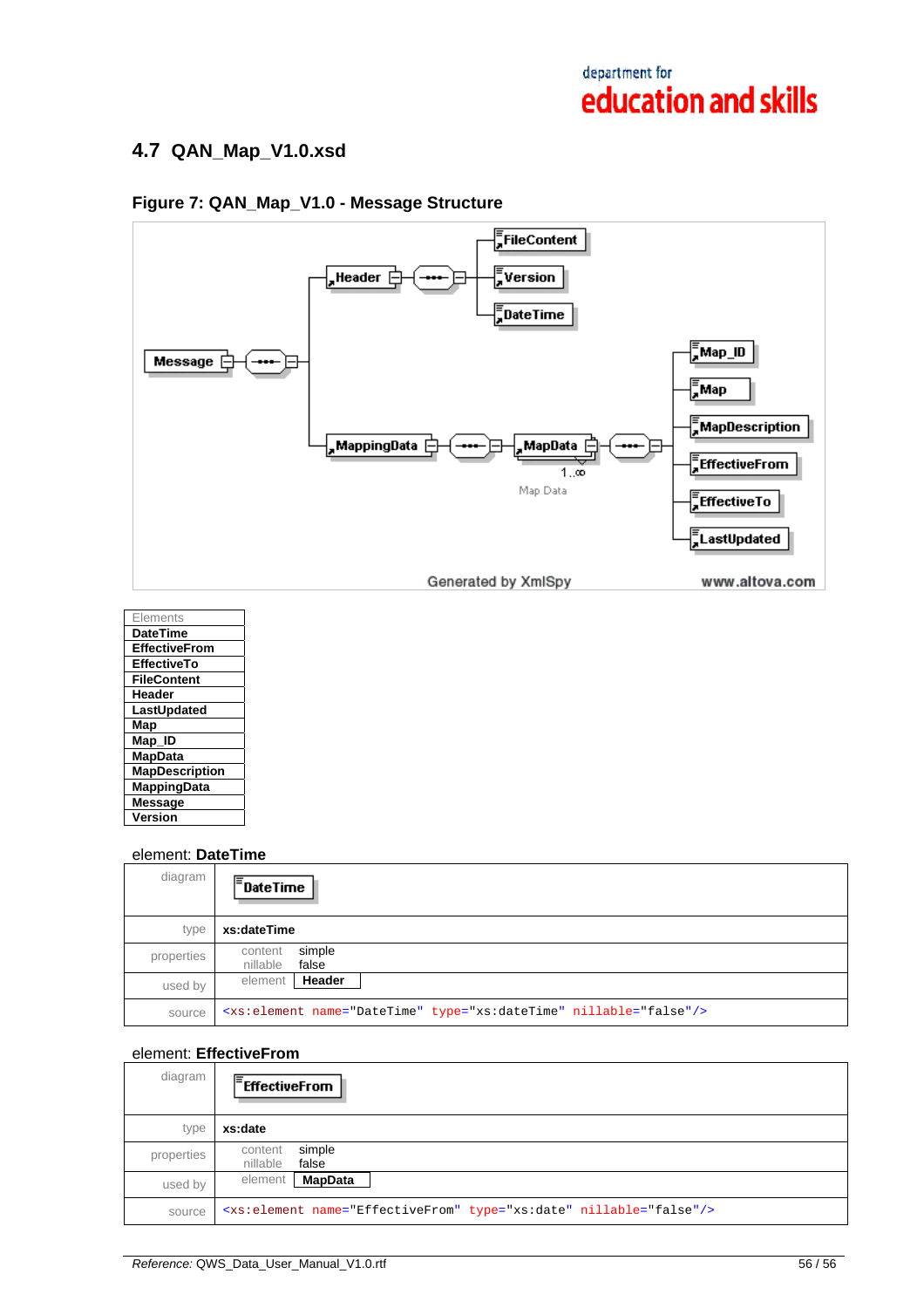## 4.7 QAN_Map_V1.0.xsd

**Figure 7: QAN_Map_V1.0 - Message Structure**

| Elements |
|---|
| **DateTime** |
| **EffectiveFrom** |
| **EffectiveTo** |
| **FileContent** |
| **Header** |
| **LastUpdated** |
| **Map** |
| **Map_ID** |
| **MapData** |
| **MapDescription** |
| **MappingData** |
| **Message** |
| **Version** |

element: **DateTime**

| | |
|---|---|
| diagram | DateTime |
| type | **xs:dateTime** |
| properties | content simple<br>nillable false |
| used by | element **Header** |
| source | `<xs:element name="DateTime" type="xs:dateTime" nillable="false"/>` |

element: **EffectiveFrom**

| | |
|---|---|
| diagram | EffectiveFrom |
| type | **xs:date** |
| properties | content simple<br>nillable false |
| used by | element **MapData** |
| source | `<xs:element name="EffectiveFrom" type="xs:date" nillable="false"/>` |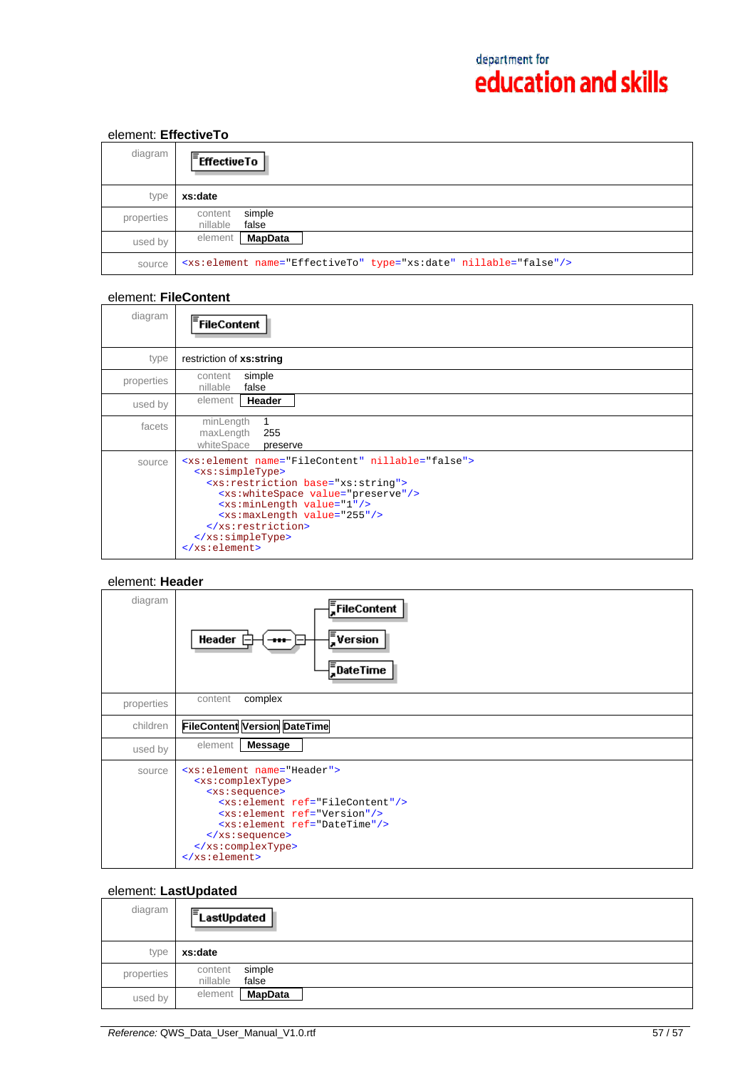### element: **EffectiveTo**

| | |
|---|---|
| diagram | EffectiveTo |
| type | **xs:date** |
| properties | content simple<br>nillable false |
| used by | element **MapData** |
| source | `<xs:element name="EffectiveTo" type="xs:date" nillable="false"/>` |

### element: **FileContent**

| | |
|---|---|
| diagram | FileContent |
| type | restriction of **xs:string** |
| properties | content simple<br>nillable false |
| used by | element **Header** |
| facets | minLength 1<br>maxLength 255<br>whiteSpace preserve |

source:

```
<xs:element name="FileContent" nillable="false">
  <xs:simpleType>
    <xs:restriction base="xs:string">
      <xs:whiteSpace value="preserve"/>
      <xs:minLength value="1"/>
      <xs:maxLength value="255"/>
    </xs:restriction>
  </xs:simpleType>
</xs:element>
```

### element: **Header**

| | |
|---|---|
| diagram | Header → sequence → FileContent, Version, DateTime |
| properties | content complex |
| children | **FileContent** **Version** **DateTime** |
| used by | element **Message** |

source:

```
<xs:element name="Header">
  <xs:complexType>
    <xs:sequence>
      <xs:element ref="FileContent"/>
      <xs:element ref="Version"/>
      <xs:element ref="DateTime"/>
    </xs:sequence>
  </xs:complexType>
</xs:element>
```

### element: **LastUpdated**

| | |
|---|---|
| diagram | LastUpdated |
| type | **xs:date** |
| properties | content simple<br>nillable false |
| used by | element **MapData** |

*Reference:* QWS_Data_User_Manual_V1.0.rtf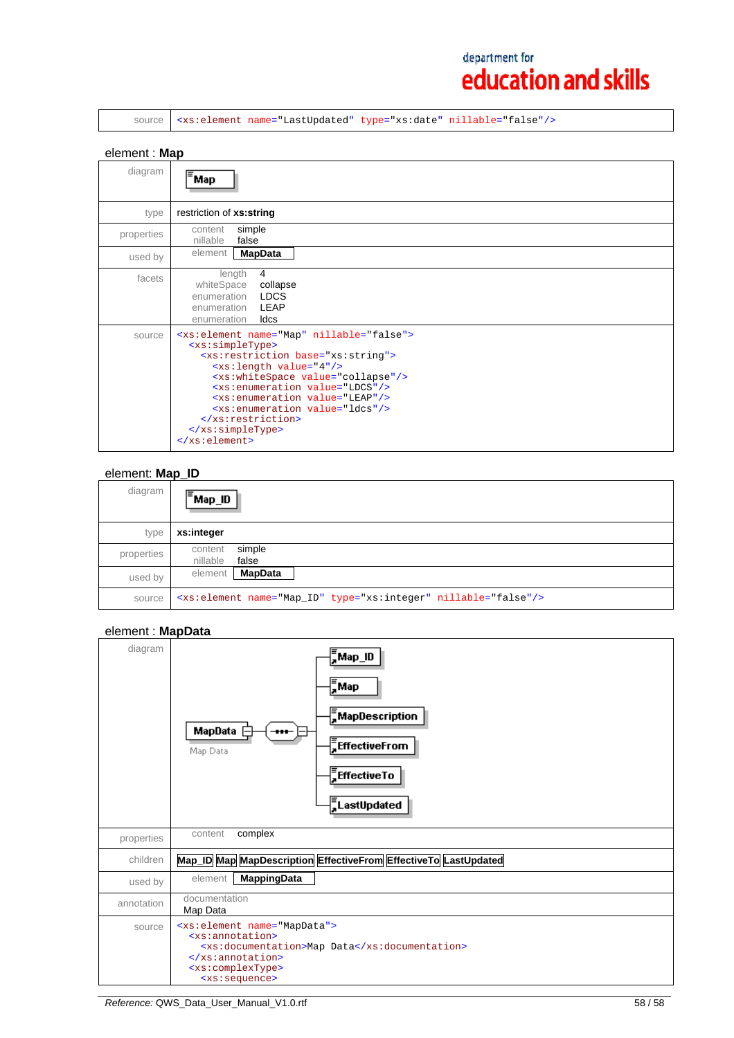| | |
|---|---|
| source | `<xs:element name="LastUpdated" type="xs:date" nillable="false"/>` |

### element : **Map**

| | |
|---|---|
| diagram | Map |
| type | restriction of **xs:string** |
| properties | content simple<br>nillable false |
| used by | element **MapData** |
| facets | length 4<br>whiteSpace collapse<br>enumeration LDCS<br>enumeration LEAP<br>enumeration ldcs |
| source | see below |

```
<xs:element name="Map" nillable="false">
  <xs:simpleType>
    <xs:restriction base="xs:string">
      <xs:length value="4"/>
      <xs:whiteSpace value="collapse"/>
      <xs:enumeration value="LDCS"/>
      <xs:enumeration value="LEAP"/>
      <xs:enumeration value="ldcs"/>
    </xs:restriction>
  </xs:simpleType>
</xs:element>
```

### element: **Map_ID**

| | |
|---|---|
| diagram | Map_ID |
| type | **xs:integer** |
| properties | content simple<br>nillable false |
| used by | element **MapData** |
| source | `<xs:element name="Map_ID" type="xs:integer" nillable="false"/>` |

### element : **MapData**

| | |
|---|---|
| diagram | MapData (Map Data) → sequence: Map_ID, Map, MapDescription, EffectiveFrom, EffectiveTo, LastUpdated |
| properties | content complex |
| children | **Map_ID** **Map** **MapDescription** **EffectiveFrom** **EffectiveTo** **LastUpdated** |
| used by | element **MappingData** |
| annotation | documentation<br>Map Data |
| source | see below |

```
<xs:element name="MapData">
  <xs:annotation>
    <xs:documentation>Map Data</xs:documentation>
  </xs:annotation>
  <xs:complexType>
    <xs:sequence>
```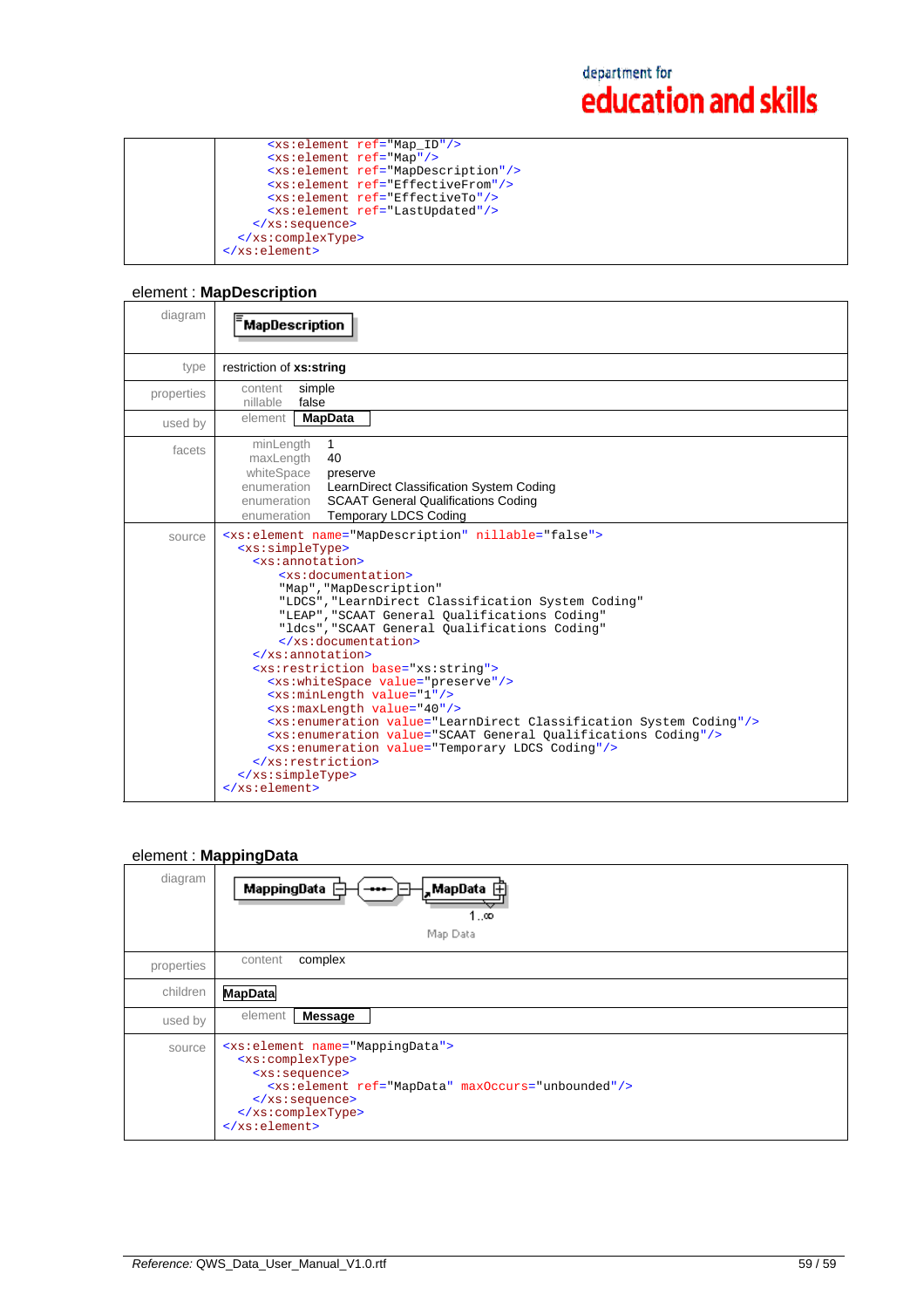| | |
|---|---|
| | ```<xs:element ref="Map_ID"/>``` |
| | ```<xs:element ref="Map"/>``` |
| | ```<xs:element ref="MapDescription"/>``` |
| | ```<xs:element ref="EffectiveFrom"/>``` |
| | ```<xs:element ref="EffectiveTo"/>``` |
| | ```<xs:element ref="LastUpdated"/>``` |
| | ```</xs:sequence>``` |
| | ```</xs:complexType>``` |
| | ```</xs:element>``` |

element : **MapDescription**

| | |
|---|---|
| diagram | **MapDescription** |
| type | restriction of **xs:string** |
| properties | content simple<br>nillable false |
| used by | element **MapData** |
| facets | minLength 1<br>maxLength 40<br>whiteSpace preserve<br>enumeration LearnDirect Classification System Coding<br>enumeration SCAAT General Qualifications Coding<br>enumeration Temporary LDCS Coding |
| source | see below |

```
<xs:element name="MapDescription" nillable="false">
  <xs:simpleType>
    <xs:annotation>
        <xs:documentation>
        "Map","MapDescription"
        "LDCS","LearnDirect Classification System Coding"
        "LEAP","SCAAT General Qualifications Coding"
        "ldcs","SCAAT General Qualifications Coding"
        </xs:documentation>
    </xs:annotation>
    <xs:restriction base="xs:string">
      <xs:whiteSpace value="preserve"/>
      <xs:minLength value="1"/>
      <xs:maxLength value="40"/>
      <xs:enumeration value="LearnDirect Classification System Coding"/>
      <xs:enumeration value="SCAAT General Qualifications Coding"/>
      <xs:enumeration value="Temporary LDCS Coding"/>
    </xs:restriction>
  </xs:simpleType>
</xs:element>
```

element : **MappingData**

| | |
|---|---|
| diagram | **MappingData** — sequence — **MapData** 1..∞ Map Data |
| properties | content complex |
| children | **MapData** |
| used by | element **Message** |
| source | see below |

```
<xs:element name="MappingData">
  <xs:complexType>
    <xs:sequence>
      <xs:element ref="MapData" maxOccurs="unbounded"/>
    </xs:sequence>
  </xs:complexType>
</xs:element>
```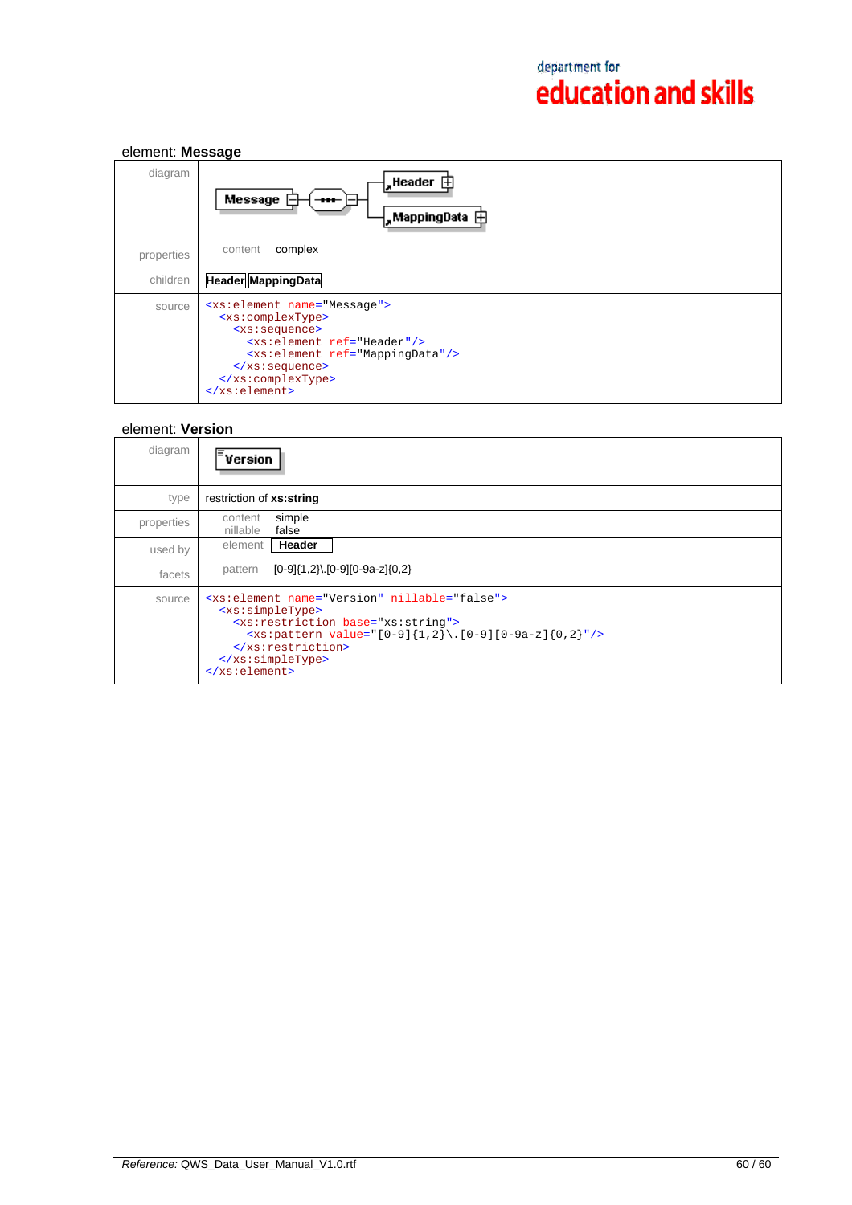## element: **Message**

| | |
|---|---|
| diagram | Message — Header, MappingData |
| properties | content complex |
| children | **Header** **MappingData** |
| source | see below |

```
<xs:element name="Message">
  <xs:complexType>
    <xs:sequence>
      <xs:element ref="Header"/>
      <xs:element ref="MappingData"/>
    </xs:sequence>
  </xs:complexType>
</xs:element>
```

## element: **Version**

| | |
|---|---|
| diagram | Version |
| type | restriction of **xs:string** |
| properties | content simple<br>nillable false |
| used by | element **Header** |
| facets | pattern [0-9]{1,2}\.[0-9][0-9a-z]{0,2} |
| source | see below |

```
<xs:element name="Version" nillable="false">
  <xs:simpleType>
    <xs:restriction base="xs:string">
      <xs:pattern value="[0-9]{1,2}\.[0-9][0-9a-z]{0,2}"/>
    </xs:restriction>
  </xs:simpleType>
</xs:element>
```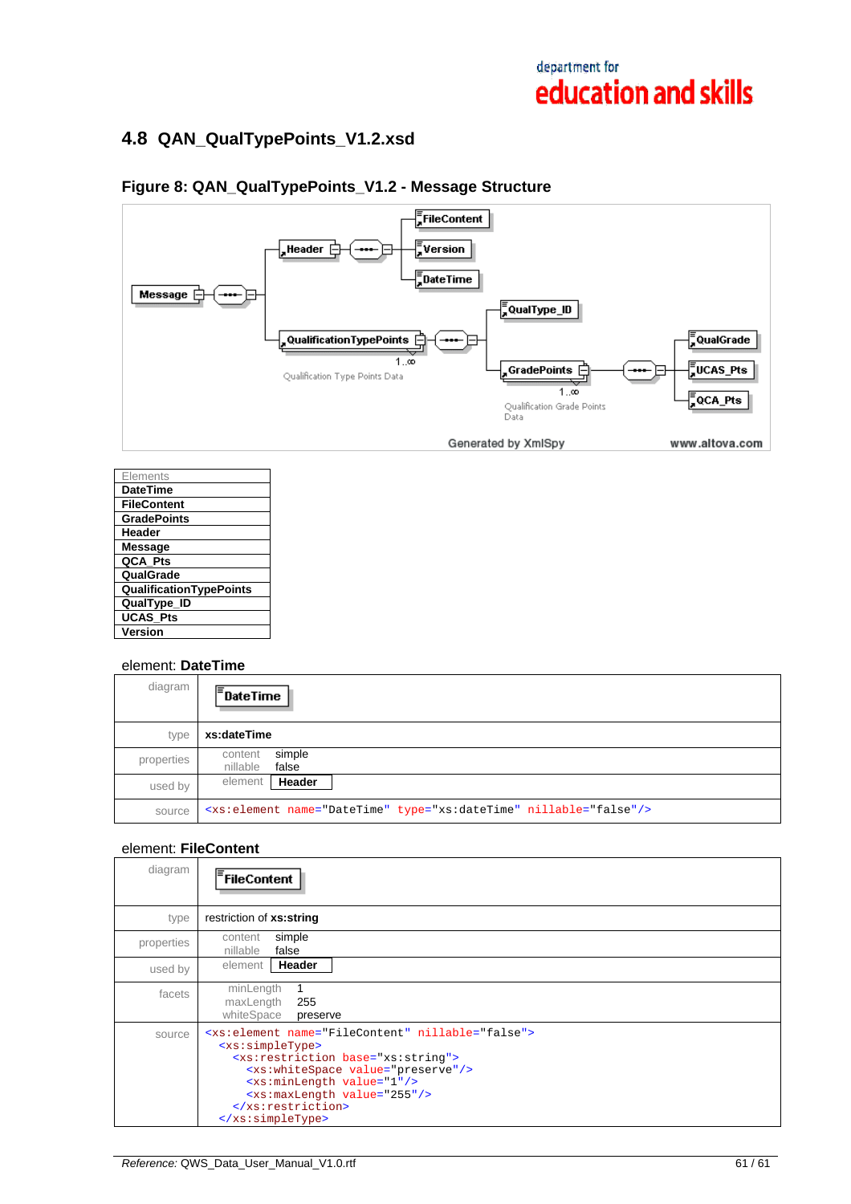## 4.8 QAN_QualTypePoints_V1.2.xsd

### Figure 8: QAN_QualTypePoints_V1.2 - Message Structure

| Elements |
|---|
| **DateTime** |
| **FileContent** |
| **GradePoints** |
| **Header** |
| **Message** |
| **QCA_Pts** |
| **QualGrade** |
| **QualificationTypePoints** |
| **QualType_ID** |
| **UCAS_Pts** |
| **Version** |

element: **DateTime**

| | |
|---|---|
| diagram | **DateTime** |
| type | **xs:dateTime** |
| properties | content simple<br>nillable false |
| used by | element **Header** |
| source | `<xs:element name="DateTime" type="xs:dateTime" nillable="false"/>` |

element: **FileContent**

| | |
|---|---|
| diagram | **FileContent** |
| type | restriction of **xs:string** |
| properties | content simple<br>nillable false |
| used by | element **Header** |
| facets | minLength 1<br>maxLength 255<br>whiteSpace preserve |
| source | see below |

```
<xs:element name="FileContent" nillable="false">
  <xs:simpleType>
    <xs:restriction base="xs:string">
      <xs:whiteSpace value="preserve"/>
      <xs:minLength value="1"/>
      <xs:maxLength value="255"/>
    </xs:restriction>
  </xs:simpleType>
```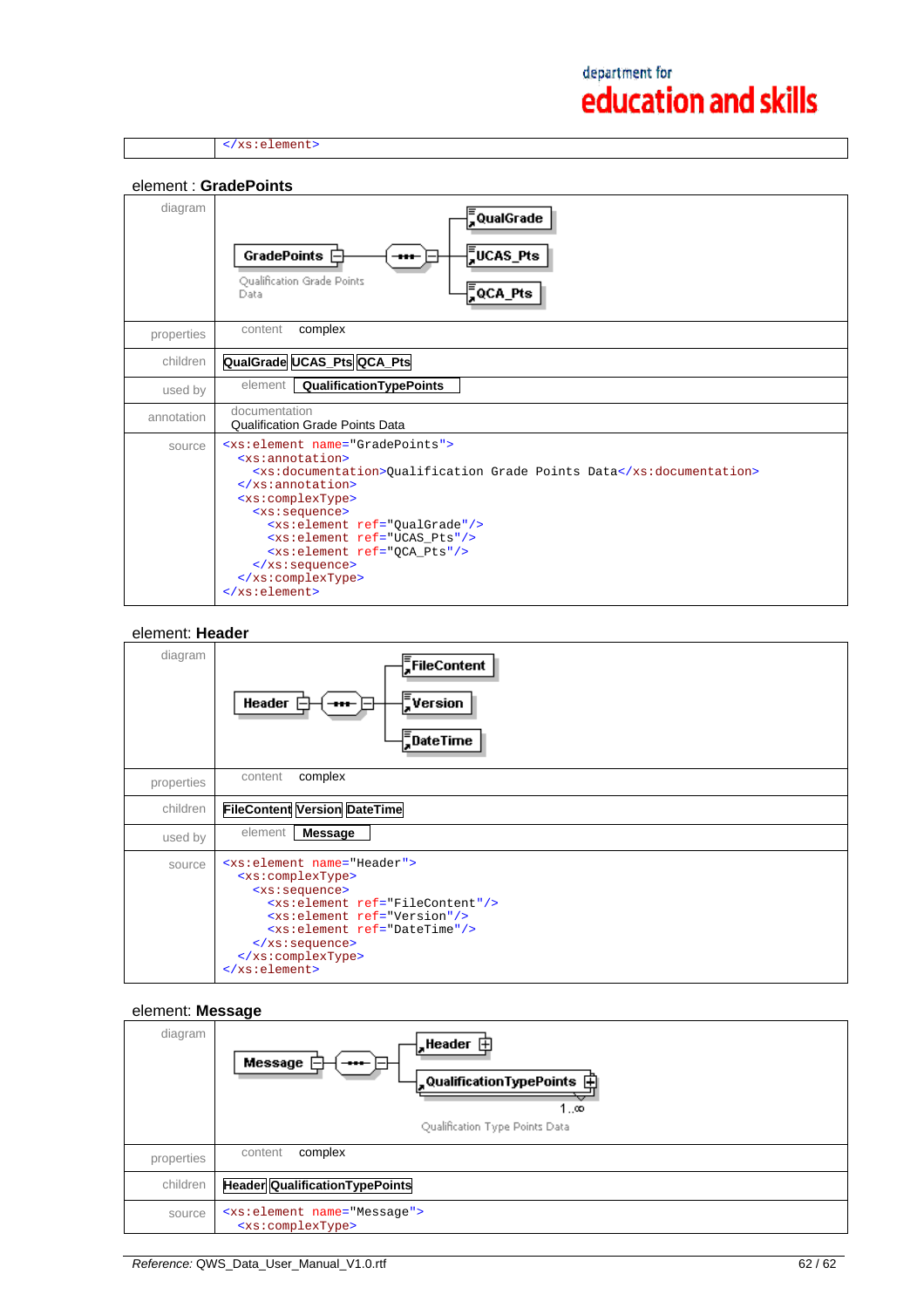| | `</xs:element>` |
|---|---|

element : **GradePoints**

| | |
|---|---|
| diagram | GradePoints — QualGrade, UCAS_Pts, QCA_Pts<br>Qualification Grade Points Data |
| properties | content complex |
| children | QualGrade UCAS_Pts QCA_Pts |
| used by | element QualificationTypePoints |
| annotation | documentation<br>Qualification Grade Points Data |
| source | see below |

```
<xs:element name="GradePoints">
  <xs:annotation>
    <xs:documentation>Qualification Grade Points Data</xs:documentation>
  </xs:annotation>
  <xs:complexType>
    <xs:sequence>
      <xs:element ref="QualGrade"/>
      <xs:element ref="UCAS_Pts"/>
      <xs:element ref="QCA_Pts"/>
    </xs:sequence>
  </xs:complexType>
</xs:element>
```

element: **Header**

| | |
|---|---|
| diagram | Header — FileContent, Version, DateTime |
| properties | content complex |
| children | FileContent Version DateTime |
| used by | element Message |
| source | see below |

```
<xs:element name="Header">
  <xs:complexType>
    <xs:sequence>
      <xs:element ref="FileContent"/>
      <xs:element ref="Version"/>
      <xs:element ref="DateTime"/>
    </xs:sequence>
  </xs:complexType>
</xs:element>
```

element: **Message**

| | |
|---|---|
| diagram | Message — Header, QualificationTypePoints (1..∞)<br>Qualification Type Points Data |
| properties | content complex |
| children | Header QualificationTypePoints |
| source | see below |

```
<xs:element name="Message">
  <xs:complexType>
```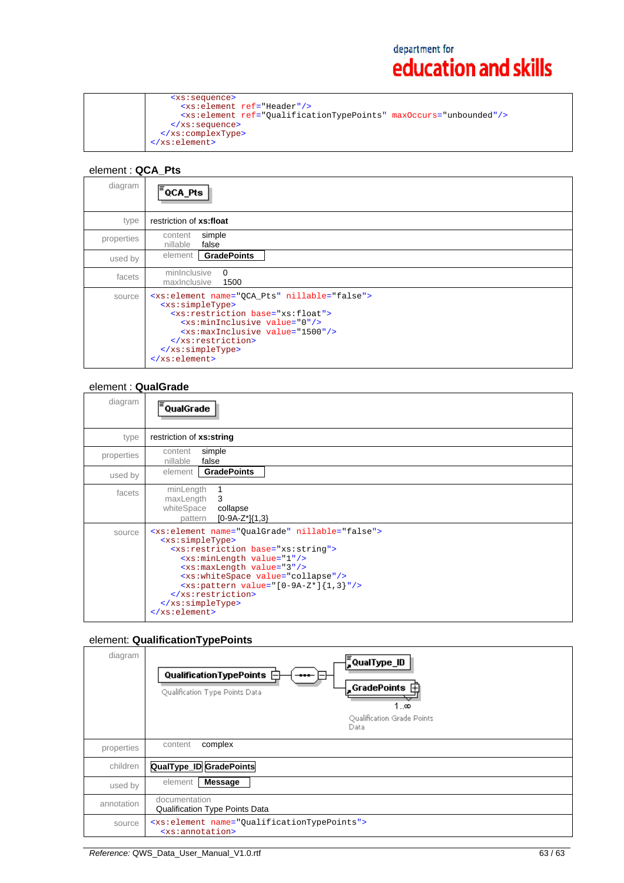| | |
|---|---|
| | `<xs:sequence>`<br>`<xs:element ref="Header"/>`<br>`<xs:element ref="QualificationTypePoints" maxOccurs="unbounded"/>`<br>`</xs:sequence>`<br>`</xs:complexType>`<br>`</xs:element>` |

element : **QCA_Pts**

| | |
|---|---|
| diagram | QCA_Pts |
| type | restriction of **xs:float** |
| properties | content simple<br>nillable false |
| used by | element **GradePoints** |
| facets | minInclusive 0<br>maxInclusive 1500 |
| source | see below |

```
<xs:element name="QCA_Pts" nillable="false">
  <xs:simpleType>
    <xs:restriction base="xs:float">
      <xs:minInclusive value="0"/>
      <xs:maxInclusive value="1500"/>
    </xs:restriction>
  </xs:simpleType>
</xs:element>
```

element : **QualGrade**

| | |
|---|---|
| diagram | QualGrade |
| type | restriction of **xs:string** |
| properties | content simple<br>nillable false |
| used by | element **GradePoints** |
| facets | minLength 1<br>maxLength 3<br>whiteSpace collapse<br>pattern [0-9A-Z*]{1,3} |
| source | see below |

```
<xs:element name="QualGrade" nillable="false">
  <xs:simpleType>
    <xs:restriction base="xs:string">
      <xs:minLength value="1"/>
      <xs:maxLength value="3"/>
      <xs:whiteSpace value="collapse"/>
      <xs:pattern value="[0-9A-Z*]{1,3}"/>
    </xs:restriction>
  </xs:simpleType>
</xs:element>
```

element: **QualificationTypePoints**

| | |
|---|---|
| diagram | QualificationTypePoints (Qualification Type Points Data) → sequence: QualType_ID; GradePoints 1..∞ (Qualification Grade Points Data) |
| properties | content complex |
| children | **QualType_ID** **GradePoints** |
| used by | element **Message** |
| annotation | documentation<br>Qualification Type Points Data |
| source | see below |

```
<xs:element name="QualificationTypePoints">
  <xs:annotation>
```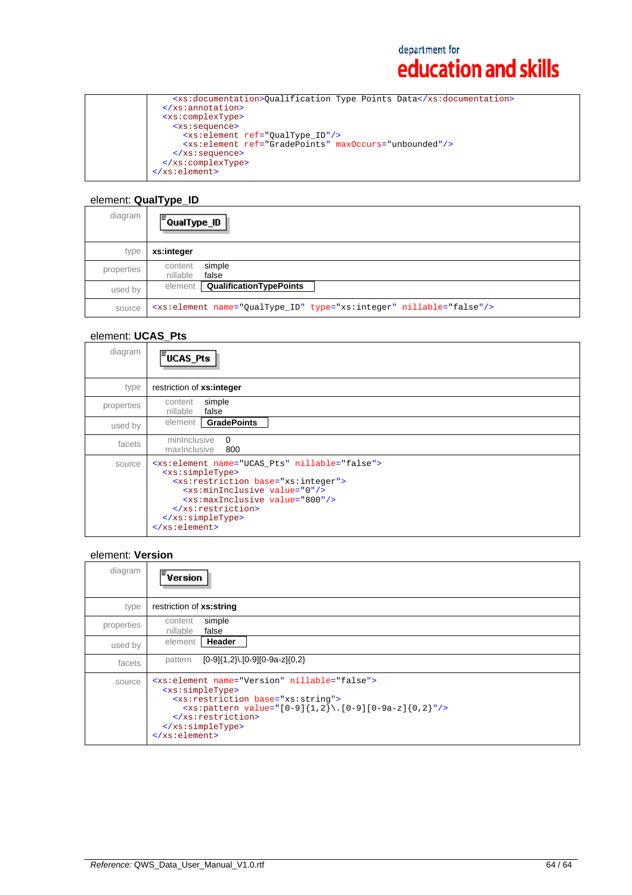| | |
|---|---|
| | `<xs:documentation>Qualification Type Points Data</xs:documentation>`<br>`</xs:annotation>`<br>`<xs:complexType>`<br>`<xs:sequence>`<br>`<xs:element ref="QualType_ID"/>`<br>`<xs:element ref="GradePoints" maxOccurs="unbounded"/>`<br>`</xs:sequence>`<br>`</xs:complexType>`<br>`</xs:element>` |

### element: **QualType_ID**

| | |
|---|---|
| diagram | QualType_ID |
| type | **xs:integer** |
| properties | content simple<br>nillable false |
| used by | element **QualificationTypePoints** |
| source | `<xs:element name="QualType_ID" type="xs:integer" nillable="false"/>` |

### element: **UCAS_Pts**

| | |
|---|---|
| diagram | UCAS_Pts |
| type | restriction of **xs:integer** |
| properties | content simple<br>nillable false |
| used by | element **GradePoints** |
| facets | minInclusive 0<br>maxInclusive 800 |
| source | `<xs:element name="UCAS_Pts" nillable="false">`<br>`<xs:simpleType>`<br>`<xs:restriction base="xs:integer">`<br>`<xs:minInclusive value="0"/>`<br>`<xs:maxInclusive value="800"/>`<br>`</xs:restriction>`<br>`</xs:simpleType>`<br>`</xs:element>` |

### element: **Version**

| | |
|---|---|
| diagram | Version |
| type | restriction of **xs:string** |
| properties | content simple<br>nillable false |
| used by | element **Header** |
| facets | pattern [0-9]{1,2}\.[0-9][0-9a-z]{0,2} |
| source | `<xs:element name="Version" nillable="false">`<br>`<xs:simpleType>`<br>`<xs:restriction base="xs:string">`<br>`<xs:pattern value="[0-9]{1,2}\.[0-9][0-9a-z]{0,2}"/>`<br>`</xs:restriction>`<br>`</xs:simpleType>`<br>`</xs:element>` |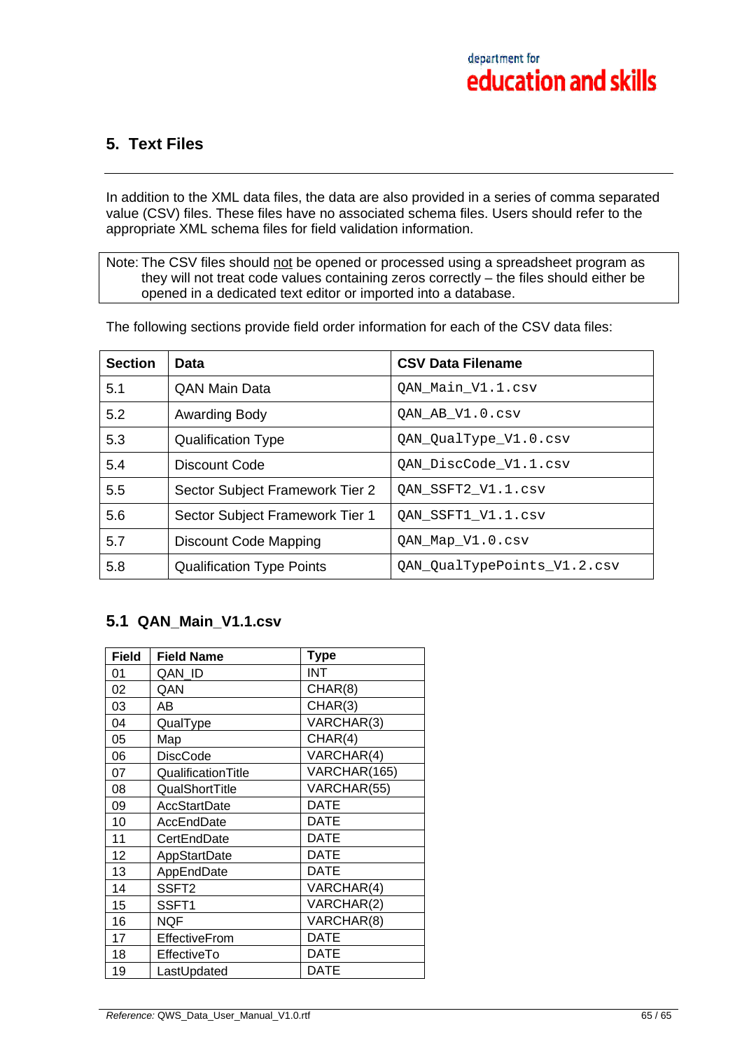## 5. Text Files

In addition to the XML data files, the data are also provided in a series of comma separated value (CSV) files. These files have no associated schema files. Users should refer to the appropriate XML schema files for field validation information.

> Note: The CSV files should not be opened or processed using a spreadsheet program as they will not treat code values containing zeros correctly – the files should either be opened in a dedicated text editor or imported into a database.

The following sections provide field order information for each of the CSV data files:

| Section | Data | CSV Data Filename |
|---|---|---|
| 5.1 | QAN Main Data | QAN_Main_V1.1.csv |
| 5.2 | Awarding Body | QAN_AB_V1.0.csv |
| 5.3 | Qualification Type | QAN_QualType_V1.0.csv |
| 5.4 | Discount Code | QAN_DiscCode_V1.1.csv |
| 5.5 | Sector Subject Framework Tier 2 | QAN_SSFT2_V1.1.csv |
| 5.6 | Sector Subject Framework Tier 1 | QAN_SSFT1_V1.1.csv |
| 5.7 | Discount Code Mapping | QAN_Map_V1.0.csv |
| 5.8 | Qualification Type Points | QAN_QualTypePoints_V1.2.csv |

### 5.1 QAN_Main_V1.1.csv

| Field | Field Name | Type |
|---|---|---|
| 01 | QAN_ID | INT |
| 02 | QAN | CHAR(8) |
| 03 | AB | CHAR(3) |
| 04 | QualType | VARCHAR(3) |
| 05 | Map | CHAR(4) |
| 06 | DiscCode | VARCHAR(4) |
| 07 | QualificationTitle | VARCHAR(165) |
| 08 | QualShortTitle | VARCHAR(55) |
| 09 | AccStartDate | DATE |
| 10 | AccEndDate | DATE |
| 11 | CertEndDate | DATE |
| 12 | AppStartDate | DATE |
| 13 | AppEndDate | DATE |
| 14 | SSFT2 | VARCHAR(4) |
| 15 | SSFT1 | VARCHAR(2) |
| 16 | NQF | VARCHAR(8) |
| 17 | EffectiveFrom | DATE |
| 18 | EffectiveTo | DATE |
| 19 | LastUpdated | DATE |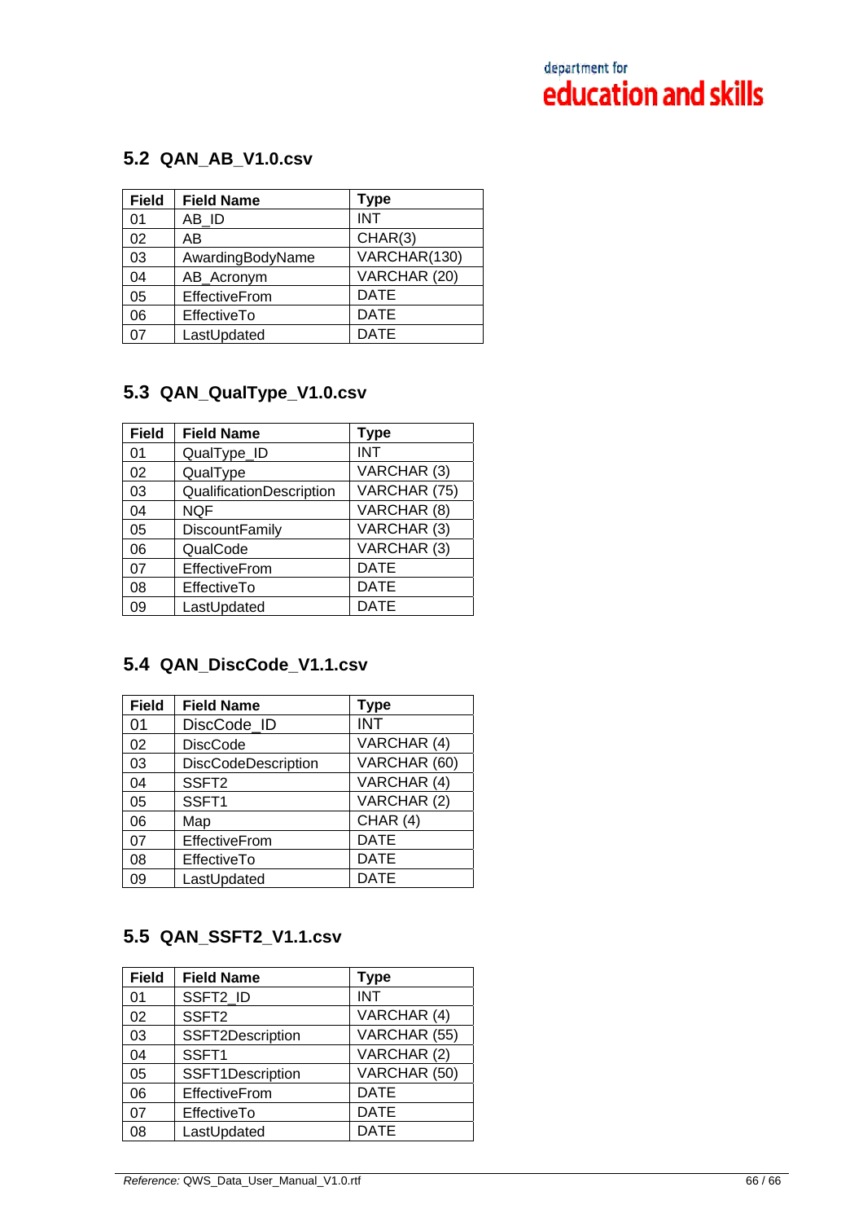## 5.2 QAN_AB_V1.0.csv

| Field | Field Name | Type |
|---|---|---|
| 01 | AB_ID | INT |
| 02 | AB | CHAR(3) |
| 03 | AwardingBodyName | VARCHAR(130) |
| 04 | AB_Acronym | VARCHAR (20) |
| 05 | EffectiveFrom | DATE |
| 06 | EffectiveTo | DATE |
| 07 | LastUpdated | DATE |

## 5.3 QAN_QualType_V1.0.csv

| Field | Field Name | Type |
|---|---|---|
| 01 | QualType_ID | INT |
| 02 | QualType | VARCHAR (3) |
| 03 | QualificationDescription | VARCHAR (75) |
| 04 | NQF | VARCHAR (8) |
| 05 | DiscountFamily | VARCHAR (3) |
| 06 | QualCode | VARCHAR (3) |
| 07 | EffectiveFrom | DATE |
| 08 | EffectiveTo | DATE |
| 09 | LastUpdated | DATE |

## 5.4 QAN_DiscCode_V1.1.csv

| Field | Field Name | Type |
|---|---|---|
| 01 | DiscCode_ID | INT |
| 02 | DiscCode | VARCHAR (4) |
| 03 | DiscCodeDescription | VARCHAR (60) |
| 04 | SSFT2 | VARCHAR (4) |
| 05 | SSFT1 | VARCHAR (2) |
| 06 | Map | CHAR (4) |
| 07 | EffectiveFrom | DATE |
| 08 | EffectiveTo | DATE |
| 09 | LastUpdated | DATE |

## 5.5 QAN_SSFT2_V1.1.csv

| Field | Field Name | Type |
|---|---|---|
| 01 | SSFT2_ID | INT |
| 02 | SSFT2 | VARCHAR (4) |
| 03 | SSFT2Description | VARCHAR (55) |
| 04 | SSFT1 | VARCHAR (2) |
| 05 | SSFT1Description | VARCHAR (50) |
| 06 | EffectiveFrom | DATE |
| 07 | EffectiveTo | DATE |
| 08 | LastUpdated | DATE |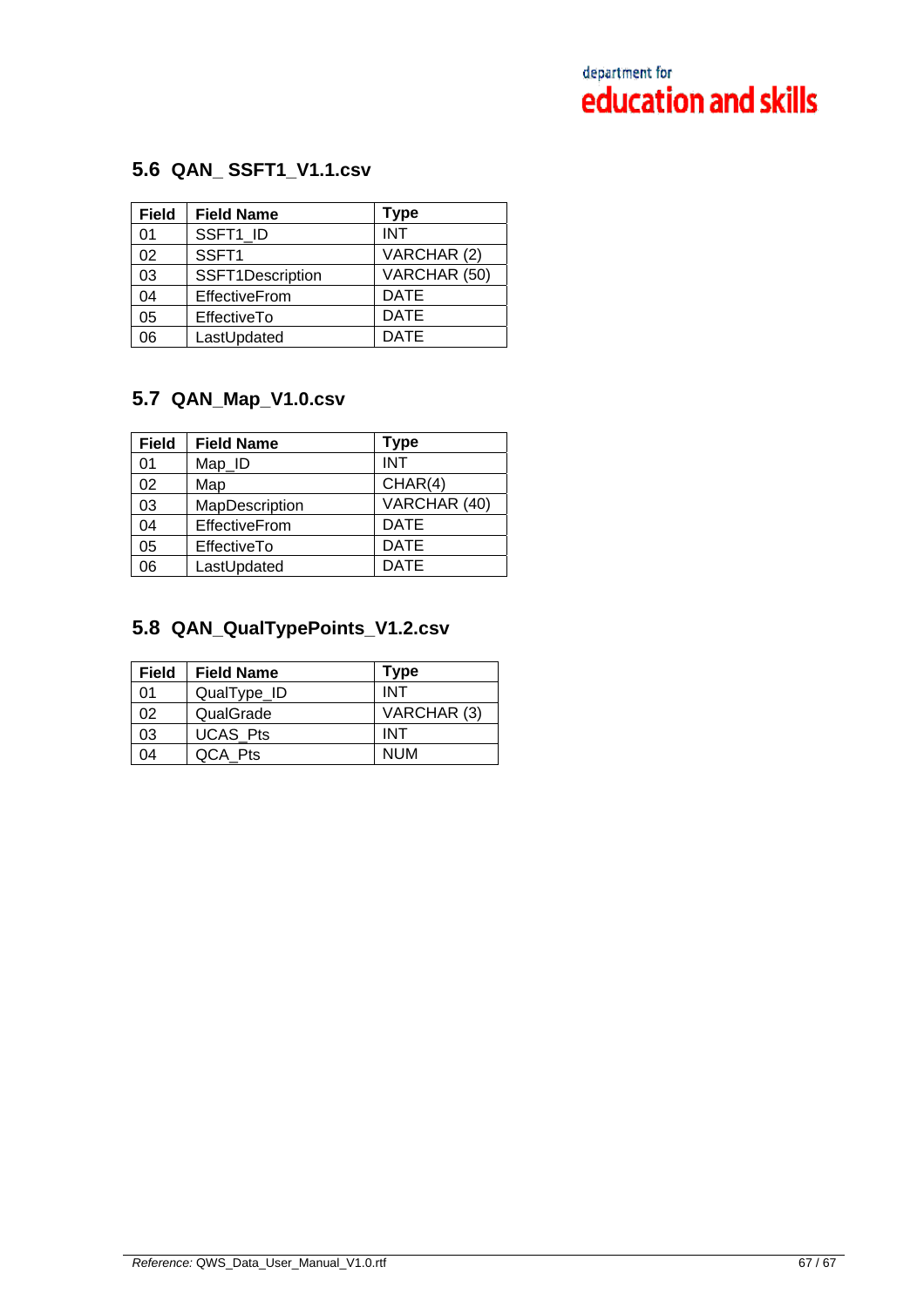## 5.6 QAN_ SSFT1_V1.1.csv

| Field | Field Name | Type |
|---|---|---|
| 01 | SSFT1_ID | INT |
| 02 | SSFT1 | VARCHAR (2) |
| 03 | SSFT1Description | VARCHAR (50) |
| 04 | EffectiveFrom | DATE |
| 05 | EffectiveTo | DATE |
| 06 | LastUpdated | DATE |

## 5.7 QAN_Map_V1.0.csv

| Field | Field Name | Type |
|---|---|---|
| 01 | Map_ID | INT |
| 02 | Map | CHAR(4) |
| 03 | MapDescription | VARCHAR (40) |
| 04 | EffectiveFrom | DATE |
| 05 | EffectiveTo | DATE |
| 06 | LastUpdated | DATE |

## 5.8 QAN_QualTypePoints_V1.2.csv

| Field | Field Name | Type |
|---|---|---|
| 01 | QualType_ID | INT |
| 02 | QualGrade | VARCHAR (3) |
| 03 | UCAS_Pts | INT |
| 04 | QCA_Pts | NUM |